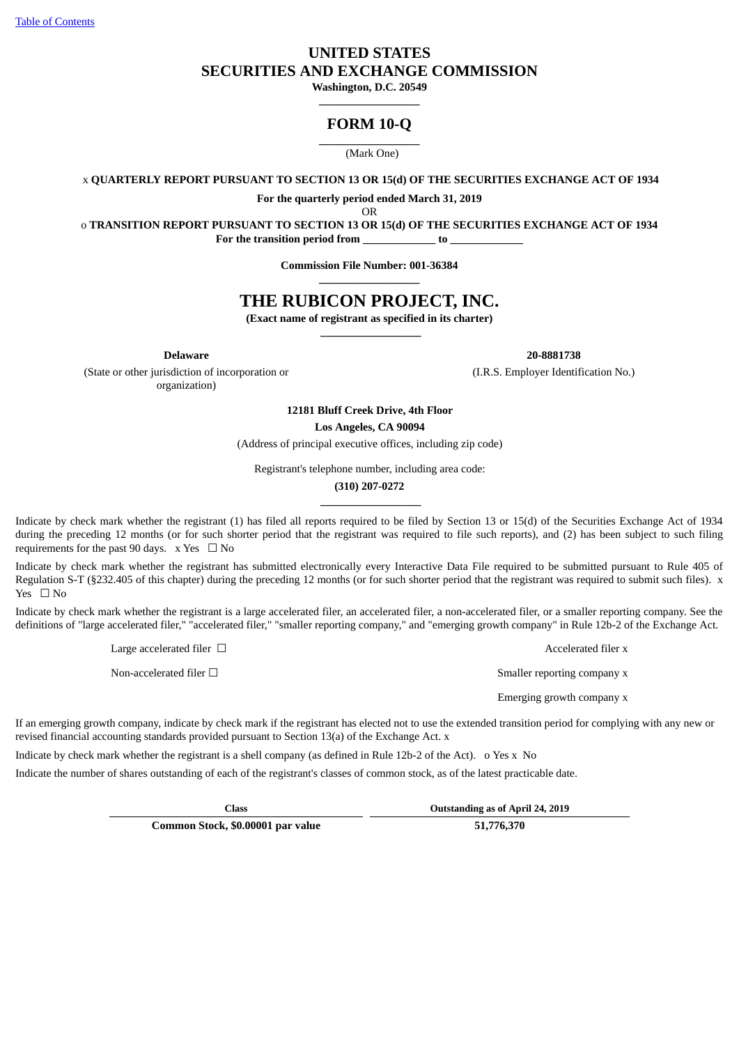[Table of Contents](#)

# UNITED STATES
# SECURITIES AND EXCHANGE COMMISSION

**Washington, D.C. 20549**

---

## FORM 10-Q

---

(Mark One)

x **QUARTERLY REPORT PURSUANT TO SECTION 13 OR 15(d) OF THE SECURITIES EXCHANGE ACT OF 1934**

**For the quarterly period ended March 31, 2019**

OR

o **TRANSITION REPORT PURSUANT TO SECTION 13 OR 15(d) OF THE SECURITIES EXCHANGE ACT OF 1934**

**For the transition period from \_\_\_\_\_\_\_\_\_\_\_\_ to \_\_\_\_\_\_\_\_\_\_\_\_**

**Commission File Number: 001-36384**

---

# THE RUBICON PROJECT, INC.

**(Exact name of registrant as specified in its charter)**

---

| **Delaware** | **20-8881738** |
|---|---|
| (State or other jurisdiction of incorporation or organization) | (I.R.S. Employer Identification No.) |

**12181 Bluff Creek Drive, 4th Floor**
**Los Angeles, CA 90094**
(Address of principal executive offices, including zip code)

Registrant's telephone number, including area code:
**(310) 207-0272**

---

Indicate by check mark whether the registrant (1) has filed all reports required to be filed by Section 13 or 15(d) of the Securities Exchange Act of 1934 during the preceding 12 months (or for such shorter period that the registrant was required to file such reports), and (2) has been subject to such filing requirements for the past 90 days. x Yes ☐ No

Indicate by check mark whether the registrant has submitted electronically every Interactive Data File required to be submitted pursuant to Rule 405 of Regulation S-T (§232.405 of this chapter) during the preceding 12 months (or for such shorter period that the registrant was required to submit such files). x Yes ☐ No

Indicate by check mark whether the registrant is a large accelerated filer, an accelerated filer, a non-accelerated filer, or a smaller reporting company. See the definitions of "large accelerated filer," "accelerated filer," "smaller reporting company," and "emerging growth company" in Rule 12b-2 of the Exchange Act.

| | |
|---|---|
| Large accelerated filer ☐ | Accelerated filer x |
| Non-accelerated filer ☐ | Smaller reporting company x |
| | Emerging growth company x |

If an emerging growth company, indicate by check mark if the registrant has elected not to use the extended transition period for complying with any new or revised financial accounting standards provided pursuant to Section 13(a) of the Exchange Act. x

Indicate by check mark whether the registrant is a shell company (as defined in Rule 12b-2 of the Act). o Yes x No

Indicate the number of shares outstanding of each of the registrant's classes of common stock, as of the latest practicable date.

| Class | Outstanding as of April 24, 2019 |
|---|---|
| **Common Stock, $0.00001 par value** | **51,776,370** |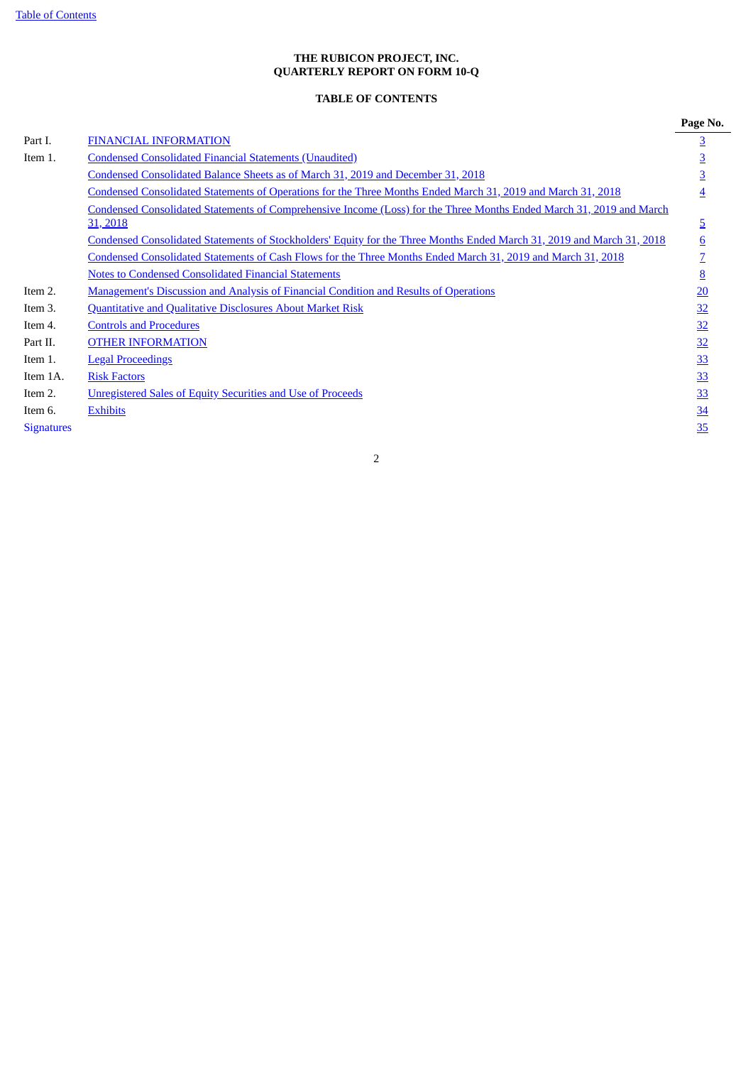**THE RUBICON PROJECT, INC.**
**QUARTERLY REPORT ON FORM 10-Q**

**TABLE OF CONTENTS**

| | | Page No. |
|---|---|---|
| Part I. | FINANCIAL INFORMATION | 3 |
| Item 1. | Condensed Consolidated Financial Statements (Unaudited) | 3 |
| | Condensed Consolidated Balance Sheets as of March 31, 2019 and December 31, 2018 | 3 |
| | Condensed Consolidated Statements of Operations for the Three Months Ended March 31, 2019 and March 31, 2018 | 4 |
| | Condensed Consolidated Statements of Comprehensive Income (Loss) for the Three Months Ended March 31, 2019 and March 31, 2018 | 5 |
| | Condensed Consolidated Statements of Stockholders' Equity for the Three Months Ended March 31, 2019 and March 31, 2018 | 6 |
| | Condensed Consolidated Statements of Cash Flows for the Three Months Ended March 31, 2019 and March 31, 2018 | 7 |
| | Notes to Condensed Consolidated Financial Statements | 8 |
| Item 2. | Management's Discussion and Analysis of Financial Condition and Results of Operations | 20 |
| Item 3. | Quantitative and Qualitative Disclosures About Market Risk | 32 |
| Item 4. | Controls and Procedures | 32 |
| Part II. | OTHER INFORMATION | 32 |
| Item 1. | Legal Proceedings | 33 |
| Item 1A. | Risk Factors | 33 |
| Item 2. | Unregistered Sales of Equity Securities and Use of Proceeds | 33 |
| Item 6. | Exhibits | 34 |
| Signatures | | 35 |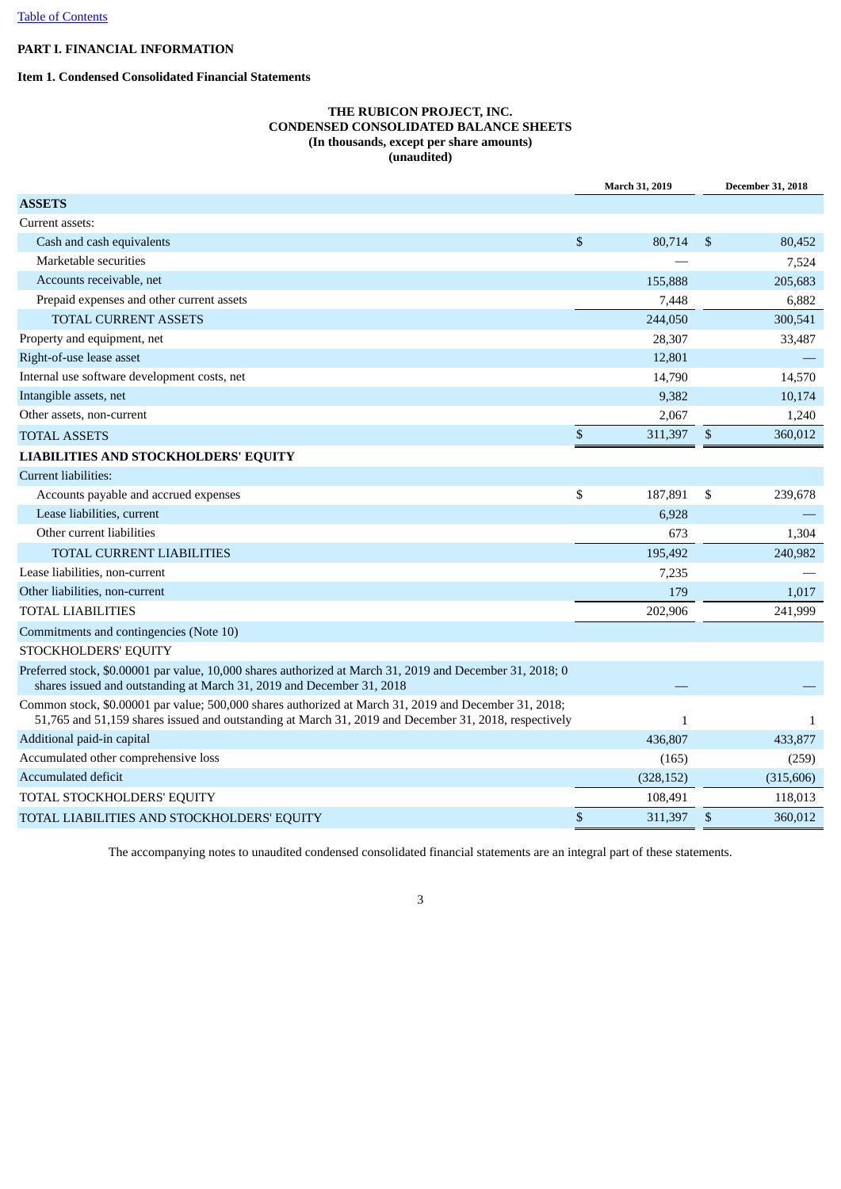[Table of Contents](#)

**PART I. FINANCIAL INFORMATION**

**Item 1. Condensed Consolidated Financial Statements**

**THE RUBICON PROJECT, INC.**
**CONDENSED CONSOLIDATED BALANCE SHEETS**
**(In thousands, except per share amounts)**
**(unaudited)**

| | March 31, 2019 | December 31, 2018 |
|---|---|---|
| **ASSETS** | | |
| Current assets: | | |
| Cash and cash equivalents | $ 80,714 | $ 80,452 |
| Marketable securities | — | 7,524 |
| Accounts receivable, net | 155,888 | 205,683 |
| Prepaid expenses and other current assets | 7,448 | 6,882 |
| TOTAL CURRENT ASSETS | 244,050 | 300,541 |
| Property and equipment, net | 28,307 | 33,487 |
| Right-of-use lease asset | 12,801 | — |
| Internal use software development costs, net | 14,790 | 14,570 |
| Intangible assets, net | 9,382 | 10,174 |
| Other assets, non-current | 2,067 | 1,240 |
| TOTAL ASSETS | $ 311,397 | $ 360,012 |
| **LIABILITIES AND STOCKHOLDERS' EQUITY** | | |
| Current liabilities: | | |
| Accounts payable and accrued expenses | $ 187,891 | $ 239,678 |
| Lease liabilities, current | 6,928 | — |
| Other current liabilities | 673 | 1,304 |
| TOTAL CURRENT LIABILITIES | 195,492 | 240,982 |
| Lease liabilities, non-current | 7,235 | — |
| Other liabilities, non-current | 179 | 1,017 |
| TOTAL LIABILITIES | 202,906 | 241,999 |
| Commitments and contingencies (Note 10) | | |
| STOCKHOLDERS' EQUITY | | |
| Preferred stock, $0.00001 par value, 10,000 shares authorized at March 31, 2019 and December 31, 2018; 0 shares issued and outstanding at March 31, 2019 and December 31, 2018 | — | — |
| Common stock, $0.00001 par value; 500,000 shares authorized at March 31, 2019 and December 31, 2018; 51,765 and 51,159 shares issued and outstanding at March 31, 2019 and December 31, 2018, respectively | 1 | 1 |
| Additional paid-in capital | 436,807 | 433,877 |
| Accumulated other comprehensive loss | (165) | (259) |
| Accumulated deficit | (328,152) | (315,606) |
| TOTAL STOCKHOLDERS' EQUITY | 108,491 | 118,013 |
| TOTAL LIABILITIES AND STOCKHOLDERS' EQUITY | $ 311,397 | $ 360,012 |

The accompanying notes to unaudited condensed consolidated financial statements are an integral part of these statements.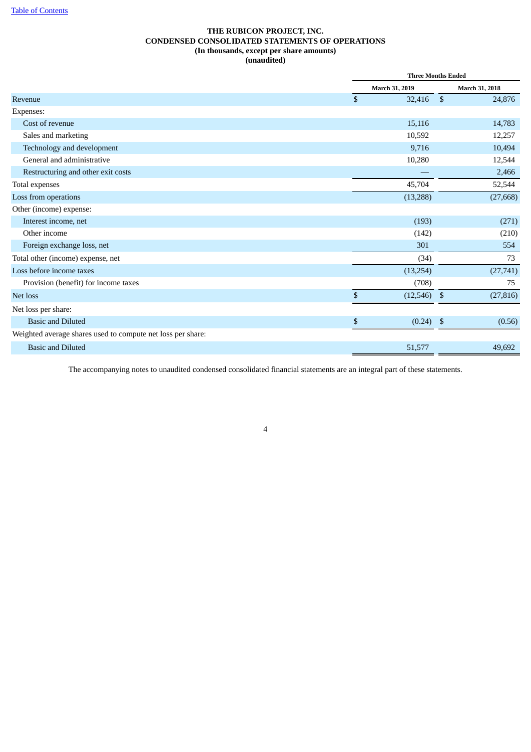[Table of Contents](#)

**THE RUBICON PROJECT, INC.**
**CONDENSED CONSOLIDATED STATEMENTS OF OPERATIONS**
**(In thousands, except per share amounts)**
**(unaudited)**

| | Three Months Ended | |
|---|---|---|
| | March 31, 2019 | March 31, 2018 |
| Revenue | $ 32,416 | $ 24,876 |
| Expenses: | | |
| Cost of revenue | 15,116 | 14,783 |
| Sales and marketing | 10,592 | 12,257 |
| Technology and development | 9,716 | 10,494 |
| General and administrative | 10,280 | 12,544 |
| Restructuring and other exit costs | — | 2,466 |
| Total expenses | 45,704 | 52,544 |
| Loss from operations | (13,288) | (27,668) |
| Other (income) expense: | | |
| Interest income, net | (193) | (271) |
| Other income | (142) | (210) |
| Foreign exchange loss, net | 301 | 554 |
| Total other (income) expense, net | (34) | 73 |
| Loss before income taxes | (13,254) | (27,741) |
| Provision (benefit) for income taxes | (708) | 75 |
| Net loss | $ (12,546) | $ (27,816) |
| Net loss per share: | | |
| Basic and Diluted | $ (0.24) | $ (0.56) |
| Weighted average shares used to compute net loss per share: | | |
| Basic and Diluted | 51,577 | 49,692 |

The accompanying notes to unaudited condensed consolidated financial statements are an integral part of these statements.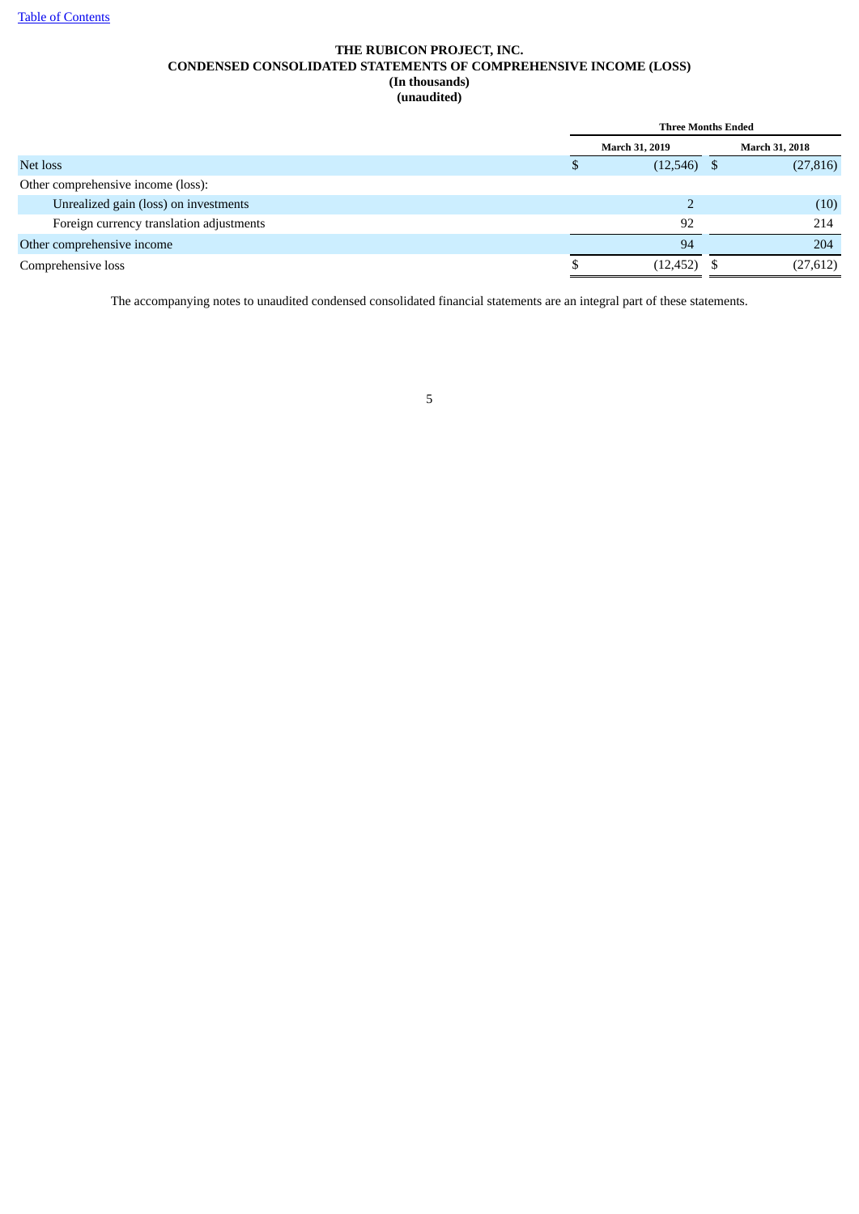**THE RUBICON PROJECT, INC.**
**CONDENSED CONSOLIDATED STATEMENTS OF COMPREHENSIVE INCOME (LOSS)**
**(In thousands)**
**(unaudited)**

| | Three Months Ended | |
|---|---|---|
| | March 31, 2019 | March 31, 2018 |
| Net loss | $ (12,546) | $ (27,816) |
| Other comprehensive income (loss): | | |
| Unrealized gain (loss) on investments | 2 | (10) |
| Foreign currency translation adjustments | 92 | 214 |
| Other comprehensive income | 94 | 204 |
| Comprehensive loss | $ (12,452) | $ (27,612) |

The accompanying notes to unaudited condensed consolidated financial statements are an integral part of these statements.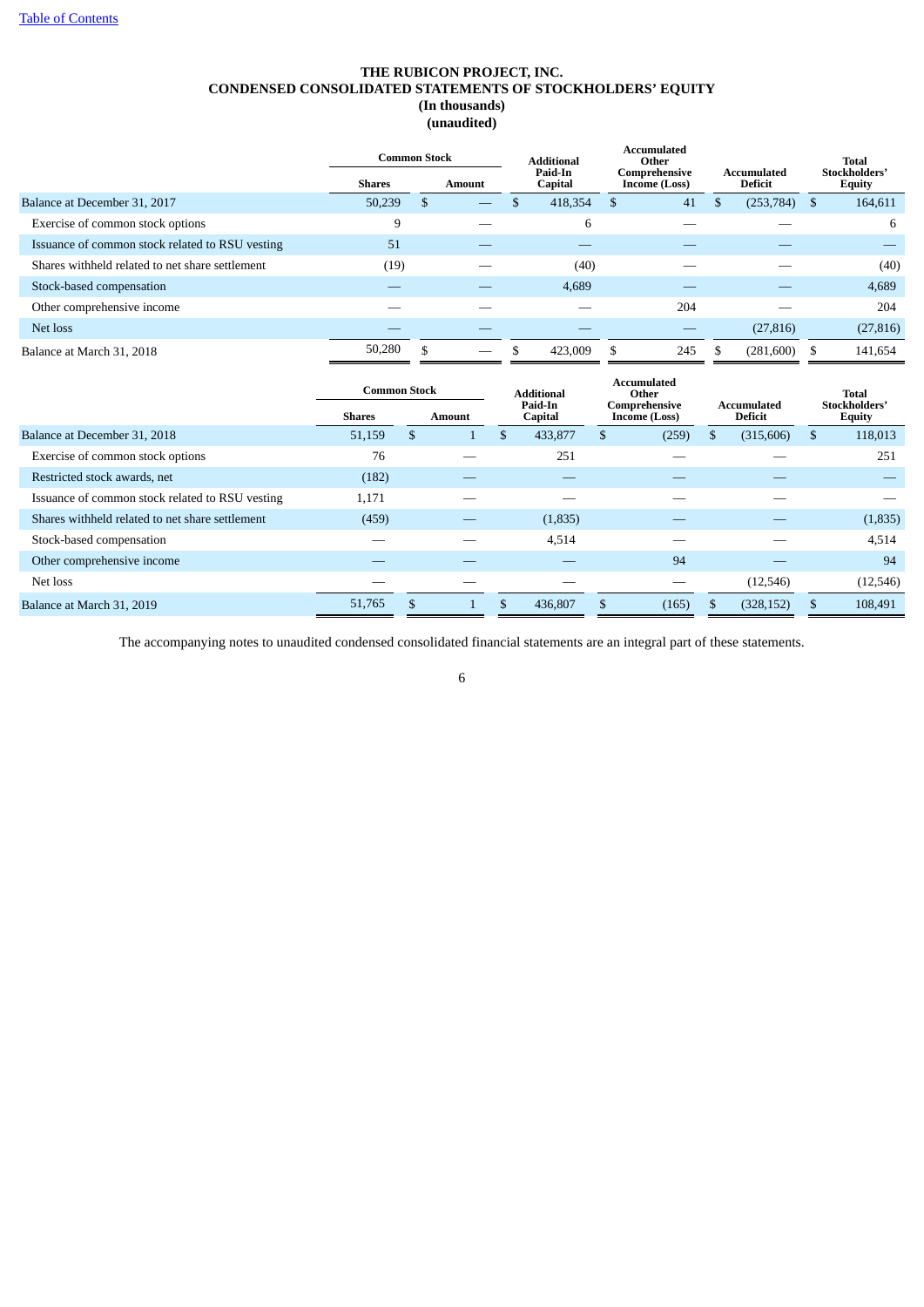**THE RUBICON PROJECT, INC.**
**CONDENSED CONSOLIDATED STATEMENTS OF STOCKHOLDERS' EQUITY**
**(In thousands)**
**(unaudited)**

| | Common Stock | | Additional Paid-In Capital | Accumulated Other Comprehensive Income (Loss) | Accumulated Deficit | Total Stockholders' Equity |
|---|---|---|---|---|---|---|
| | Shares | Amount | | | | |
| Balance at December 31, 2017 | 50,239 | $ — | $ 418,354 | $ 41 | $ (253,784) | $ 164,611 |
| Exercise of common stock options | 9 | — | 6 | — | — | 6 |
| Issuance of common stock related to RSU vesting | 51 | — | — | — | — | — |
| Shares withheld related to net share settlement | (19) | — | (40) | — | — | (40) |
| Stock-based compensation | — | — | 4,689 | — | — | 4,689 |
| Other comprehensive income | — | — | — | 204 | — | 204 |
| Net loss | — | — | — | — | (27,816) | (27,816) |
| Balance at March 31, 2018 | 50,280 | $ — | $ 423,009 | $ 245 | $ (281,600) | $ 141,654 |

| | Common Stock | | Additional Paid-In Capital | Accumulated Other Comprehensive Income (Loss) | Accumulated Deficit | Total Stockholders' Equity |
|---|---|---|---|---|---|---|
| | Shares | Amount | | | | |
| Balance at December 31, 2018 | 51,159 | $ 1 | $ 433,877 | $ (259) | $ (315,606) | $ 118,013 |
| Exercise of common stock options | 76 | — | 251 | — | — | 251 |
| Restricted stock awards, net | (182) | — | — | — | — | — |
| Issuance of common stock related to RSU vesting | 1,171 | — | — | — | — | — |
| Shares withheld related to net share settlement | (459) | — | (1,835) | — | — | (1,835) |
| Stock-based compensation | — | — | 4,514 | — | — | 4,514 |
| Other comprehensive income | — | — | — | 94 | — | 94 |
| Net loss | — | — | — | — | (12,546) | (12,546) |
| Balance at March 31, 2019 | 51,765 | $ 1 | $ 436,807 | $ (165) | $ (328,152) | $ 108,491 |

The accompanying notes to unaudited condensed consolidated financial statements are an integral part of these statements.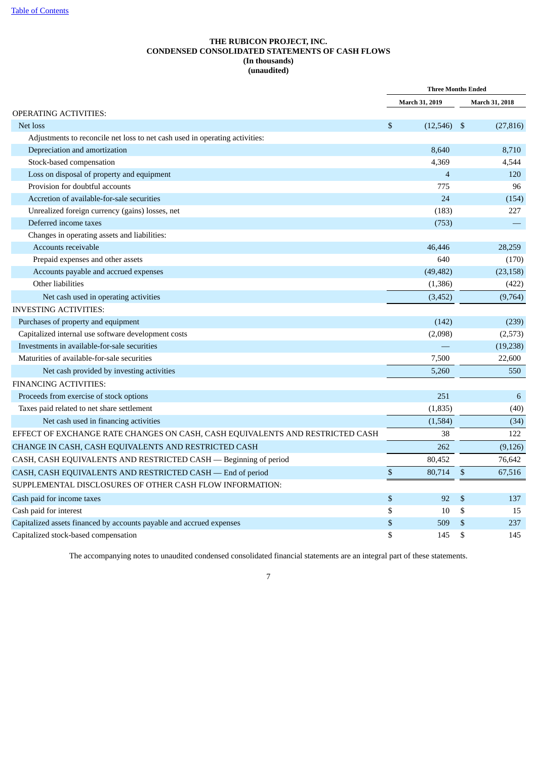[Table of Contents](#)

**THE RUBICON PROJECT, INC.**
**CONDENSED CONSOLIDATED STATEMENTS OF CASH FLOWS**
**(In thousands)**
**(unaudited)**

| | Three Months Ended | |
|---|---|---|
| | March 31, 2019 | March 31, 2018 |
| OPERATING ACTIVITIES: | | |
| Net loss | $ (12,546) | $ (27,816) |
| Adjustments to reconcile net loss to net cash used in operating activities: | | |
| Depreciation and amortization | 8,640 | 8,710 |
| Stock-based compensation | 4,369 | 4,544 |
| Loss on disposal of property and equipment | 4 | 120 |
| Provision for doubtful accounts | 775 | 96 |
| Accretion of available-for-sale securities | 24 | (154) |
| Unrealized foreign currency (gains) losses, net | (183) | 227 |
| Deferred income taxes | (753) | — |
| Changes in operating assets and liabilities: | | |
| Accounts receivable | 46,446 | 28,259 |
| Prepaid expenses and other assets | 640 | (170) |
| Accounts payable and accrued expenses | (49,482) | (23,158) |
| Other liabilities | (1,386) | (422) |
| Net cash used in operating activities | (3,452) | (9,764) |
| INVESTING ACTIVITIES: | | |
| Purchases of property and equipment | (142) | (239) |
| Capitalized internal use software development costs | (2,098) | (2,573) |
| Investments in available-for-sale securities | — | (19,238) |
| Maturities of available-for-sale securities | 7,500 | 22,600 |
| Net cash provided by investing activities | 5,260 | 550 |
| FINANCING ACTIVITIES: | | |
| Proceeds from exercise of stock options | 251 | 6 |
| Taxes paid related to net share settlement | (1,835) | (40) |
| Net cash used in financing activities | (1,584) | (34) |
| EFFECT OF EXCHANGE RATE CHANGES ON CASH, CASH EQUIVALENTS AND RESTRICTED CASH | 38 | 122 |
| CHANGE IN CASH, CASH EQUIVALENTS AND RESTRICTED CASH | 262 | (9,126) |
| CASH, CASH EQUIVALENTS AND RESTRICTED CASH — Beginning of period | 80,452 | 76,642 |
| CASH, CASH EQUIVALENTS AND RESTRICTED CASH — End of period | $ 80,714 | $ 67,516 |
| SUPPLEMENTAL DISCLOSURES OF OTHER CASH FLOW INFORMATION: | | |
| Cash paid for income taxes | $ 92 | $ 137 |
| Cash paid for interest | $ 10 | $ 15 |
| Capitalized assets financed by accounts payable and accrued expenses | $ 509 | $ 237 |
| Capitalized stock-based compensation | $ 145 | $ 145 |

The accompanying notes to unaudited condensed consolidated financial statements are an integral part of these statements.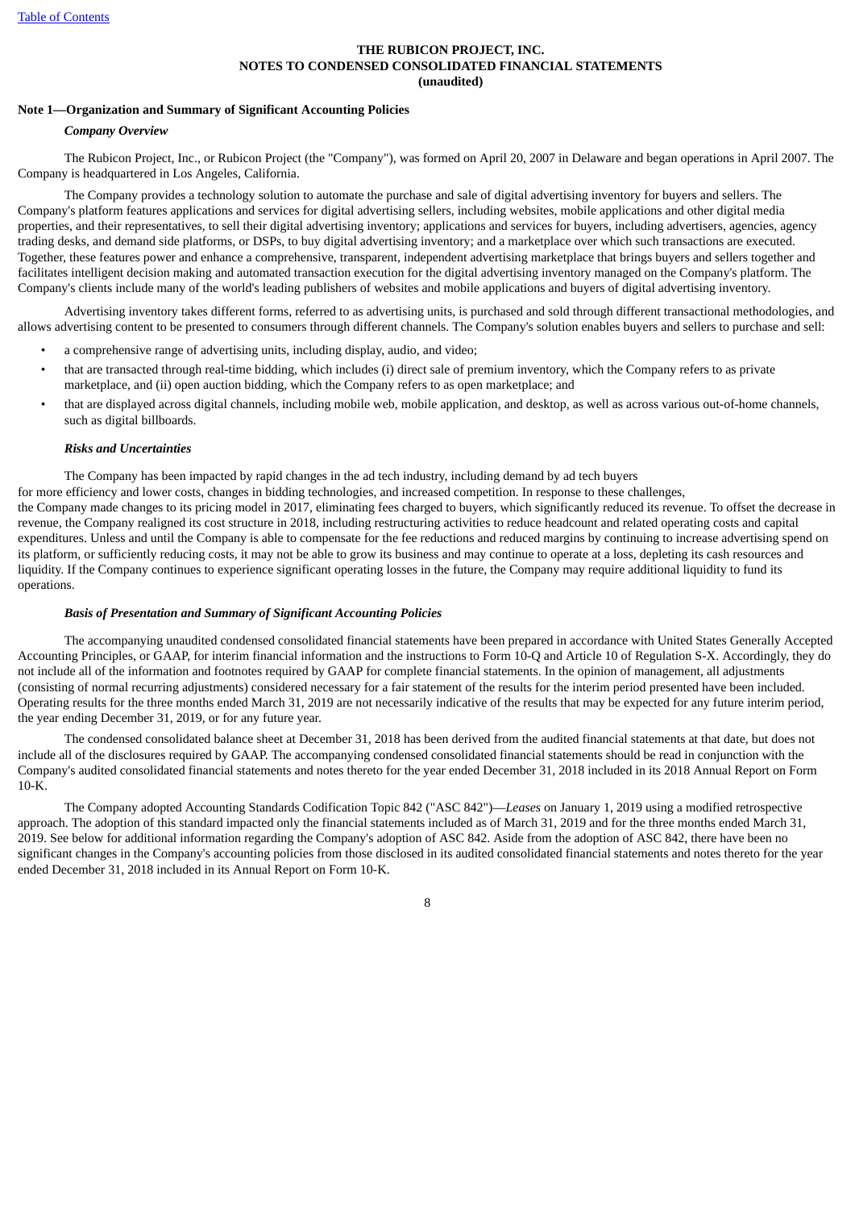**THE RUBICON PROJECT, INC.**
**NOTES TO CONDENSED CONSOLIDATED FINANCIAL STATEMENTS**
**(unaudited)**

**Note 1—Organization and Summary of Significant Accounting Policies**

***Company Overview***

The Rubicon Project, Inc., or Rubicon Project (the "Company"), was formed on April 20, 2007 in Delaware and began operations in April 2007. The Company is headquartered in Los Angeles, California.

The Company provides a technology solution to automate the purchase and sale of digital advertising inventory for buyers and sellers. The Company's platform features applications and services for digital advertising sellers, including websites, mobile applications and other digital media properties, and their representatives, to sell their digital advertising inventory; applications and services for buyers, including advertisers, agencies, agency trading desks, and demand side platforms, or DSPs, to buy digital advertising inventory; and a marketplace over which such transactions are executed. Together, these features power and enhance a comprehensive, transparent, independent advertising marketplace that brings buyers and sellers together and facilitates intelligent decision making and automated transaction execution for the digital advertising inventory managed on the Company's platform. The Company's clients include many of the world's leading publishers of websites and mobile applications and buyers of digital advertising inventory.

Advertising inventory takes different forms, referred to as advertising units, is purchased and sold through different transactional methodologies, and allows advertising content to be presented to consumers through different channels. The Company's solution enables buyers and sellers to purchase and sell:

- a comprehensive range of advertising units, including display, audio, and video;
- that are transacted through real-time bidding, which includes (i) direct sale of premium inventory, which the Company refers to as private marketplace, and (ii) open auction bidding, which the Company refers to as open marketplace; and
- that are displayed across digital channels, including mobile web, mobile application, and desktop, as well as across various out-of-home channels, such as digital billboards.

***Risks and Uncertainties***

The Company has been impacted by rapid changes in the ad tech industry, including demand by ad tech buyers for more efficiency and lower costs, changes in bidding technologies, and increased competition. In response to these challenges, the Company made changes to its pricing model in 2017, eliminating fees charged to buyers, which significantly reduced its revenue. To offset the decrease in revenue, the Company realigned its cost structure in 2018, including restructuring activities to reduce headcount and related operating costs and capital expenditures. Unless and until the Company is able to compensate for the fee reductions and reduced margins by continuing to increase advertising spend on its platform, or sufficiently reducing costs, it may not be able to grow its business and may continue to operate at a loss, depleting its cash resources and liquidity. If the Company continues to experience significant operating losses in the future, the Company may require additional liquidity to fund its operations.

***Basis of Presentation and Summary of Significant Accounting Policies***

The accompanying unaudited condensed consolidated financial statements have been prepared in accordance with United States Generally Accepted Accounting Principles, or GAAP, for interim financial information and the instructions to Form 10-Q and Article 10 of Regulation S-X. Accordingly, they do not include all of the information and footnotes required by GAAP for complete financial statements. In the opinion of management, all adjustments (consisting of normal recurring adjustments) considered necessary for a fair statement of the results for the interim period presented have been included. Operating results for the three months ended March 31, 2019 are not necessarily indicative of the results that may be expected for any future interim period, the year ending December 31, 2019, or for any future year.

The condensed consolidated balance sheet at December 31, 2018 has been derived from the audited financial statements at that date, but does not include all of the disclosures required by GAAP. The accompanying condensed consolidated financial statements should be read in conjunction with the Company's audited consolidated financial statements and notes thereto for the year ended December 31, 2018 included in its 2018 Annual Report on Form 10-K.

The Company adopted Accounting Standards Codification Topic 842 ("ASC 842")—*Leases* on January 1, 2019 using a modified retrospective approach. The adoption of this standard impacted only the financial statements included as of March 31, 2019 and for the three months ended March 31, 2019. See below for additional information regarding the Company's adoption of ASC 842. Aside from the adoption of ASC 842, there have been no significant changes in the Company's accounting policies from those disclosed in its audited consolidated financial statements and notes thereto for the year ended December 31, 2018 included in its Annual Report on Form 10-K.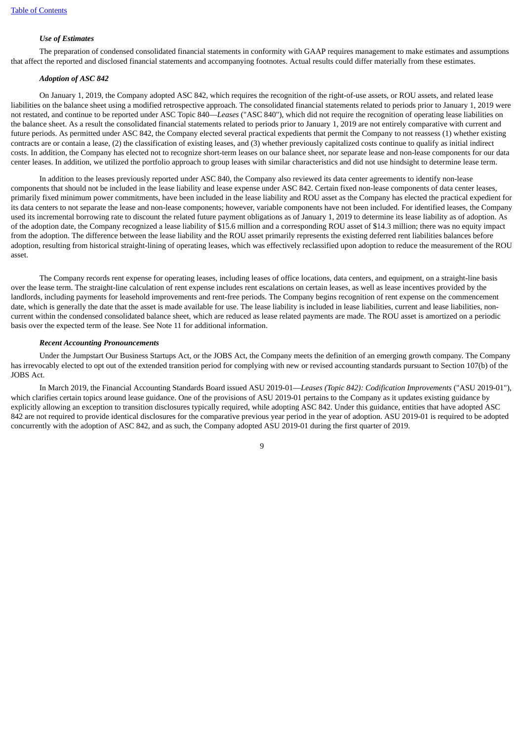***Use of Estimates***

The preparation of condensed consolidated financial statements in conformity with GAAP requires management to make estimates and assumptions that affect the reported and disclosed financial statements and accompanying footnotes. Actual results could differ materially from these estimates.

***Adoption of ASC 842***

On January 1, 2019, the Company adopted ASC 842, which requires the recognition of the right-of-use assets, or ROU assets, and related lease liabilities on the balance sheet using a modified retrospective approach. The consolidated financial statements related to periods prior to January 1, 2019 were not restated, and continue to be reported under ASC Topic 840—*Leases* ("ASC 840"), which did not require the recognition of operating lease liabilities on the balance sheet. As a result the consolidated financial statements related to periods prior to January 1, 2019 are not entirely comparative with current and future periods. As permitted under ASC 842, the Company elected several practical expedients that permit the Company to not reassess (1) whether existing contracts are or contain a lease, (2) the classification of existing leases, and (3) whether previously capitalized costs continue to qualify as initial indirect costs. In addition, the Company has elected not to recognize short-term leases on our balance sheet, nor separate lease and non-lease components for our data center leases. In addition, we utilized the portfolio approach to group leases with similar characteristics and did not use hindsight to determine lease term.

In addition to the leases previously reported under ASC 840, the Company also reviewed its data center agreements to identify non-lease components that should not be included in the lease liability and lease expense under ASC 842. Certain fixed non-lease components of data center leases, primarily fixed minimum power commitments, have been included in the lease liability and ROU asset as the Company has elected the practical expedient for its data centers to not separate the lease and non-lease components; however, variable components have not been included. For identified leases, the Company used its incremental borrowing rate to discount the related future payment obligations as of January 1, 2019 to determine its lease liability as of adoption. As of the adoption date, the Company recognized a lease liability of $15.6 million and a corresponding ROU asset of $14.3 million; there was no equity impact from the adoption. The difference between the lease liability and the ROU asset primarily represents the existing deferred rent liabilities balances before adoption, resulting from historical straight-lining of operating leases, which was effectively reclassified upon adoption to reduce the measurement of the ROU asset.

The Company records rent expense for operating leases, including leases of office locations, data centers, and equipment, on a straight-line basis over the lease term. The straight-line calculation of rent expense includes rent escalations on certain leases, as well as lease incentives provided by the landlords, including payments for leasehold improvements and rent-free periods. The Company begins recognition of rent expense on the commencement date, which is generally the date that the asset is made available for use. The lease liability is included in lease liabilities, current and lease liabilities, non-current within the condensed consolidated balance sheet, which are reduced as lease related payments are made. The ROU asset is amortized on a periodic basis over the expected term of the lease. See Note 11 for additional information.

***Recent Accounting Pronouncements***

Under the Jumpstart Our Business Startups Act, or the JOBS Act, the Company meets the definition of an emerging growth company. The Company has irrevocably elected to opt out of the extended transition period for complying with new or revised accounting standards pursuant to Section 107(b) of the JOBS Act.

In March 2019, the Financial Accounting Standards Board issued ASU 2019-01—*Leases (Topic 842): Codification Improvements* ("ASU 2019-01"), which clarifies certain topics around lease guidance. One of the provisions of ASU 2019-01 pertains to the Company as it updates existing guidance by explicitly allowing an exception to transition disclosures typically required, while adopting ASC 842. Under this guidance, entities that have adopted ASC 842 are not required to provide identical disclosures for the comparative previous year period in the year of adoption. ASU 2019-01 is required to be adopted concurrently with the adoption of ASC 842, and as such, the Company adopted ASU 2019-01 during the first quarter of 2019.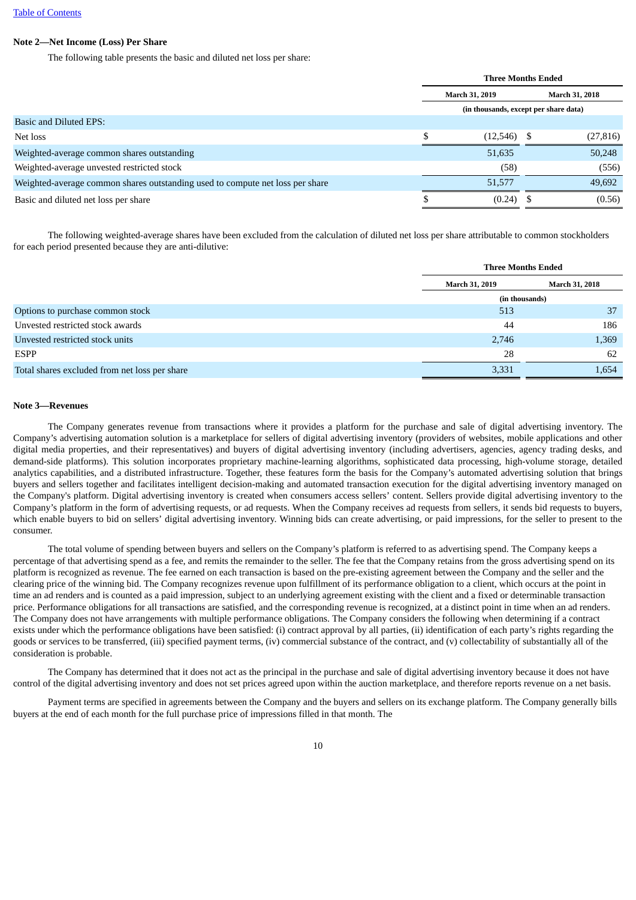**Note 2—Net Income (Loss) Per Share**

The following table presents the basic and diluted net loss per share:

| | Three Months Ended | |
|---|---|---|
| | March 31, 2019 | March 31, 2018 |
| | (in thousands, except per share data) | |
| Basic and Diluted EPS: | | |
| Net loss | $ (12,546) | $ (27,816) |
| Weighted-average common shares outstanding | 51,635 | 50,248 |
| Weighted-average unvested restricted stock | (58) | (556) |
| Weighted-average common shares outstanding used to compute net loss per share | 51,577 | 49,692 |
| Basic and diluted net loss per share | $ (0.24) | $ (0.56) |

The following weighted-average shares have been excluded from the calculation of diluted net loss per share attributable to common stockholders for each period presented because they are anti-dilutive:

| | Three Months Ended | |
|---|---|---|
| | March 31, 2019 | March 31, 2018 |
| | (in thousands) | |
| Options to purchase common stock | 513 | 37 |
| Unvested restricted stock awards | 44 | 186 |
| Unvested restricted stock units | 2,746 | 1,369 |
| ESPP | 28 | 62 |
| Total shares excluded from net loss per share | 3,331 | 1,654 |

**Note 3—Revenues**

The Company generates revenue from transactions where it provides a platform for the purchase and sale of digital advertising inventory. The Company's advertising automation solution is a marketplace for sellers of digital advertising inventory (providers of websites, mobile applications and other digital media properties, and their representatives) and buyers of digital advertising inventory (including advertisers, agencies, agency trading desks, and demand-side platforms). This solution incorporates proprietary machine-learning algorithms, sophisticated data processing, high-volume storage, detailed analytics capabilities, and a distributed infrastructure. Together, these features form the basis for the Company's automated advertising solution that brings buyers and sellers together and facilitates intelligent decision-making and automated transaction execution for the digital advertising inventory managed on the Company's platform. Digital advertising inventory is created when consumers access sellers' content. Sellers provide digital advertising inventory to the Company's platform in the form of advertising requests, or ad requests. When the Company receives ad requests from sellers, it sends bid requests to buyers, which enable buyers to bid on sellers' digital advertising inventory. Winning bids can create advertising, or paid impressions, for the seller to present to the consumer.

The total volume of spending between buyers and sellers on the Company's platform is referred to as advertising spend. The Company keeps a percentage of that advertising spend as a fee, and remits the remainder to the seller. The fee that the Company retains from the gross advertising spend on its platform is recognized as revenue. The fee earned on each transaction is based on the pre-existing agreement between the Company and the seller and the clearing price of the winning bid. The Company recognizes revenue upon fulfillment of its performance obligation to a client, which occurs at the point in time an ad renders and is counted as a paid impression, subject to an underlying agreement existing with the client and a fixed or determinable transaction price. Performance obligations for all transactions are satisfied, and the corresponding revenue is recognized, at a distinct point in time when an ad renders. The Company does not have arrangements with multiple performance obligations. The Company considers the following when determining if a contract exists under which the performance obligations have been satisfied: (i) contract approval by all parties, (ii) identification of each party's rights regarding the goods or services to be transferred, (iii) specified payment terms, (iv) commercial substance of the contract, and (v) collectability of substantially all of the consideration is probable.

The Company has determined that it does not act as the principal in the purchase and sale of digital advertising inventory because it does not have control of the digital advertising inventory and does not set prices agreed upon within the auction marketplace, and therefore reports revenue on a net basis.

Payment terms are specified in agreements between the Company and the buyers and sellers on its exchange platform. The Company generally bills buyers at the end of each month for the full purchase price of impressions filled in that month. The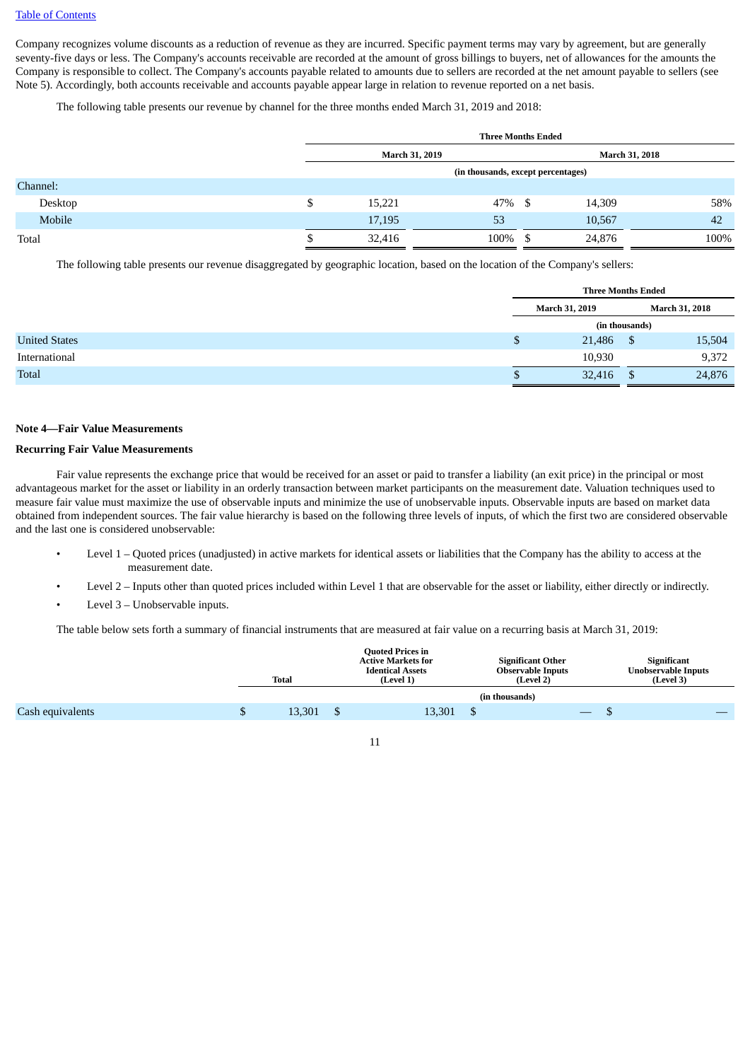Company recognizes volume discounts as a reduction of revenue as they are incurred. Specific payment terms may vary by agreement, but are generally seventy-five days or less. The Company's accounts receivable are recorded at the amount of gross billings to buyers, net of allowances for the amounts the Company is responsible to collect. The Company's accounts payable related to amounts due to sellers are recorded at the net amount payable to sellers (see Note 5). Accordingly, both accounts receivable and accounts payable appear large in relation to revenue reported on a net basis.

The following table presents our revenue by channel for the three months ended March 31, 2019 and 2018:

| | Three Months Ended | | | |
|---|---|---|---|---|
| | March 31, 2019 | | March 31, 2018 | |
| | (in thousands, except percentages) | | | |
| Channel: | | | | |
| Desktop | $ 15,221 | 47% | $ 14,309 | 58% |
| Mobile | 17,195 | 53 | 10,567 | 42 |
| Total | $ 32,416 | 100% | $ 24,876 | 100% |

The following table presents our revenue disaggregated by geographic location, based on the location of the Company's sellers:

| | Three Months Ended | |
|---|---|---|
| | March 31, 2019 | March 31, 2018 |
| | (in thousands) | |
| United States | $ 21,486 | $ 15,504 |
| International | 10,930 | 9,372 |
| Total | $ 32,416 | $ 24,876 |

**Note 4—Fair Value Measurements**

**Recurring Fair Value Measurements**

Fair value represents the exchange price that would be received for an asset or paid to transfer a liability (an exit price) in the principal or most advantageous market for the asset or liability in an orderly transaction between market participants on the measurement date. Valuation techniques used to measure fair value must maximize the use of observable inputs and minimize the use of unobservable inputs. Observable inputs are based on market data obtained from independent sources. The fair value hierarchy is based on the following three levels of inputs, of which the first two are considered observable and the last one is considered unobservable:

- Level 1 – Quoted prices (unadjusted) in active markets for identical assets or liabilities that the Company has the ability to access at the measurement date.
- Level 2 – Inputs other than quoted prices included within Level 1 that are observable for the asset or liability, either directly or indirectly.
- Level 3 – Unobservable inputs.

The table below sets forth a summary of financial instruments that are measured at fair value on a recurring basis at March 31, 2019:

| | Total | Quoted Prices in Active Markets for Identical Assets (Level 1) | Significant Other Observable Inputs (Level 2) | Significant Unobservable Inputs (Level 3) |
|---|---|---|---|---|
| | (in thousands) | | | |
| Cash equivalents | $ 13,301 | $ 13,301 | $ — | $ — |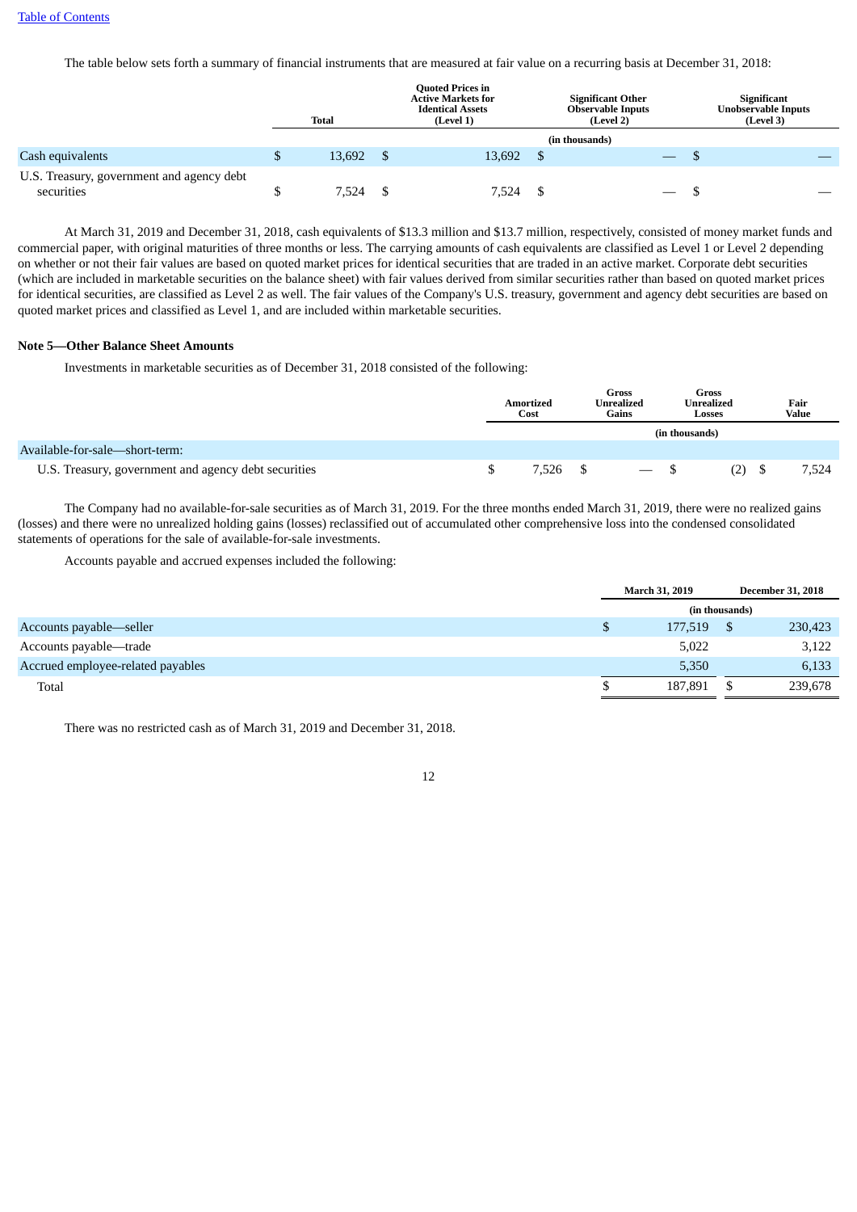The table below sets forth a summary of financial instruments that are measured at fair value on a recurring basis at December 31, 2018:

| | Total | Quoted Prices in Active Markets for Identical Assets (Level 1) | Significant Other Observable Inputs (Level 2) | Significant Unobservable Inputs (Level 3) |
|---|---|---|---|---|
| | | (in thousands) | | |
| Cash equivalents | $ 13,692 | $ 13,692 | $ — | $ — |
| U.S. Treasury, government and agency debt securities | $ 7,524 | $ 7,524 | $ — | $ — |

At March 31, 2019 and December 31, 2018, cash equivalents of $13.3 million and $13.7 million, respectively, consisted of money market funds and commercial paper, with original maturities of three months or less. The carrying amounts of cash equivalents are classified as Level 1 or Level 2 depending on whether or not their fair values are based on quoted market prices for identical securities that are traded in an active market. Corporate debt securities (which are included in marketable securities on the balance sheet) with fair values derived from similar securities rather than based on quoted market prices for identical securities, are classified as Level 2 as well. The fair values of the Company's U.S. treasury, government and agency debt securities are based on quoted market prices and classified as Level 1, and are included within marketable securities.

**Note 5—Other Balance Sheet Amounts**

Investments in marketable securities as of December 31, 2018 consisted of the following:

| | Amortized Cost | Gross Unrealized Gains | Gross Unrealized Losses | Fair Value |
|---|---|---|---|---|
| | | | (in thousands) | |
| Available-for-sale—short-term: | | | | |
| U.S. Treasury, government and agency debt securities | $ 7,526 | $ — | $ (2) | $ 7,524 |

The Company had no available-for-sale securities as of March 31, 2019. For the three months ended March 31, 2019, there were no realized gains (losses) and there were no unrealized holding gains (losses) reclassified out of accumulated other comprehensive loss into the condensed consolidated statements of operations for the sale of available-for-sale investments.

Accounts payable and accrued expenses included the following:

| | March 31, 2019 | December 31, 2018 |
|---|---|---|
| | (in thousands) | |
| Accounts payable—seller | $ 177,519 | $ 230,423 |
| Accounts payable—trade | 5,022 | 3,122 |
| Accrued employee-related payables | 5,350 | 6,133 |
| Total | $ 187,891 | $ 239,678 |

There was no restricted cash as of March 31, 2019 and December 31, 2018.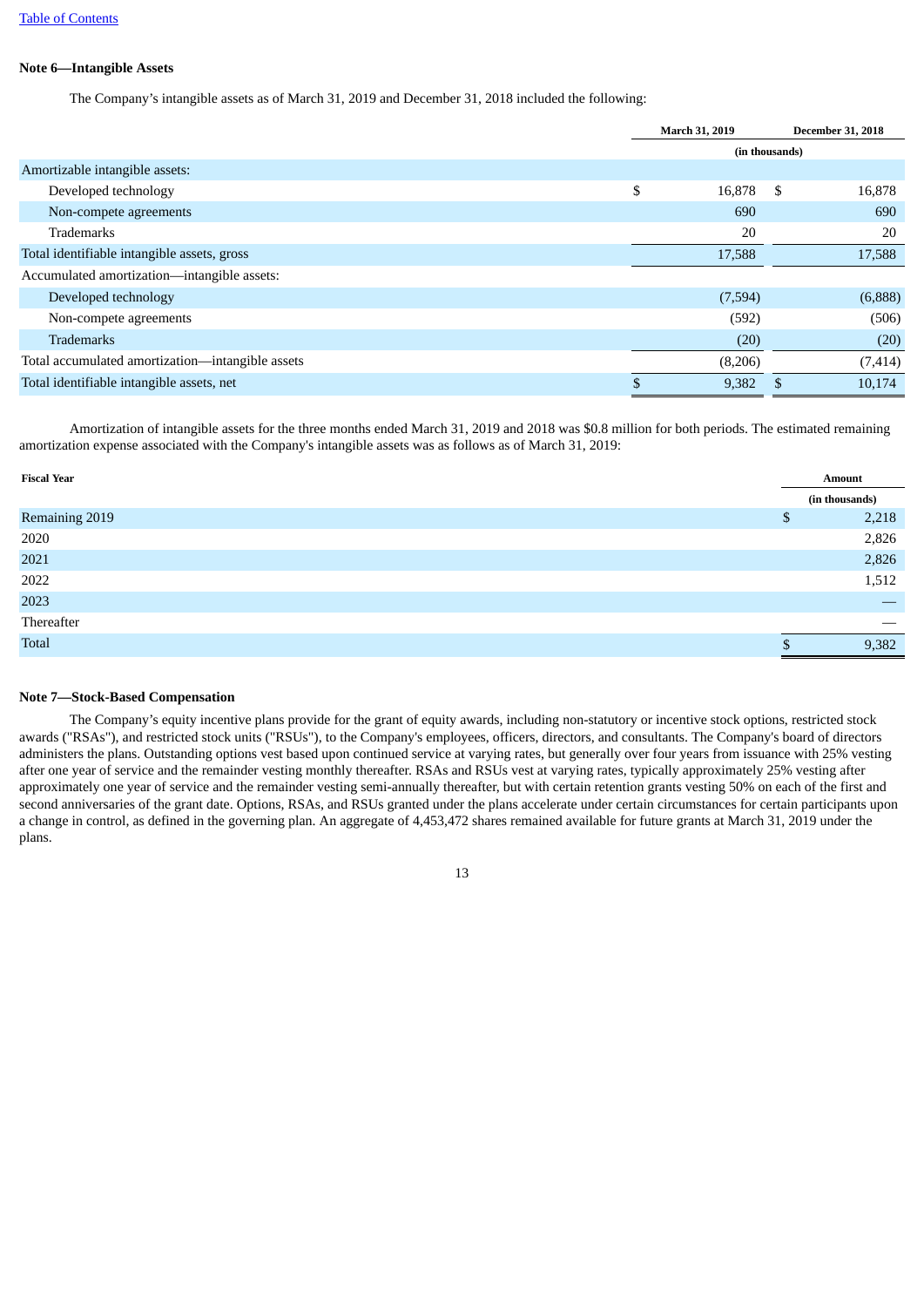**Note 6—Intangible Assets**

The Company's intangible assets as of March 31, 2019 and December 31, 2018 included the following:

| | March 31, 2019 | December 31, 2018 |
|---|---|---|
| | (in thousands) | |
| Amortizable intangible assets: | | |
| Developed technology | $ 16,878 | $ 16,878 |
| Non-compete agreements | 690 | 690 |
| Trademarks | 20 | 20 |
| Total identifiable intangible assets, gross | 17,588 | 17,588 |
| Accumulated amortization—intangible assets: | | |
| Developed technology | (7,594) | (6,888) |
| Non-compete agreements | (592) | (506) |
| Trademarks | (20) | (20) |
| Total accumulated amortization—intangible assets | (8,206) | (7,414) |
| Total identifiable intangible assets, net | $ 9,382 | $ 10,174 |

Amortization of intangible assets for the three months ended March 31, 2019 and 2018 was $0.8 million for both periods. The estimated remaining amortization expense associated with the Company's intangible assets was as follows as of March 31, 2019:

| Fiscal Year | Amount |
|---|---|
| | (in thousands) |
| Remaining 2019 | $ 2,218 |
| 2020 | 2,826 |
| 2021 | 2,826 |
| 2022 | 1,512 |
| 2023 | — |
| Thereafter | — |
| Total | $ 9,382 |

**Note 7—Stock-Based Compensation**

The Company's equity incentive plans provide for the grant of equity awards, including non-statutory or incentive stock options, restricted stock awards ("RSAs"), and restricted stock units ("RSUs"), to the Company's employees, officers, directors, and consultants. The Company's board of directors administers the plans. Outstanding options vest based upon continued service at varying rates, but generally over four years from issuance with 25% vesting after one year of service and the remainder vesting monthly thereafter. RSAs and RSUs vest at varying rates, typically approximately 25% vesting after approximately one year of service and the remainder vesting semi-annually thereafter, but with certain retention grants vesting 50% on each of the first and second anniversaries of the grant date. Options, RSAs, and RSUs granted under the plans accelerate under certain circumstances for certain participants upon a change in control, as defined in the governing plan. An aggregate of 4,453,472 shares remained available for future grants at March 31, 2019 under the plans.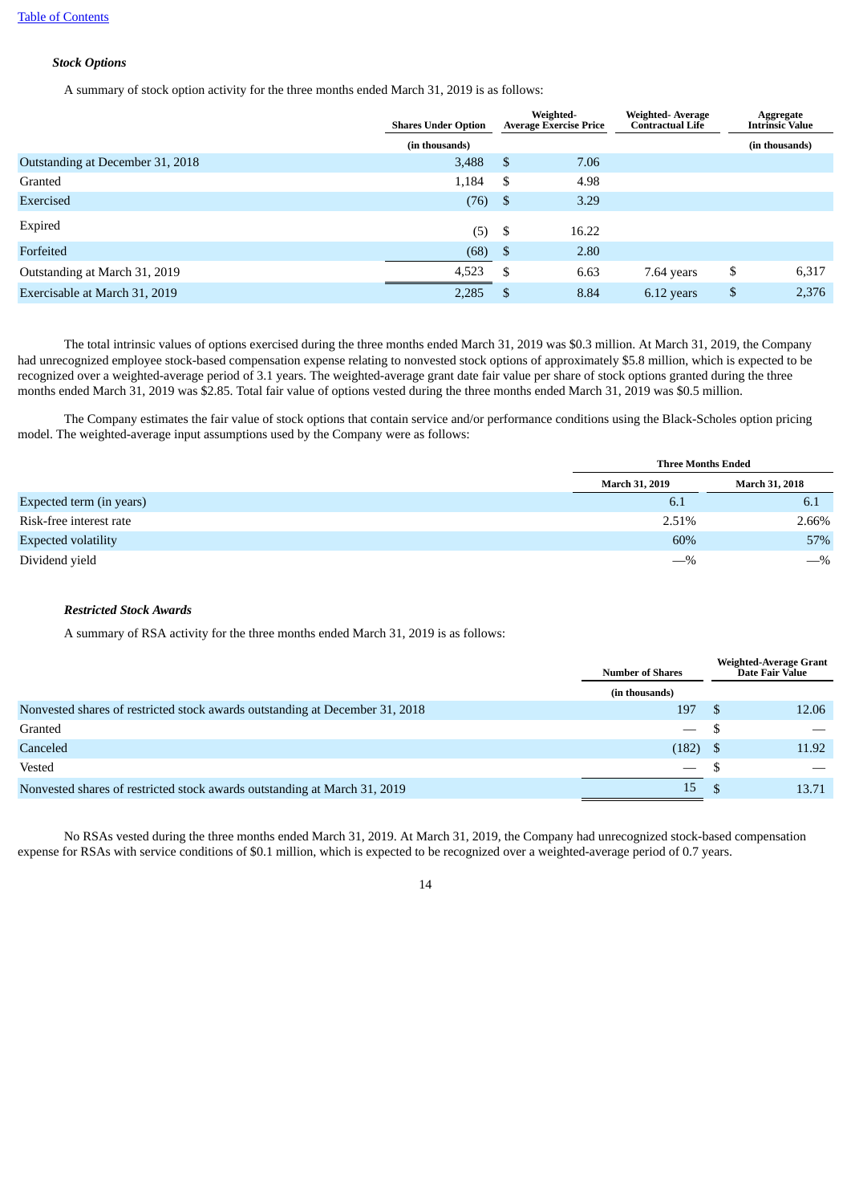*Stock Options*

A summary of stock option activity for the three months ended March 31, 2019 is as follows:

| | Shares Under Option | Weighted-Average Exercise Price | Weighted- Average Contractual Life | Aggregate Intrinsic Value |
|---|---|---|---|---|
| | (in thousands) | | | (in thousands) |
| Outstanding at December 31, 2018 | 3,488 | $ 7.06 | | |
| Granted | 1,184 | $ 4.98 | | |
| Exercised | (76) | $ 3.29 | | |
| Expired | (5) | $ 16.22 | | |
| Forfeited | (68) | $ 2.80 | | |
| Outstanding at March 31, 2019 | 4,523 | $ 6.63 | 7.64 years | $ 6,317 |
| Exercisable at March 31, 2019 | 2,285 | $ 8.84 | 6.12 years | $ 2,376 |

The total intrinsic values of options exercised during the three months ended March 31, 2019 was $0.3 million. At March 31, 2019, the Company had unrecognized employee stock-based compensation expense relating to nonvested stock options of approximately $5.8 million, which is expected to be recognized over a weighted-average period of 3.1 years. The weighted-average grant date fair value per share of stock options granted during the three months ended March 31, 2019 was $2.85. Total fair value of options vested during the three months ended March 31, 2019 was $0.5 million.

The Company estimates the fair value of stock options that contain service and/or performance conditions using the Black-Scholes option pricing model. The weighted-average input assumptions used by the Company were as follows:

| | Three Months Ended | |
|---|---|---|
| | March 31, 2019 | March 31, 2018 |
| Expected term (in years) | 6.1 | 6.1 |
| Risk-free interest rate | 2.51% | 2.66% |
| Expected volatility | 60% | 57% |
| Dividend yield | —% | —% |

*Restricted Stock Awards*

A summary of RSA activity for the three months ended March 31, 2019 is as follows:

| | Number of Shares | Weighted-Average Grant Date Fair Value |
|---|---|---|
| | (in thousands) | |
| Nonvested shares of restricted stock awards outstanding at December 31, 2018 | 197 | $ 12.06 |
| Granted | — | $ — |
| Canceled | (182) | $ 11.92 |
| Vested | — | $ — |
| Nonvested shares of restricted stock awards outstanding at March 31, 2019 | 15 | $ 13.71 |

No RSAs vested during the three months ended March 31, 2019. At March 31, 2019, the Company had unrecognized stock-based compensation expense for RSAs with service conditions of $0.1 million, which is expected to be recognized over a weighted-average period of 0.7 years.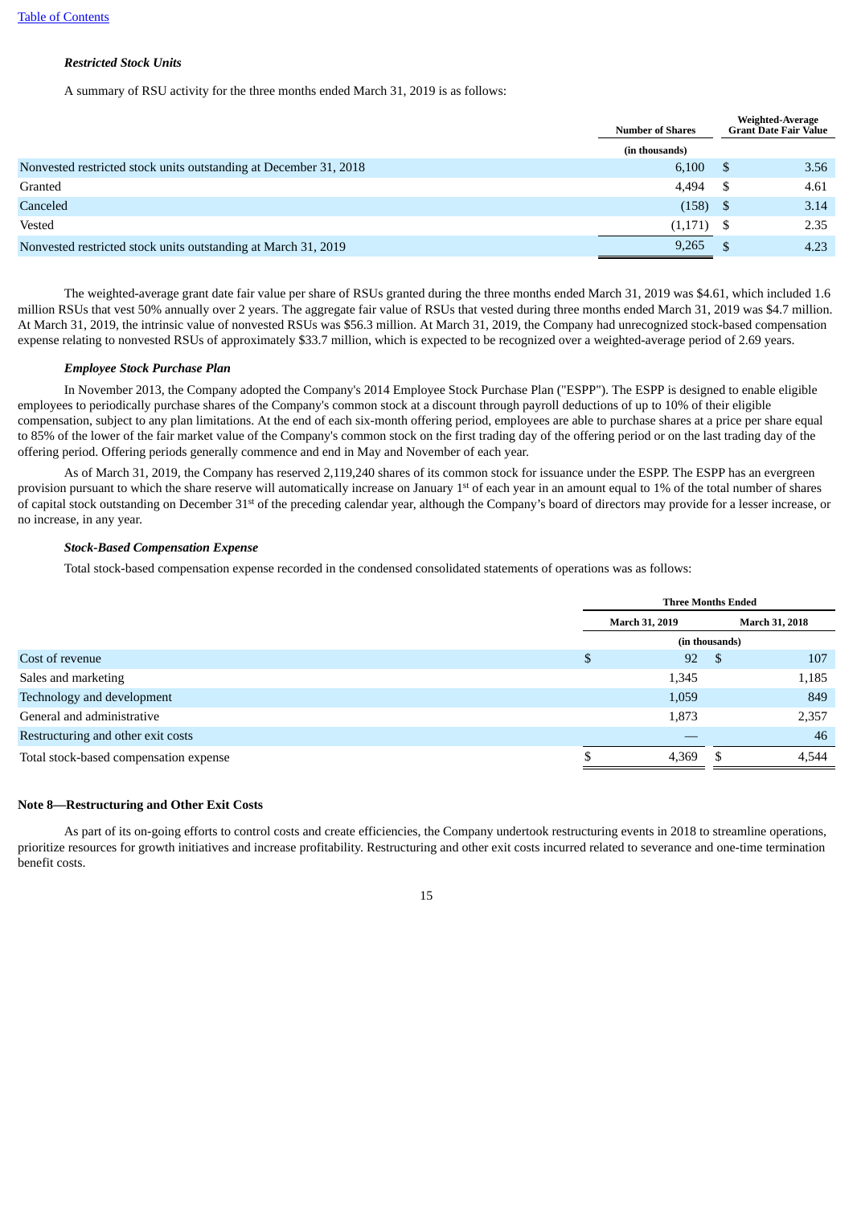### *Restricted Stock Units*

A summary of RSU activity for the three months ended March 31, 2019 is as follows:

| | Number of Shares | Weighted-Average Grant Date Fair Value |
|---|---|---|
| | (in thousands) | |
| Nonvested restricted stock units outstanding at December 31, 2018 | 6,100 | $ 3.56 |
| Granted | 4,494 | $ 4.61 |
| Canceled | (158) | $ 3.14 |
| Vested | (1,171) | $ 2.35 |
| Nonvested restricted stock units outstanding at March 31, 2019 | 9,265 | $ 4.23 |

The weighted-average grant date fair value per share of RSUs granted during the three months ended March 31, 2019 was $4.61, which included 1.6 million RSUs that vest 50% annually over 2 years. The aggregate fair value of RSUs that vested during three months ended March 31, 2019 was $4.7 million. At March 31, 2019, the intrinsic value of nonvested RSUs was $56.3 million. At March 31, 2019, the Company had unrecognized stock-based compensation expense relating to nonvested RSUs of approximately $33.7 million, which is expected to be recognized over a weighted-average period of 2.69 years.

### *Employee Stock Purchase Plan*

In November 2013, the Company adopted the Company's 2014 Employee Stock Purchase Plan ("ESPP"). The ESPP is designed to enable eligible employees to periodically purchase shares of the Company's common stock at a discount through payroll deductions of up to 10% of their eligible compensation, subject to any plan limitations. At the end of each six-month offering period, employees are able to purchase shares at a price per share equal to 85% of the lower of the fair market value of the Company's common stock on the first trading day of the offering period or on the last trading day of the offering period. Offering periods generally commence and end in May and November of each year.

As of March 31, 2019, the Company has reserved 2,119,240 shares of its common stock for issuance under the ESPP. The ESPP has an evergreen provision pursuant to which the share reserve will automatically increase on January 1st of each year in an amount equal to 1% of the total number of shares of capital stock outstanding on December 31st of the preceding calendar year, although the Company's board of directors may provide for a lesser increase, or no increase, in any year.

### *Stock-Based Compensation Expense*

Total stock-based compensation expense recorded in the condensed consolidated statements of operations was as follows:

| | Three Months Ended | |
|---|---|---|
| | March 31, 2019 | March 31, 2018 |
| | (in thousands) | |
| Cost of revenue | $ 92 | $ 107 |
| Sales and marketing | 1,345 | 1,185 |
| Technology and development | 1,059 | 849 |
| General and administrative | 1,873 | 2,357 |
| Restructuring and other exit costs | — | 46 |
| Total stock-based compensation expense | $ 4,369 | $ 4,544 |

## Note 8—Restructuring and Other Exit Costs

As part of its on-going efforts to control costs and create efficiencies, the Company undertook restructuring events in 2018 to streamline operations, prioritize resources for growth initiatives and increase profitability. Restructuring and other exit costs incurred related to severance and one-time termination benefit costs.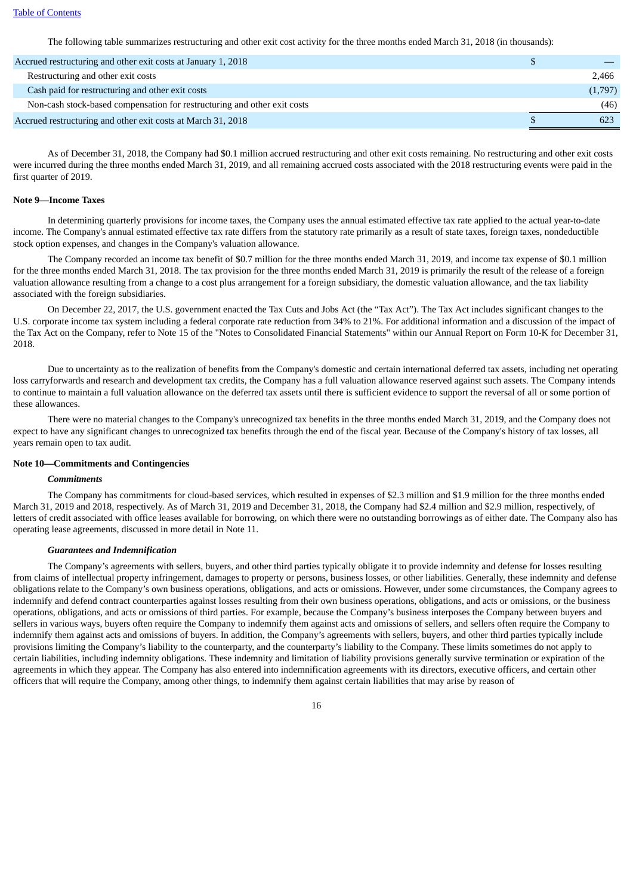The following table summarizes restructuring and other exit cost activity for the three months ended March 31, 2018 (in thousands):

| | |
|---|---|
| Accrued restructuring and other exit costs at January 1, 2018 | $ — |
| Restructuring and other exit costs | 2,466 |
| Cash paid for restructuring and other exit costs | (1,797) |
| Non-cash stock-based compensation for restructuring and other exit costs | (46) |
| Accrued restructuring and other exit costs at March 31, 2018 | $ 623 |

As of December 31, 2018, the Company had $0.1 million accrued restructuring and other exit costs remaining. No restructuring and other exit costs were incurred during the three months ended March 31, 2019, and all remaining accrued costs associated with the 2018 restructuring events were paid in the first quarter of 2019.

**Note 9—Income Taxes**

In determining quarterly provisions for income taxes, the Company uses the annual estimated effective tax rate applied to the actual year-to-date income. The Company's annual estimated effective tax rate differs from the statutory rate primarily as a result of state taxes, foreign taxes, nondeductible stock option expenses, and changes in the Company's valuation allowance.

The Company recorded an income tax benefit of $0.7 million for the three months ended March 31, 2019, and income tax expense of $0.1 million for the three months ended March 31, 2018. The tax provision for the three months ended March 31, 2019 is primarily the result of the release of a foreign valuation allowance resulting from a change to a cost plus arrangement for a foreign subsidiary, the domestic valuation allowance, and the tax liability associated with the foreign subsidiaries.

On December 22, 2017, the U.S. government enacted the Tax Cuts and Jobs Act (the "Tax Act"). The Tax Act includes significant changes to the U.S. corporate income tax system including a federal corporate rate reduction from 34% to 21%. For additional information and a discussion of the impact of the Tax Act on the Company, refer to Note 15 of the "Notes to Consolidated Financial Statements" within our Annual Report on Form 10-K for December 31, 2018.

Due to uncertainty as to the realization of benefits from the Company's domestic and certain international deferred tax assets, including net operating loss carryforwards and research and development tax credits, the Company has a full valuation allowance reserved against such assets. The Company intends to continue to maintain a full valuation allowance on the deferred tax assets until there is sufficient evidence to support the reversal of all or some portion of these allowances.

There were no material changes to the Company's unrecognized tax benefits in the three months ended March 31, 2019, and the Company does not expect to have any significant changes to unrecognized tax benefits through the end of the fiscal year. Because of the Company's history of tax losses, all years remain open to tax audit.

**Note 10—Commitments and Contingencies**

***Commitments***

The Company has commitments for cloud-based services, which resulted in expenses of $2.3 million and $1.9 million for the three months ended March 31, 2019 and 2018, respectively. As of March 31, 2019 and December 31, 2018, the Company had $2.4 million and $2.9 million, respectively, of letters of credit associated with office leases available for borrowing, on which there were no outstanding borrowings as of either date. The Company also has operating lease agreements, discussed in more detail in Note 11.

***Guarantees and Indemnification***

The Company's agreements with sellers, buyers, and other third parties typically obligate it to provide indemnity and defense for losses resulting from claims of intellectual property infringement, damages to property or persons, business losses, or other liabilities. Generally, these indemnity and defense obligations relate to the Company's own business operations, obligations, and acts or omissions. However, under some circumstances, the Company agrees to indemnify and defend contract counterparties against losses resulting from their own business operations, obligations, and acts or omissions, or the business operations, obligations, and acts or omissions of third parties. For example, because the Company's business interposes the Company between buyers and sellers in various ways, buyers often require the Company to indemnify them against acts and omissions of sellers, and sellers often require the Company to indemnify them against acts and omissions of buyers. In addition, the Company's agreements with sellers, buyers, and other third parties typically include provisions limiting the Company's liability to the counterparty, and the counterparty's liability to the Company. These limits sometimes do not apply to certain liabilities, including indemnity obligations. These indemnity and limitation of liability provisions generally survive termination or expiration of the agreements in which they appear. The Company has also entered into indemnification agreements with its directors, executive officers, and certain other officers that will require the Company, among other things, to indemnify them against certain liabilities that may arise by reason of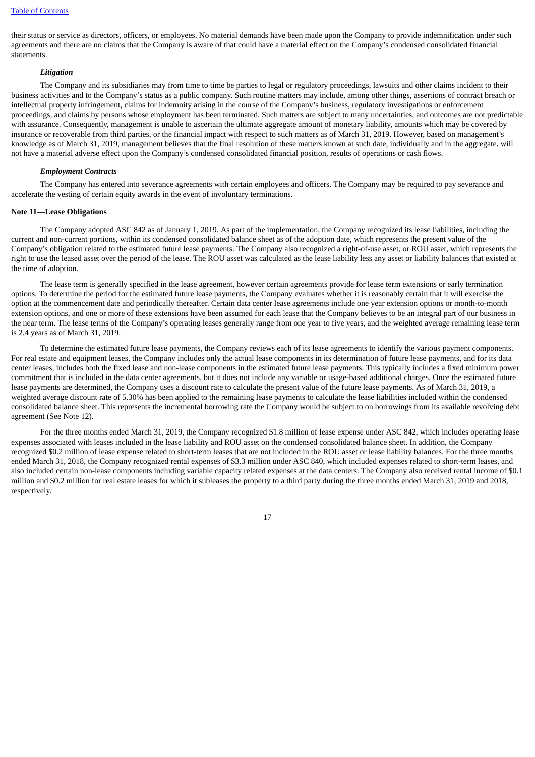their status or service as directors, officers, or employees. No material demands have been made upon the Company to provide indemnification under such agreements and there are no claims that the Company is aware of that could have a material effect on the Company's condensed consolidated financial statements.

***Litigation***

The Company and its subsidiaries may from time to time be parties to legal or regulatory proceedings, lawsuits and other claims incident to their business activities and to the Company's status as a public company. Such routine matters may include, among other things, assertions of contract breach or intellectual property infringement, claims for indemnity arising in the course of the Company's business, regulatory investigations or enforcement proceedings, and claims by persons whose employment has been terminated. Such matters are subject to many uncertainties, and outcomes are not predictable with assurance. Consequently, management is unable to ascertain the ultimate aggregate amount of monetary liability, amounts which may be covered by insurance or recoverable from third parties, or the financial impact with respect to such matters as of March 31, 2019. However, based on management's knowledge as of March 31, 2019, management believes that the final resolution of these matters known at such date, individually and in the aggregate, will not have a material adverse effect upon the Company's condensed consolidated financial position, results of operations or cash flows.

***Employment Contracts***

The Company has entered into severance agreements with certain employees and officers. The Company may be required to pay severance and accelerate the vesting of certain equity awards in the event of involuntary terminations.

**Note 11—Lease Obligations**

The Company adopted ASC 842 as of January 1, 2019. As part of the implementation, the Company recognized its lease liabilities, including the current and non-current portions, within its condensed consolidated balance sheet as of the adoption date, which represents the present value of the Company's obligation related to the estimated future lease payments. The Company also recognized a right-of-use asset, or ROU asset, which represents the right to use the leased asset over the period of the lease. The ROU asset was calculated as the lease liability less any asset or liability balances that existed at the time of adoption.

The lease term is generally specified in the lease agreement, however certain agreements provide for lease term extensions or early termination options. To determine the period for the estimated future lease payments, the Company evaluates whether it is reasonably certain that it will exercise the option at the commencement date and periodically thereafter. Certain data center lease agreements include one year extension options or month-to-month extension options, and one or more of these extensions have been assumed for each lease that the Company believes to be an integral part of our business in the near term. The lease terms of the Company's operating leases generally range from one year to five years, and the weighted average remaining lease term is 2.4 years as of March 31, 2019.

To determine the estimated future lease payments, the Company reviews each of its lease agreements to identify the various payment components. For real estate and equipment leases, the Company includes only the actual lease components in its determination of future lease payments, and for its data center leases, includes both the fixed lease and non-lease components in the estimated future lease payments. This typically includes a fixed minimum power commitment that is included in the data center agreements, but it does not include any variable or usage-based additional charges. Once the estimated future lease payments are determined, the Company uses a discount rate to calculate the present value of the future lease payments. As of March 31, 2019, a weighted average discount rate of 5.30% has been applied to the remaining lease payments to calculate the lease liabilities included within the condensed consolidated balance sheet. This represents the incremental borrowing rate the Company would be subject to on borrowings from its available revolving debt agreement (See Note 12).

For the three months ended March 31, 2019, the Company recognized $1.8 million of lease expense under ASC 842, which includes operating lease expenses associated with leases included in the lease liability and ROU asset on the condensed consolidated balance sheet. In addition, the Company recognized $0.2 million of lease expense related to short-term leases that are not included in the ROU asset or lease liability balances. For the three months ended March 31, 2018, the Company recognized rental expenses of $3.3 million under ASC 840, which included expenses related to short-term leases, and also included certain non-lease components including variable capacity related expenses at the data centers. The Company also received rental income of $0.1 million and $0.2 million for real estate leases for which it subleases the property to a third party during the three months ended March 31, 2019 and 2018, respectively.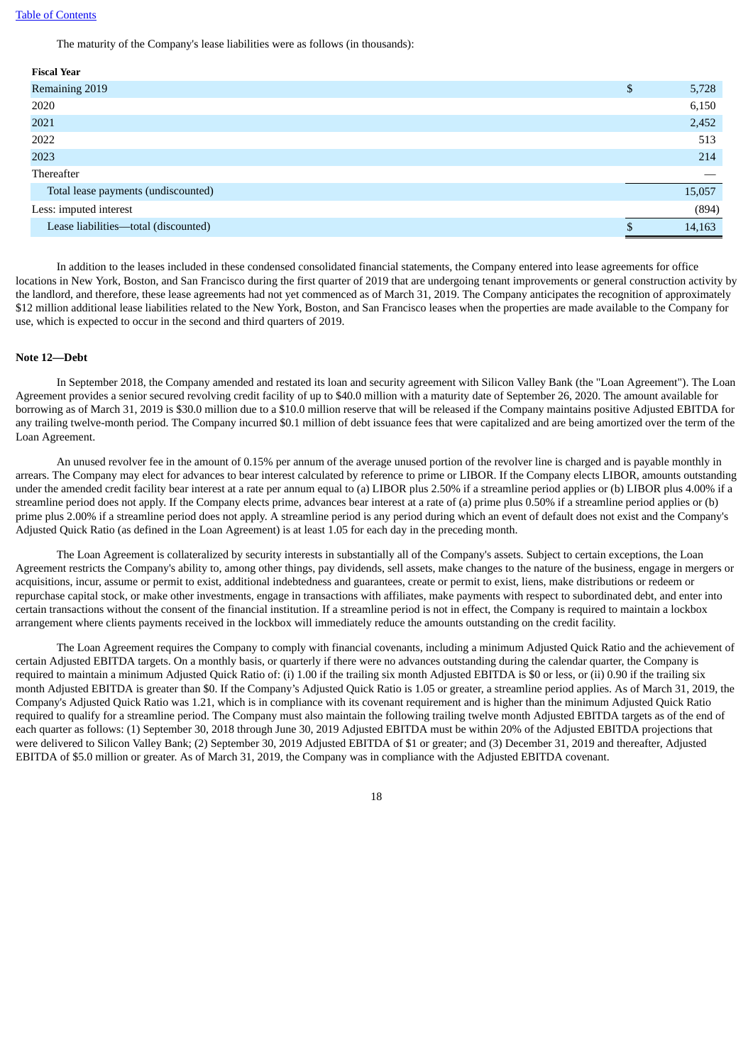The maturity of the Company's lease liabilities were as follows (in thousands):

| Fiscal Year | | |
|---|---|---|
| Remaining 2019 | $ | 5,728 |
| 2020 | | 6,150 |
| 2021 | | 2,452 |
| 2022 | | 513 |
| 2023 | | 214 |
| Thereafter | | — |
| Total lease payments (undiscounted) | | 15,057 |
| Less: imputed interest | | (894) |
| Lease liabilities—total (discounted) | $ | 14,163 |

In addition to the leases included in these condensed consolidated financial statements, the Company entered into lease agreements for office locations in New York, Boston, and San Francisco during the first quarter of 2019 that are undergoing tenant improvements or general construction activity by the landlord, and therefore, these lease agreements had not yet commenced as of March 31, 2019. The Company anticipates the recognition of approximately $12 million additional lease liabilities related to the New York, Boston, and San Francisco leases when the properties are made available to the Company for use, which is expected to occur in the second and third quarters of 2019.

## Note 12—Debt

In September 2018, the Company amended and restated its loan and security agreement with Silicon Valley Bank (the "Loan Agreement"). The Loan Agreement provides a senior secured revolving credit facility of up to $40.0 million with a maturity date of September 26, 2020. The amount available for borrowing as of March 31, 2019 is $30.0 million due to a $10.0 million reserve that will be released if the Company maintains positive Adjusted EBITDA for any trailing twelve-month period. The Company incurred $0.1 million of debt issuance fees that were capitalized and are being amortized over the term of the Loan Agreement.

An unused revolver fee in the amount of 0.15% per annum of the average unused portion of the revolver line is charged and is payable monthly in arrears. The Company may elect for advances to bear interest calculated by reference to prime or LIBOR. If the Company elects LIBOR, amounts outstanding under the amended credit facility bear interest at a rate per annum equal to (a) LIBOR plus 2.50% if a streamline period applies or (b) LIBOR plus 4.00% if a streamline period does not apply. If the Company elects prime, advances bear interest at a rate of (a) prime plus 0.50% if a streamline period applies or (b) prime plus 2.00% if a streamline period does not apply. A streamline period is any period during which an event of default does not exist and the Company's Adjusted Quick Ratio (as defined in the Loan Agreement) is at least 1.05 for each day in the preceding month.

The Loan Agreement is collateralized by security interests in substantially all of the Company's assets. Subject to certain exceptions, the Loan Agreement restricts the Company's ability to, among other things, pay dividends, sell assets, make changes to the nature of the business, engage in mergers or acquisitions, incur, assume or permit to exist, additional indebtedness and guarantees, create or permit to exist, liens, make distributions or redeem or repurchase capital stock, or make other investments, engage in transactions with affiliates, make payments with respect to subordinated debt, and enter into certain transactions without the consent of the financial institution. If a streamline period is not in effect, the Company is required to maintain a lockbox arrangement where clients payments received in the lockbox will immediately reduce the amounts outstanding on the credit facility.

The Loan Agreement requires the Company to comply with financial covenants, including a minimum Adjusted Quick Ratio and the achievement of certain Adjusted EBITDA targets. On a monthly basis, or quarterly if there were no advances outstanding during the calendar quarter, the Company is required to maintain a minimum Adjusted Quick Ratio of: (i) 1.00 if the trailing six month Adjusted EBITDA is $0 or less, or (ii) 0.90 if the trailing six month Adjusted EBITDA is greater than $0. If the Company's Adjusted Quick Ratio is 1.05 or greater, a streamline period applies. As of March 31, 2019, the Company's Adjusted Quick Ratio was 1.21, which is in compliance with its covenant requirement and is higher than the minimum Adjusted Quick Ratio required to qualify for a streamline period. The Company must also maintain the following trailing twelve month Adjusted EBITDA targets as of the end of each quarter as follows: (1) September 30, 2018 through June 30, 2019 Adjusted EBITDA must be within 20% of the Adjusted EBITDA projections that were delivered to Silicon Valley Bank; (2) September 30, 2019 Adjusted EBITDA of $1 or greater; and (3) December 31, 2019 and thereafter, Adjusted EBITDA of $5.0 million or greater. As of March 31, 2019, the Company was in compliance with the Adjusted EBITDA covenant.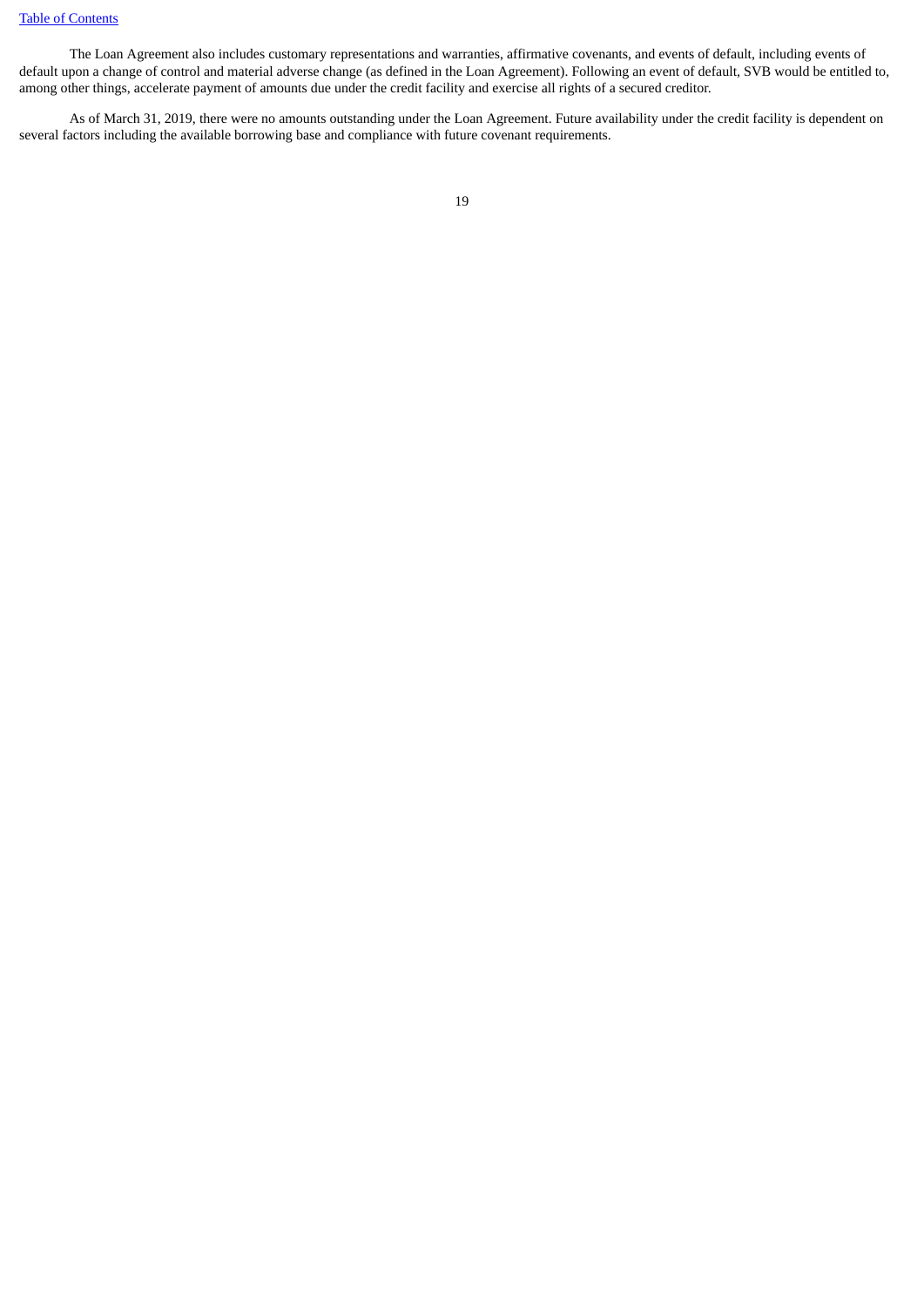The Loan Agreement also includes customary representations and warranties, affirmative covenants, and events of default, including events of default upon a change of control and material adverse change (as defined in the Loan Agreement). Following an event of default, SVB would be entitled to, among other things, accelerate payment of amounts due under the credit facility and exercise all rights of a secured creditor.

As of March 31, 2019, there were no amounts outstanding under the Loan Agreement. Future availability under the credit facility is dependent on several factors including the available borrowing base and compliance with future covenant requirements.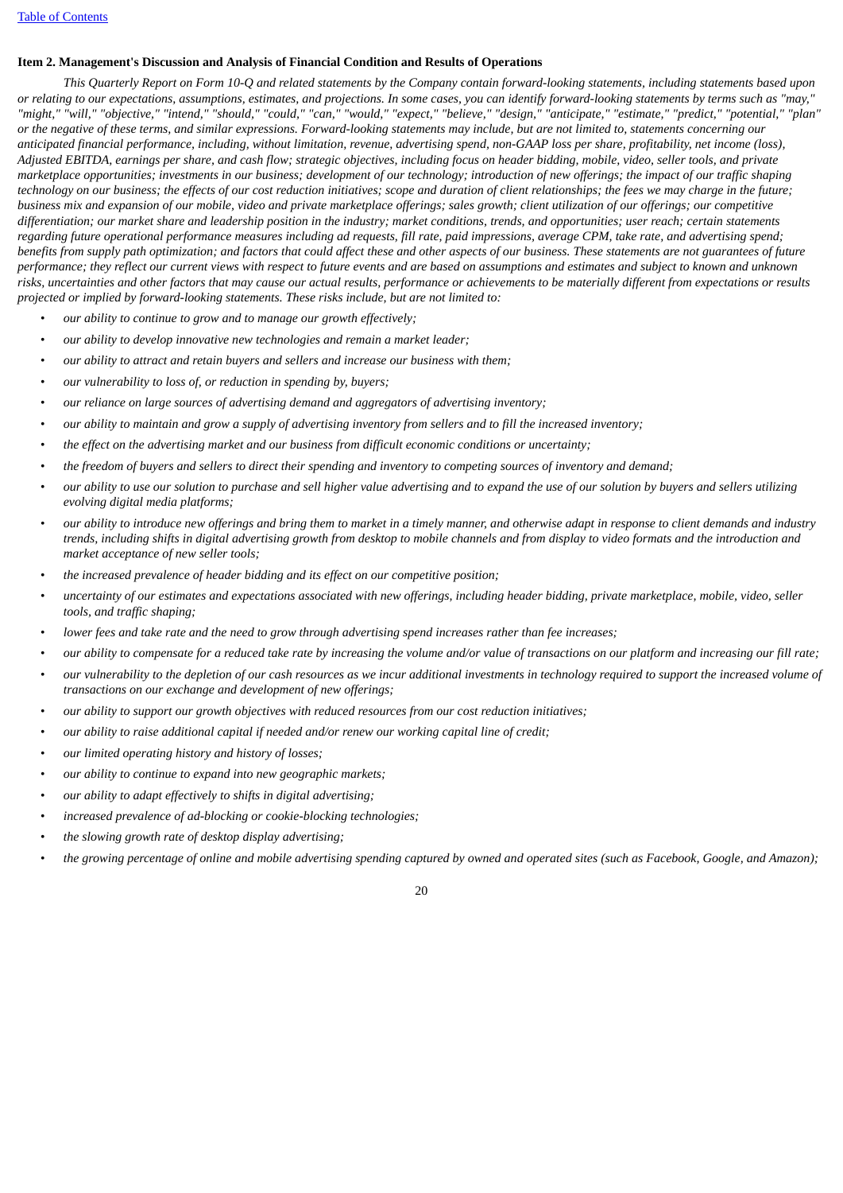### Item 2. Management's Discussion and Analysis of Financial Condition and Results of Operations

*This Quarterly Report on Form 10-Q and related statements by the Company contain forward-looking statements, including statements based upon or relating to our expectations, assumptions, estimates, and projections. In some cases, you can identify forward-looking statements by terms such as "may," "might," "will," "objective," "intend," "should," "could," "can," "would," "expect," "believe," "design," "anticipate," "estimate," "predict," "potential," "plan" or the negative of these terms, and similar expressions. Forward-looking statements may include, but are not limited to, statements concerning our anticipated financial performance, including, without limitation, revenue, advertising spend, non-GAAP loss per share, profitability, net income (loss), Adjusted EBITDA, earnings per share, and cash flow; strategic objectives, including focus on header bidding, mobile, video, seller tools, and private marketplace opportunities; investments in our business; development of our technology; introduction of new offerings; the impact of our traffic shaping technology on our business; the effects of our cost reduction initiatives; scope and duration of client relationships; the fees we may charge in the future; business mix and expansion of our mobile, video and private marketplace offerings; sales growth; client utilization of our offerings; our competitive differentiation; our market share and leadership position in the industry; market conditions, trends, and opportunities; user reach; certain statements regarding future operational performance measures including ad requests, fill rate, paid impressions, average CPM, take rate, and advertising spend; benefits from supply path optimization; and factors that could affect these and other aspects of our business. These statements are not guarantees of future performance; they reflect our current views with respect to future events and are based on assumptions and estimates and subject to known and unknown risks, uncertainties and other factors that may cause our actual results, performance or achievements to be materially different from expectations or results projected or implied by forward-looking statements. These risks include, but are not limited to:*

- *our ability to continue to grow and to manage our growth effectively;*
- *our ability to develop innovative new technologies and remain a market leader;*
- *our ability to attract and retain buyers and sellers and increase our business with them;*
- *our vulnerability to loss of, or reduction in spending by, buyers;*
- *our reliance on large sources of advertising demand and aggregators of advertising inventory;*
- *our ability to maintain and grow a supply of advertising inventory from sellers and to fill the increased inventory;*
- *the effect on the advertising market and our business from difficult economic conditions or uncertainty;*
- *the freedom of buyers and sellers to direct their spending and inventory to competing sources of inventory and demand;*
- *our ability to use our solution to purchase and sell higher value advertising and to expand the use of our solution by buyers and sellers utilizing evolving digital media platforms;*
- *our ability to introduce new offerings and bring them to market in a timely manner, and otherwise adapt in response to client demands and industry trends, including shifts in digital advertising growth from desktop to mobile channels and from display to video formats and the introduction and market acceptance of new seller tools;*
- *the increased prevalence of header bidding and its effect on our competitive position;*
- *uncertainty of our estimates and expectations associated with new offerings, including header bidding, private marketplace, mobile, video, seller tools, and traffic shaping;*
- *lower fees and take rate and the need to grow through advertising spend increases rather than fee increases;*
- *our ability to compensate for a reduced take rate by increasing the volume and/or value of transactions on our platform and increasing our fill rate;*
- *our vulnerability to the depletion of our cash resources as we incur additional investments in technology required to support the increased volume of transactions on our exchange and development of new offerings;*
- *our ability to support our growth objectives with reduced resources from our cost reduction initiatives;*
- *our ability to raise additional capital if needed and/or renew our working capital line of credit;*
- *our limited operating history and history of losses;*
- *our ability to continue to expand into new geographic markets;*
- *our ability to adapt effectively to shifts in digital advertising;*
- *increased prevalence of ad-blocking or cookie-blocking technologies;*
- *the slowing growth rate of desktop display advertising;*
- *the growing percentage of online and mobile advertising spending captured by owned and operated sites (such as Facebook, Google, and Amazon);*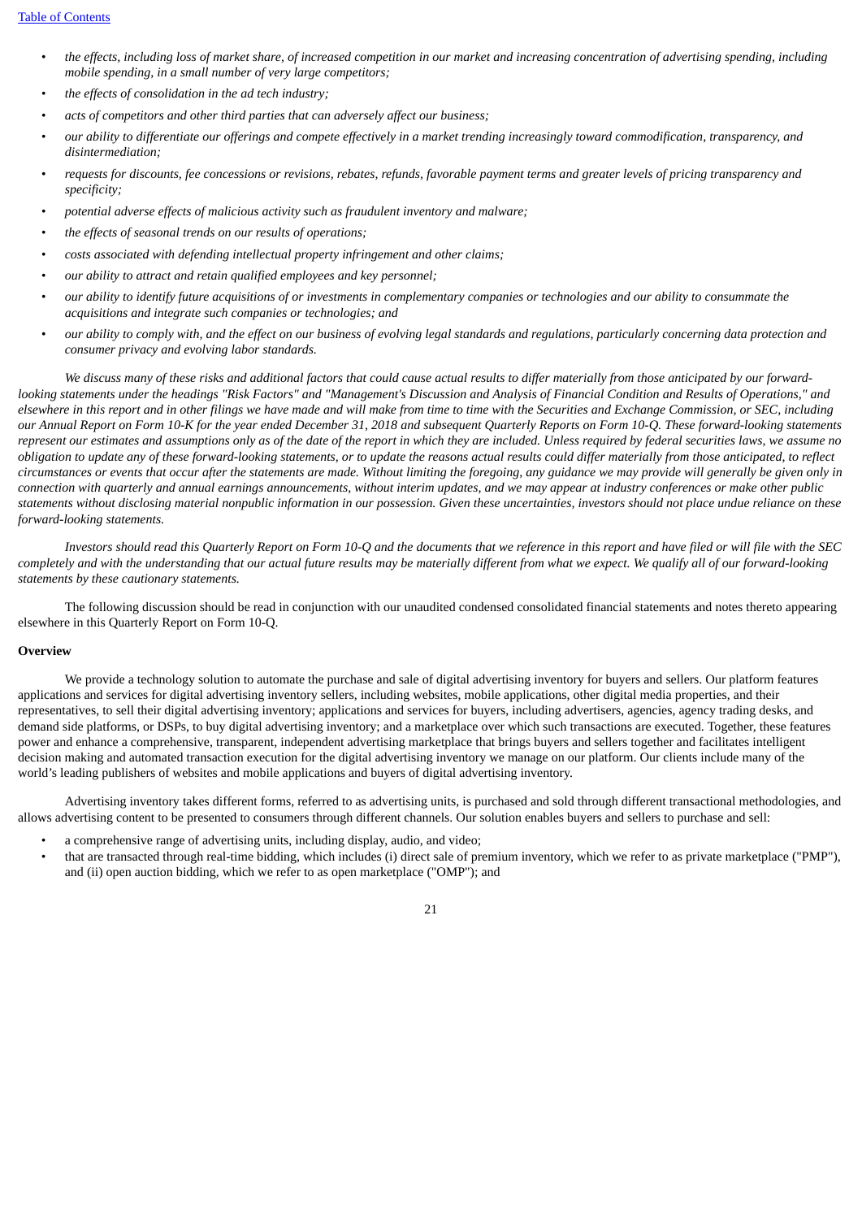- *the effects, including loss of market share, of increased competition in our market and increasing concentration of advertising spending, including mobile spending, in a small number of very large competitors;*
- *the effects of consolidation in the ad tech industry;*
- *acts of competitors and other third parties that can adversely affect our business;*
- *our ability to differentiate our offerings and compete effectively in a market trending increasingly toward commodification, transparency, and disintermediation;*
- *requests for discounts, fee concessions or revisions, rebates, refunds, favorable payment terms and greater levels of pricing transparency and specificity;*
- *potential adverse effects of malicious activity such as fraudulent inventory and malware;*
- *the effects of seasonal trends on our results of operations;*
- *costs associated with defending intellectual property infringement and other claims;*
- *our ability to attract and retain qualified employees and key personnel;*
- *our ability to identify future acquisitions of or investments in complementary companies or technologies and our ability to consummate the acquisitions and integrate such companies or technologies; and*
- *our ability to comply with, and the effect on our business of evolving legal standards and regulations, particularly concerning data protection and consumer privacy and evolving labor standards.*

*We discuss many of these risks and additional factors that could cause actual results to differ materially from those anticipated by our forward-looking statements under the headings "Risk Factors" and "Management's Discussion and Analysis of Financial Condition and Results of Operations," and elsewhere in this report and in other filings we have made and will make from time to time with the Securities and Exchange Commission, or SEC, including our Annual Report on Form 10-K for the year ended December 31, 2018 and subsequent Quarterly Reports on Form 10-Q. These forward-looking statements represent our estimates and assumptions only as of the date of the report in which they are included. Unless required by federal securities laws, we assume no obligation to update any of these forward-looking statements, or to update the reasons actual results could differ materially from those anticipated, to reflect circumstances or events that occur after the statements are made. Without limiting the foregoing, any guidance we may provide will generally be given only in connection with quarterly and annual earnings announcements, without interim updates, and we may appear at industry conferences or make other public statements without disclosing material nonpublic information in our possession. Given these uncertainties, investors should not place undue reliance on these forward-looking statements.*

*Investors should read this Quarterly Report on Form 10-Q and the documents that we reference in this report and have filed or will file with the SEC completely and with the understanding that our actual future results may be materially different from what we expect. We qualify all of our forward-looking statements by these cautionary statements.*

The following discussion should be read in conjunction with our unaudited condensed consolidated financial statements and notes thereto appearing elsewhere in this Quarterly Report on Form 10-Q.

**Overview**

We provide a technology solution to automate the purchase and sale of digital advertising inventory for buyers and sellers. Our platform features applications and services for digital advertising inventory sellers, including websites, mobile applications, other digital media properties, and their representatives, to sell their digital advertising inventory; applications and services for buyers, including advertisers, agencies, agency trading desks, and demand side platforms, or DSPs, to buy digital advertising inventory; and a marketplace over which such transactions are executed. Together, these features power and enhance a comprehensive, transparent, independent advertising marketplace that brings buyers and sellers together and facilitates intelligent decision making and automated transaction execution for the digital advertising inventory we manage on our platform. Our clients include many of the world's leading publishers of websites and mobile applications and buyers of digital advertising inventory.

Advertising inventory takes different forms, referred to as advertising units, is purchased and sold through different transactional methodologies, and allows advertising content to be presented to consumers through different channels. Our solution enables buyers and sellers to purchase and sell:

- a comprehensive range of advertising units, including display, audio, and video;
- that are transacted through real-time bidding, which includes (i) direct sale of premium inventory, which we refer to as private marketplace ("PMP"), and (ii) open auction bidding, which we refer to as open marketplace ("OMP"); and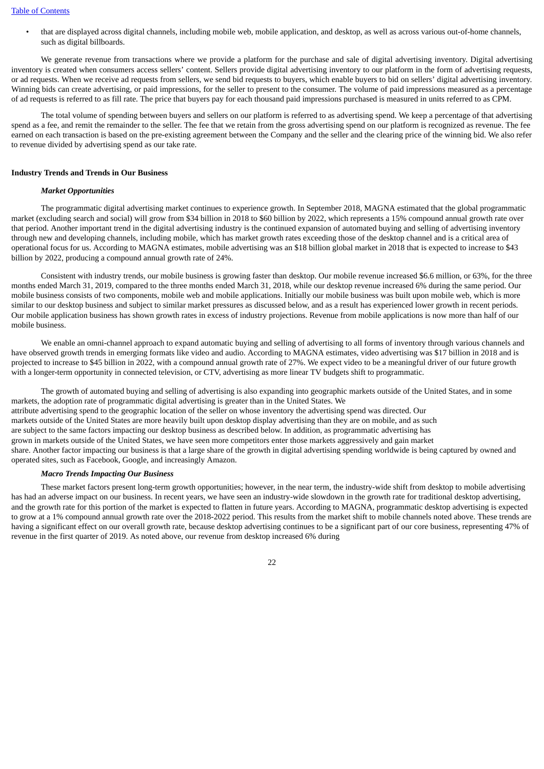- that are displayed across digital channels, including mobile web, mobile application, and desktop, as well as across various out-of-home channels, such as digital billboards.

We generate revenue from transactions where we provide a platform for the purchase and sale of digital advertising inventory. Digital advertising inventory is created when consumers access sellers' content. Sellers provide digital advertising inventory to our platform in the form of advertising requests, or ad requests. When we receive ad requests from sellers, we send bid requests to buyers, which enable buyers to bid on sellers' digital advertising inventory. Winning bids can create advertising, or paid impressions, for the seller to present to the consumer. The volume of paid impressions measured as a percentage of ad requests is referred to as fill rate. The price that buyers pay for each thousand paid impressions purchased is measured in units referred to as CPM.

The total volume of spending between buyers and sellers on our platform is referred to as advertising spend. We keep a percentage of that advertising spend as a fee, and remit the remainder to the seller. The fee that we retain from the gross advertising spend on our platform is recognized as revenue. The fee earned on each transaction is based on the pre-existing agreement between the Company and the seller and the clearing price of the winning bid. We also refer to revenue divided by advertising spend as our take rate.

**Industry Trends and Trends in Our Business**

***Market Opportunities***

The programmatic digital advertising market continues to experience growth. In September 2018, MAGNA estimated that the global programmatic market (excluding search and social) will grow from $34 billion in 2018 to $60 billion by 2022, which represents a 15% compound annual growth rate over that period. Another important trend in the digital advertising industry is the continued expansion of automated buying and selling of advertising inventory through new and developing channels, including mobile, which has market growth rates exceeding those of the desktop channel and is a critical area of operational focus for us. According to MAGNA estimates, mobile advertising was an $18 billion global market in 2018 that is expected to increase to $43 billion by 2022, producing a compound annual growth rate of 24%.

Consistent with industry trends, our mobile business is growing faster than desktop. Our mobile revenue increased $6.6 million, or 63%, for the three months ended March 31, 2019, compared to the three months ended March 31, 2018, while our desktop revenue increased 6% during the same period. Our mobile business consists of two components, mobile web and mobile applications. Initially our mobile business was built upon mobile web, which is more similar to our desktop business and subject to similar market pressures as discussed below, and as a result has experienced lower growth in recent periods. Our mobile application business has shown growth rates in excess of industry projections. Revenue from mobile applications is now more than half of our mobile business.

We enable an omni-channel approach to expand automatic buying and selling of advertising to all forms of inventory through various channels and have observed growth trends in emerging formats like video and audio. According to MAGNA estimates, video advertising was $17 billion in 2018 and is projected to increase to $45 billion in 2022, with a compound annual growth rate of 27%. We expect video to be a meaningful driver of our future growth with a longer-term opportunity in connected television, or CTV, advertising as more linear TV budgets shift to programmatic.

The growth of automated buying and selling of advertising is also expanding into geographic markets outside of the United States, and in some markets, the adoption rate of programmatic digital advertising is greater than in the United States. We attribute advertising spend to the geographic location of the seller on whose inventory the advertising spend was directed. Our markets outside of the United States are more heavily built upon desktop display advertising than they are on mobile, and as such are subject to the same factors impacting our desktop business as described below. In addition, as programmatic advertising has grown in markets outside of the United States, we have seen more competitors enter those markets aggressively and gain market share. Another factor impacting our business is that a large share of the growth in digital advertising spending worldwide is being captured by owned and operated sites, such as Facebook, Google, and increasingly Amazon.

***Macro Trends Impacting Our Business***

These market factors present long-term growth opportunities; however, in the near term, the industry-wide shift from desktop to mobile advertising has had an adverse impact on our business. In recent years, we have seen an industry-wide slowdown in the growth rate for traditional desktop advertising, and the growth rate for this portion of the market is expected to flatten in future years. According to MAGNA, programmatic desktop advertising is expected to grow at a 1% compound annual growth rate over the 2018-2022 period. This results from the market shift to mobile channels noted above. These trends are having a significant effect on our overall growth rate, because desktop advertising continues to be a significant part of our core business, representing 47% of revenue in the first quarter of 2019. As noted above, our revenue from desktop increased 6% during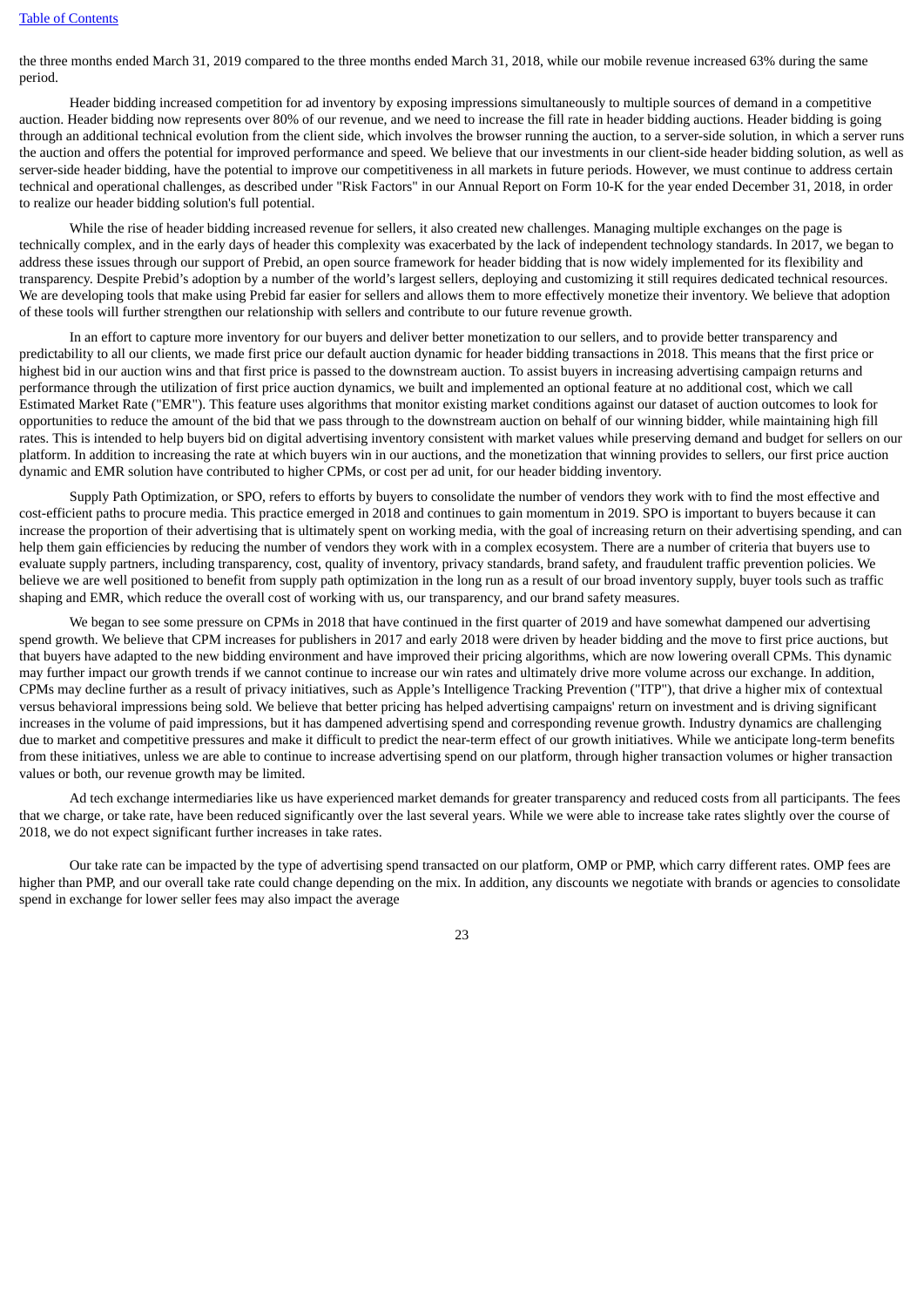the three months ended March 31, 2019 compared to the three months ended March 31, 2018, while our mobile revenue increased 63% during the same period.

Header bidding increased competition for ad inventory by exposing impressions simultaneously to multiple sources of demand in a competitive auction. Header bidding now represents over 80% of our revenue, and we need to increase the fill rate in header bidding auctions. Header bidding is going through an additional technical evolution from the client side, which involves the browser running the auction, to a server-side solution, in which a server runs the auction and offers the potential for improved performance and speed. We believe that our investments in our client-side header bidding solution, as well as server-side header bidding, have the potential to improve our competitiveness in all markets in future periods. However, we must continue to address certain technical and operational challenges, as described under "Risk Factors" in our Annual Report on Form 10-K for the year ended December 31, 2018, in order to realize our header bidding solution's full potential.

While the rise of header bidding increased revenue for sellers, it also created new challenges. Managing multiple exchanges on the page is technically complex, and in the early days of header this complexity was exacerbated by the lack of independent technology standards. In 2017, we began to address these issues through our support of Prebid, an open source framework for header bidding that is now widely implemented for its flexibility and transparency. Despite Prebid's adoption by a number of the world's largest sellers, deploying and customizing it still requires dedicated technical resources. We are developing tools that make using Prebid far easier for sellers and allows them to more effectively monetize their inventory. We believe that adoption of these tools will further strengthen our relationship with sellers and contribute to our future revenue growth.

In an effort to capture more inventory for our buyers and deliver better monetization to our sellers, and to provide better transparency and predictability to all our clients, we made first price our default auction dynamic for header bidding transactions in 2018. This means that the first price or highest bid in our auction wins and that first price is passed to the downstream auction. To assist buyers in increasing advertising campaign returns and performance through the utilization of first price auction dynamics, we built and implemented an optional feature at no additional cost, which we call Estimated Market Rate ("EMR"). This feature uses algorithms that monitor existing market conditions against our dataset of auction outcomes to look for opportunities to reduce the amount of the bid that we pass through to the downstream auction on behalf of our winning bidder, while maintaining high fill rates. This is intended to help buyers bid on digital advertising inventory consistent with market values while preserving demand and budget for sellers on our platform. In addition to increasing the rate at which buyers win in our auctions, and the monetization that winning provides to sellers, our first price auction dynamic and EMR solution have contributed to higher CPMs, or cost per ad unit, for our header bidding inventory.

Supply Path Optimization, or SPO, refers to efforts by buyers to consolidate the number of vendors they work with to find the most effective and cost-efficient paths to procure media. This practice emerged in 2018 and continues to gain momentum in 2019. SPO is important to buyers because it can increase the proportion of their advertising that is ultimately spent on working media, with the goal of increasing return on their advertising spending, and can help them gain efficiencies by reducing the number of vendors they work with in a complex ecosystem. There are a number of criteria that buyers use to evaluate supply partners, including transparency, cost, quality of inventory, privacy standards, brand safety, and fraudulent traffic prevention policies. We believe we are well positioned to benefit from supply path optimization in the long run as a result of our broad inventory supply, buyer tools such as traffic shaping and EMR, which reduce the overall cost of working with us, our transparency, and our brand safety measures.

We began to see some pressure on CPMs in 2018 that have continued in the first quarter of 2019 and have somewhat dampened our advertising spend growth. We believe that CPM increases for publishers in 2017 and early 2018 were driven by header bidding and the move to first price auctions, but that buyers have adapted to the new bidding environment and have improved their pricing algorithms, which are now lowering overall CPMs. This dynamic may further impact our growth trends if we cannot continue to increase our win rates and ultimately drive more volume across our exchange. In addition, CPMs may decline further as a result of privacy initiatives, such as Apple's Intelligence Tracking Prevention ("ITP"), that drive a higher mix of contextual versus behavioral impressions being sold. We believe that better pricing has helped advertising campaigns' return on investment and is driving significant increases in the volume of paid impressions, but it has dampened advertising spend and corresponding revenue growth. Industry dynamics are challenging due to market and competitive pressures and make it difficult to predict the near-term effect of our growth initiatives. While we anticipate long-term benefits from these initiatives, unless we are able to continue to increase advertising spend on our platform, through higher transaction volumes or higher transaction values or both, our revenue growth may be limited.

Ad tech exchange intermediaries like us have experienced market demands for greater transparency and reduced costs from all participants. The fees that we charge, or take rate, have been reduced significantly over the last several years. While we were able to increase take rates slightly over the course of 2018, we do not expect significant further increases in take rates.

Our take rate can be impacted by the type of advertising spend transacted on our platform, OMP or PMP, which carry different rates. OMP fees are higher than PMP, and our overall take rate could change depending on the mix. In addition, any discounts we negotiate with brands or agencies to consolidate spend in exchange for lower seller fees may also impact the average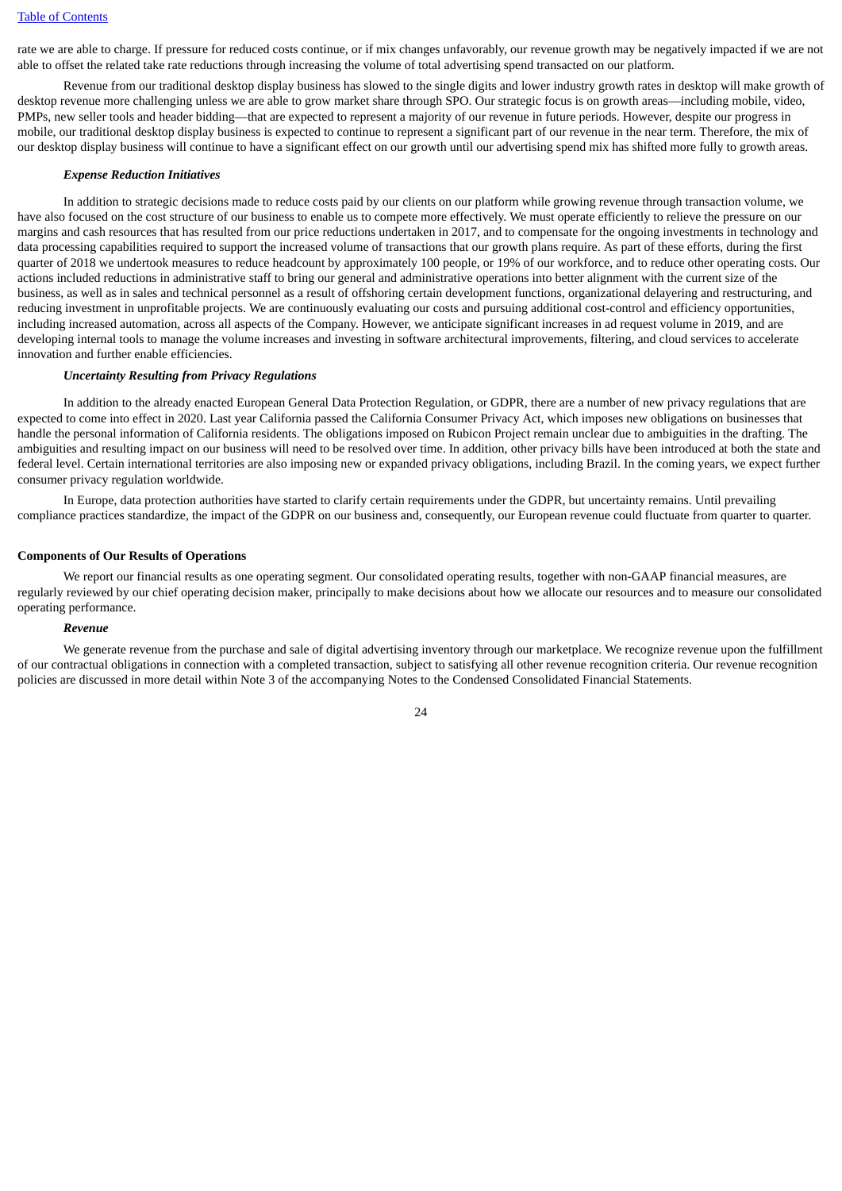rate we are able to charge. If pressure for reduced costs continue, or if mix changes unfavorably, our revenue growth may be negatively impacted if we are not able to offset the related take rate reductions through increasing the volume of total advertising spend transacted on our platform.

Revenue from our traditional desktop display business has slowed to the single digits and lower industry growth rates in desktop will make growth of desktop revenue more challenging unless we are able to grow market share through SPO. Our strategic focus is on growth areas—including mobile, video, PMPs, new seller tools and header bidding—that are expected to represent a majority of our revenue in future periods. However, despite our progress in mobile, our traditional desktop display business is expected to continue to represent a significant part of our revenue in the near term. Therefore, the mix of our desktop display business will continue to have a significant effect on our growth until our advertising spend mix has shifted more fully to growth areas.

***Expense Reduction Initiatives***

In addition to strategic decisions made to reduce costs paid by our clients on our platform while growing revenue through transaction volume, we have also focused on the cost structure of our business to enable us to compete more effectively. We must operate efficiently to relieve the pressure on our margins and cash resources that has resulted from our price reductions undertaken in 2017, and to compensate for the ongoing investments in technology and data processing capabilities required to support the increased volume of transactions that our growth plans require. As part of these efforts, during the first quarter of 2018 we undertook measures to reduce headcount by approximately 100 people, or 19% of our workforce, and to reduce other operating costs. Our actions included reductions in administrative staff to bring our general and administrative operations into better alignment with the current size of the business, as well as in sales and technical personnel as a result of offshoring certain development functions, organizational delayering and restructuring, and reducing investment in unprofitable projects. We are continuously evaluating our costs and pursuing additional cost-control and efficiency opportunities, including increased automation, across all aspects of the Company. However, we anticipate significant increases in ad request volume in 2019, and are developing internal tools to manage the volume increases and investing in software architectural improvements, filtering, and cloud services to accelerate innovation and further enable efficiencies.

***Uncertainty Resulting from Privacy Regulations***

In addition to the already enacted European General Data Protection Regulation, or GDPR, there are a number of new privacy regulations that are expected to come into effect in 2020. Last year California passed the California Consumer Privacy Act, which imposes new obligations on businesses that handle the personal information of California residents. The obligations imposed on Rubicon Project remain unclear due to ambiguities in the drafting. The ambiguities and resulting impact on our business will need to be resolved over time. In addition, other privacy bills have been introduced at both the state and federal level. Certain international territories are also imposing new or expanded privacy obligations, including Brazil. In the coming years, we expect further consumer privacy regulation worldwide.

In Europe, data protection authorities have started to clarify certain requirements under the GDPR, but uncertainty remains. Until prevailing compliance practices standardize, the impact of the GDPR on our business and, consequently, our European revenue could fluctuate from quarter to quarter.

**Components of Our Results of Operations**

We report our financial results as one operating segment. Our consolidated operating results, together with non-GAAP financial measures, are regularly reviewed by our chief operating decision maker, principally to make decisions about how we allocate our resources and to measure our consolidated operating performance.

***Revenue***

We generate revenue from the purchase and sale of digital advertising inventory through our marketplace. We recognize revenue upon the fulfillment of our contractual obligations in connection with a completed transaction, subject to satisfying all other revenue recognition criteria. Our revenue recognition policies are discussed in more detail within Note 3 of the accompanying Notes to the Condensed Consolidated Financial Statements.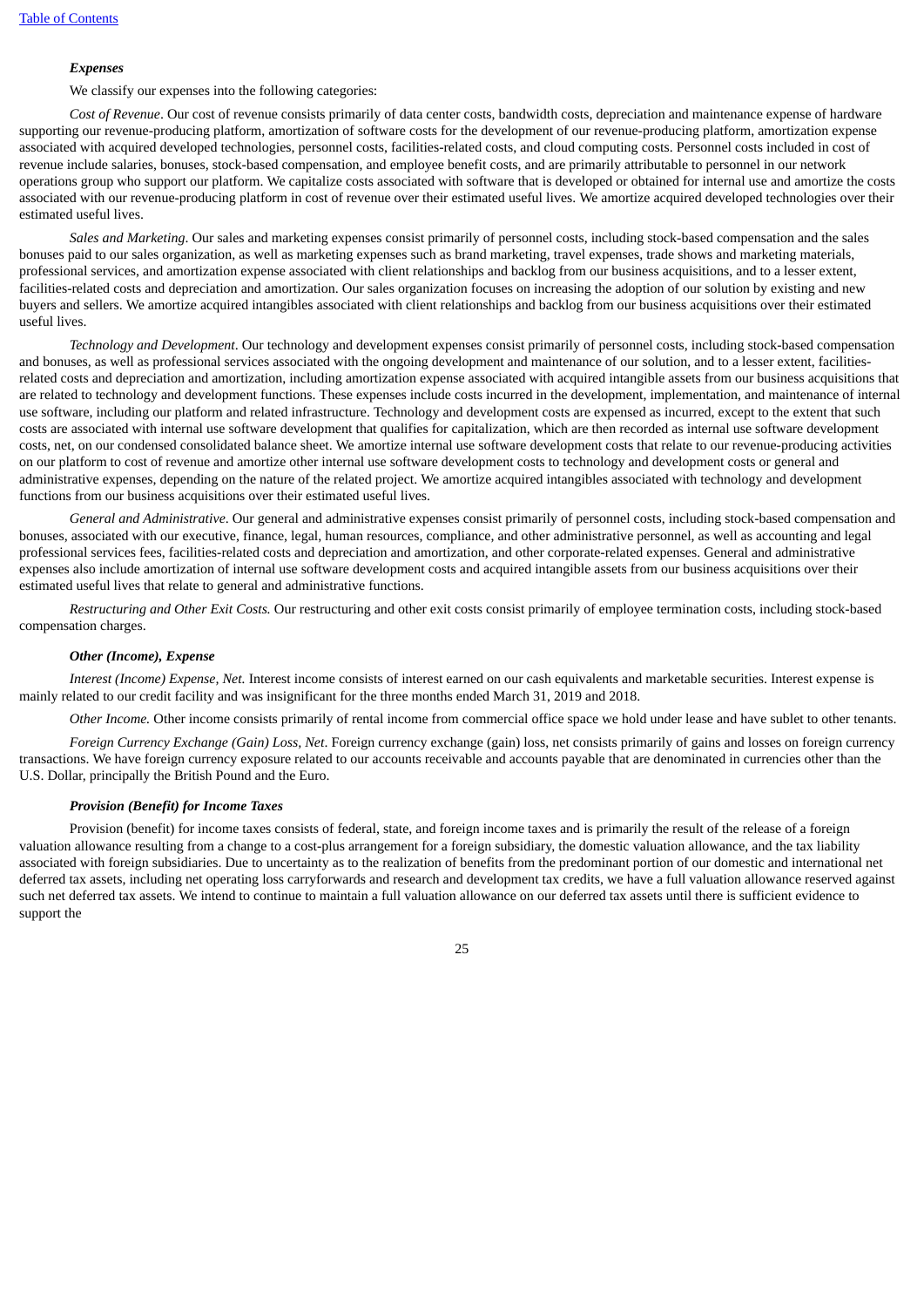### *Expenses*

We classify our expenses into the following categories:

*Cost of Revenue*. Our cost of revenue consists primarily of data center costs, bandwidth costs, depreciation and maintenance expense of hardware supporting our revenue-producing platform, amortization of software costs for the development of our revenue-producing platform, amortization expense associated with acquired developed technologies, personnel costs, facilities-related costs, and cloud computing costs. Personnel costs included in cost of revenue include salaries, bonuses, stock-based compensation, and employee benefit costs, and are primarily attributable to personnel in our network operations group who support our platform. We capitalize costs associated with software that is developed or obtained for internal use and amortize the costs associated with our revenue-producing platform in cost of revenue over their estimated useful lives. We amortize acquired developed technologies over their estimated useful lives.

*Sales and Marketing*. Our sales and marketing expenses consist primarily of personnel costs, including stock-based compensation and the sales bonuses paid to our sales organization, as well as marketing expenses such as brand marketing, travel expenses, trade shows and marketing materials, professional services, and amortization expense associated with client relationships and backlog from our business acquisitions, and to a lesser extent, facilities-related costs and depreciation and amortization. Our sales organization focuses on increasing the adoption of our solution by existing and new buyers and sellers. We amortize acquired intangibles associated with client relationships and backlog from our business acquisitions over their estimated useful lives.

*Technology and Development*. Our technology and development expenses consist primarily of personnel costs, including stock-based compensation and bonuses, as well as professional services associated with the ongoing development and maintenance of our solution, and to a lesser extent, facilities-related costs and depreciation and amortization, including amortization expense associated with acquired intangible assets from our business acquisitions that are related to technology and development functions. These expenses include costs incurred in the development, implementation, and maintenance of internal use software, including our platform and related infrastructure. Technology and development costs are expensed as incurred, except to the extent that such costs are associated with internal use software development that qualifies for capitalization, which are then recorded as internal use software development costs, net, on our condensed consolidated balance sheet. We amortize internal use software development costs that relate to our revenue-producing activities on our platform to cost of revenue and amortize other internal use software development costs to technology and development costs or general and administrative expenses, depending on the nature of the related project. We amortize acquired intangibles associated with technology and development functions from our business acquisitions over their estimated useful lives.

*General and Administrative*. Our general and administrative expenses consist primarily of personnel costs, including stock-based compensation and bonuses, associated with our executive, finance, legal, human resources, compliance, and other administrative personnel, as well as accounting and legal professional services fees, facilities-related costs and depreciation and amortization, and other corporate-related expenses. General and administrative expenses also include amortization of internal use software development costs and acquired intangible assets from our business acquisitions over their estimated useful lives that relate to general and administrative functions.

*Restructuring and Other Exit Costs.* Our restructuring and other exit costs consist primarily of employee termination costs, including stock-based compensation charges.

### *Other (Income), Expense*

*Interest (Income) Expense, Net.* Interest income consists of interest earned on our cash equivalents and marketable securities. Interest expense is mainly related to our credit facility and was insignificant for the three months ended March 31, 2019 and 2018.

*Other Income.* Other income consists primarily of rental income from commercial office space we hold under lease and have sublet to other tenants.

*Foreign Currency Exchange (Gain) Loss, Net*. Foreign currency exchange (gain) loss, net consists primarily of gains and losses on foreign currency transactions. We have foreign currency exposure related to our accounts receivable and accounts payable that are denominated in currencies other than the U.S. Dollar, principally the British Pound and the Euro.

### *Provision (Benefit) for Income Taxes*

Provision (benefit) for income taxes consists of federal, state, and foreign income taxes and is primarily the result of the release of a foreign valuation allowance resulting from a change to a cost-plus arrangement for a foreign subsidiary, the domestic valuation allowance, and the tax liability associated with foreign subsidiaries. Due to uncertainty as to the realization of benefits from the predominant portion of our domestic and international net deferred tax assets, including net operating loss carryforwards and research and development tax credits, we have a full valuation allowance reserved against such net deferred tax assets. We intend to continue to maintain a full valuation allowance on our deferred tax assets until there is sufficient evidence to support the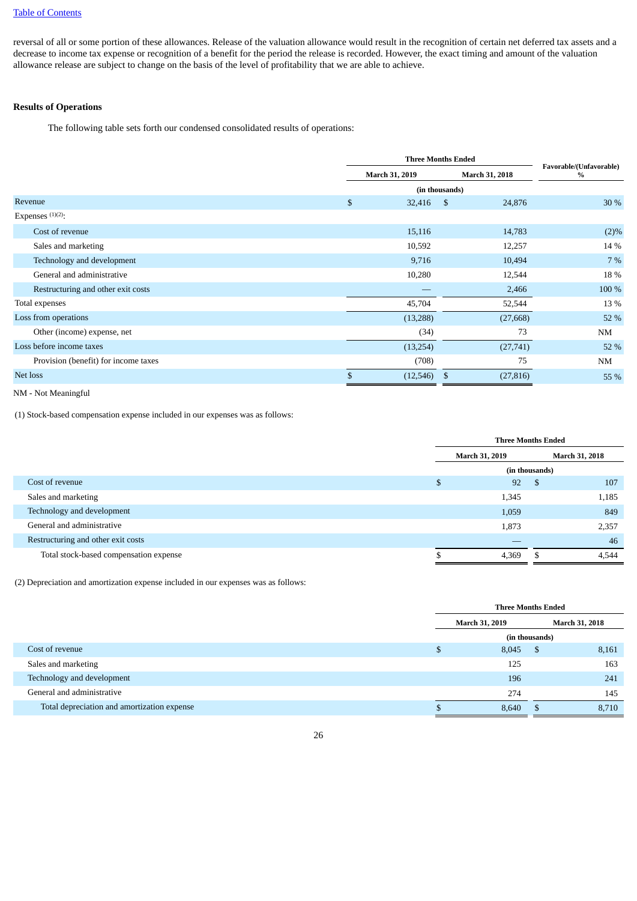reversal of all or some portion of these allowances. Release of the valuation allowance would result in the recognition of certain net deferred tax assets and a decrease to income tax expense or recognition of a benefit for the period the release is recorded. However, the exact timing and amount of the valuation allowance release are subject to change on the basis of the level of profitability that we are able to achieve.

**Results of Operations**

The following table sets forth our condensed consolidated results of operations:

| | Three Months Ended | | Favorable/(Unfavorable) % |
|---|---|---|---|
| | March 31, 2019 | March 31, 2018 | |
| | (in thousands) | | |
| Revenue | $ 32,416 | $ 24,876 | 30 % |
| Expenses [(1)(2)]: | | | |
| Cost of revenue | 15,116 | 14,783 | (2)% |
| Sales and marketing | 10,592 | 12,257 | 14 % |
| Technology and development | 9,716 | 10,494 | 7 % |
| General and administrative | 10,280 | 12,544 | 18 % |
| Restructuring and other exit costs | — | 2,466 | 100 % |
| Total expenses | 45,704 | 52,544 | 13 % |
| Loss from operations | (13,288) | (27,668) | 52 % |
| Other (income) expense, net | (34) | 73 | NM |
| Loss before income taxes | (13,254) | (27,741) | 52 % |
| Provision (benefit) for income taxes | (708) | 75 | NM |
| Net loss | $ (12,546) | $ (27,816) | 55 % |

NM - Not Meaningful

(1) Stock-based compensation expense included in our expenses was as follows:

| | Three Months Ended | |
|---|---|---|
| | March 31, 2019 | March 31, 2018 |
| | (in thousands) | |
| Cost of revenue | $ 92 | $ 107 |
| Sales and marketing | 1,345 | 1,185 |
| Technology and development | 1,059 | 849 |
| General and administrative | 1,873 | 2,357 |
| Restructuring and other exit costs | — | 46 |
| Total stock-based compensation expense | $ 4,369 | $ 4,544 |

(2) Depreciation and amortization expense included in our expenses was as follows:

| | Three Months Ended | |
|---|---|---|
| | March 31, 2019 | March 31, 2018 |
| | (in thousands) | |
| Cost of revenue | $ 8,045 | $ 8,161 |
| Sales and marketing | 125 | 163 |
| Technology and development | 196 | 241 |
| General and administrative | 274 | 145 |
| Total depreciation and amortization expense | $ 8,640 | $ 8,710 |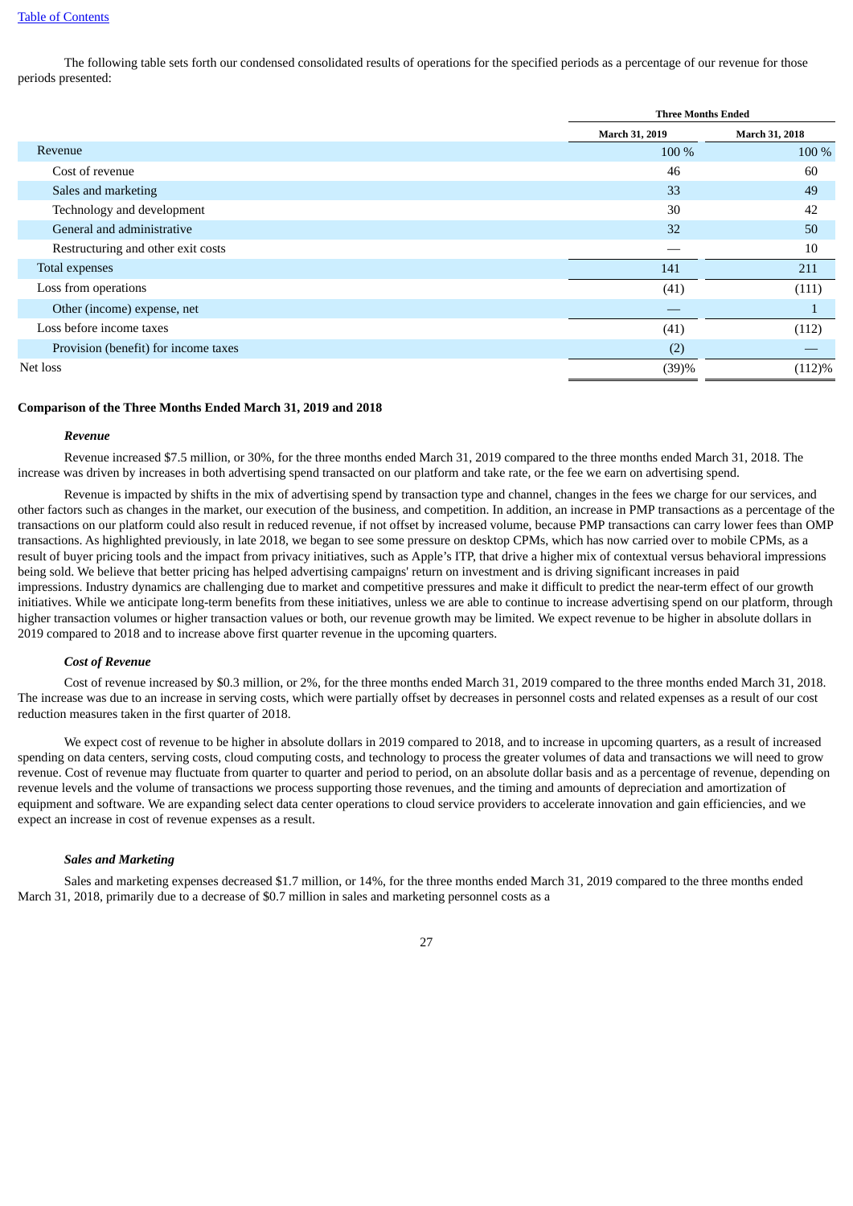The following table sets forth our condensed consolidated results of operations for the specified periods as a percentage of our revenue for those periods presented:

| | Three Months Ended | |
|---|---|---|
| | March 31, 2019 | March 31, 2018 |
| Revenue | 100 % | 100 % |
| Cost of revenue | 46 | 60 |
| Sales and marketing | 33 | 49 |
| Technology and development | 30 | 42 |
| General and administrative | 32 | 50 |
| Restructuring and other exit costs | — | 10 |
| Total expenses | 141 | 211 |
| Loss from operations | (41) | (111) |
| Other (income) expense, net | — | 1 |
| Loss before income taxes | (41) | (112) |
| Provision (benefit) for income taxes | (2) | — |
| Net loss | (39)% | (112)% |

**Comparison of the Three Months Ended March 31, 2019 and 2018**

***Revenue***

Revenue increased $7.5 million, or 30%, for the three months ended March 31, 2019 compared to the three months ended March 31, 2018. The increase was driven by increases in both advertising spend transacted on our platform and take rate, or the fee we earn on advertising spend.

Revenue is impacted by shifts in the mix of advertising spend by transaction type and channel, changes in the fees we charge for our services, and other factors such as changes in the market, our execution of the business, and competition. In addition, an increase in PMP transactions as a percentage of the transactions on our platform could also result in reduced revenue, if not offset by increased volume, because PMP transactions can carry lower fees than OMP transactions. As highlighted previously, in late 2018, we began to see some pressure on desktop CPMs, which has now carried over to mobile CPMs, as a result of buyer pricing tools and the impact from privacy initiatives, such as Apple's ITP, that drive a higher mix of contextual versus behavioral impressions being sold. We believe that better pricing has helped advertising campaigns' return on investment and is driving significant increases in paid impressions. Industry dynamics are challenging due to market and competitive pressures and make it difficult to predict the near-term effect of our growth initiatives. While we anticipate long-term benefits from these initiatives, unless we are able to continue to increase advertising spend on our platform, through higher transaction volumes or higher transaction values or both, our revenue growth may be limited. We expect revenue to be higher in absolute dollars in 2019 compared to 2018 and to increase above first quarter revenue in the upcoming quarters.

***Cost of Revenue***

Cost of revenue increased by $0.3 million, or 2%, for the three months ended March 31, 2019 compared to the three months ended March 31, 2018. The increase was due to an increase in serving costs, which were partially offset by decreases in personnel costs and related expenses as a result of our cost reduction measures taken in the first quarter of 2018.

We expect cost of revenue to be higher in absolute dollars in 2019 compared to 2018, and to increase in upcoming quarters, as a result of increased spending on data centers, serving costs, cloud computing costs, and technology to process the greater volumes of data and transactions we will need to grow revenue. Cost of revenue may fluctuate from quarter to quarter and period to period, on an absolute dollar basis and as a percentage of revenue, depending on revenue levels and the volume of transactions we process supporting those revenues, and the timing and amounts of depreciation and amortization of equipment and software. We are expanding select data center operations to cloud service providers to accelerate innovation and gain efficiencies, and we expect an increase in cost of revenue expenses as a result.

***Sales and Marketing***

Sales and marketing expenses decreased $1.7 million, or 14%, for the three months ended March 31, 2019 compared to the three months ended March 31, 2018, primarily due to a decrease of $0.7 million in sales and marketing personnel costs as a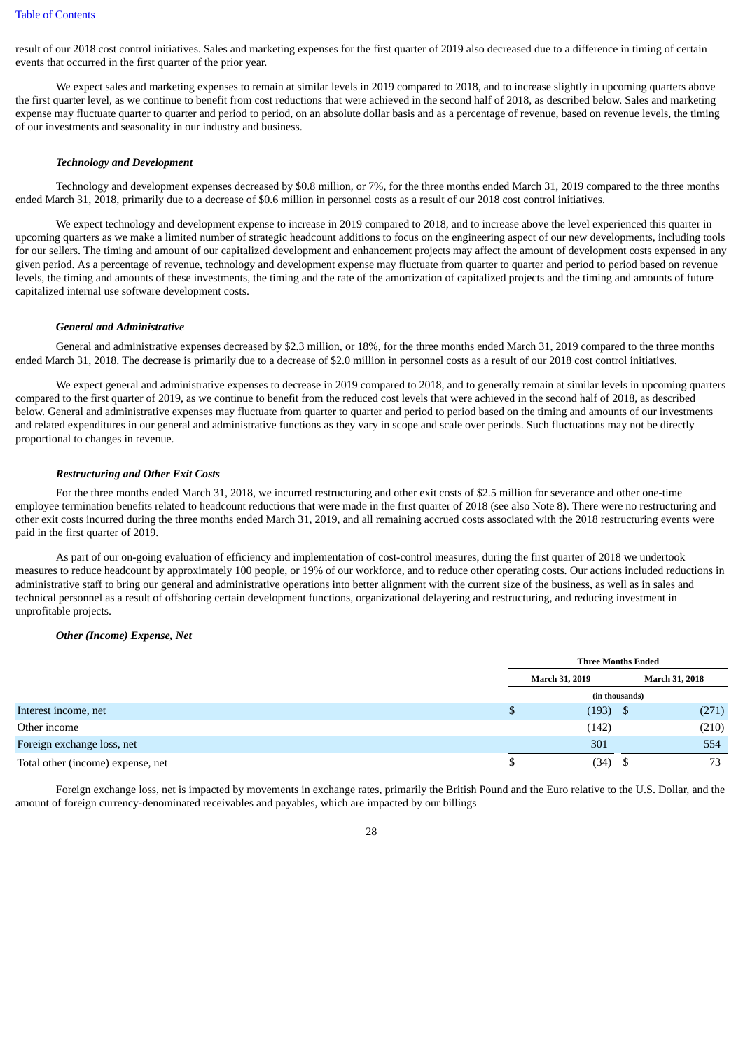result of our 2018 cost control initiatives. Sales and marketing expenses for the first quarter of 2019 also decreased due to a difference in timing of certain events that occurred in the first quarter of the prior year.

We expect sales and marketing expenses to remain at similar levels in 2019 compared to 2018, and to increase slightly in upcoming quarters above the first quarter level, as we continue to benefit from cost reductions that were achieved in the second half of 2018, as described below. Sales and marketing expense may fluctuate quarter to quarter and period to period, on an absolute dollar basis and as a percentage of revenue, based on revenue levels, the timing of our investments and seasonality in our industry and business.

***Technology and Development***

Technology and development expenses decreased by $0.8 million, or 7%, for the three months ended March 31, 2019 compared to the three months ended March 31, 2018, primarily due to a decrease of $0.6 million in personnel costs as a result of our 2018 cost control initiatives.

We expect technology and development expense to increase in 2019 compared to 2018, and to increase above the level experienced this quarter in upcoming quarters as we make a limited number of strategic headcount additions to focus on the engineering aspect of our new developments, including tools for our sellers. The timing and amount of our capitalized development and enhancement projects may affect the amount of development costs expensed in any given period. As a percentage of revenue, technology and development expense may fluctuate from quarter to quarter and period to period based on revenue levels, the timing and amounts of these investments, the timing and the rate of the amortization of capitalized projects and the timing and amounts of future capitalized internal use software development costs.

***General and Administrative***

General and administrative expenses decreased by $2.3 million, or 18%, for the three months ended March 31, 2019 compared to the three months ended March 31, 2018. The decrease is primarily due to a decrease of $2.0 million in personnel costs as a result of our 2018 cost control initiatives.

We expect general and administrative expenses to decrease in 2019 compared to 2018, and to generally remain at similar levels in upcoming quarters compared to the first quarter of 2019, as we continue to benefit from the reduced cost levels that were achieved in the second half of 2018, as described below. General and administrative expenses may fluctuate from quarter to quarter and period to period based on the timing and amounts of our investments and related expenditures in our general and administrative functions as they vary in scope and scale over periods. Such fluctuations may not be directly proportional to changes in revenue.

***Restructuring and Other Exit Costs***

For the three months ended March 31, 2018, we incurred restructuring and other exit costs of $2.5 million for severance and other one-time employee termination benefits related to headcount reductions that were made in the first quarter of 2018 (see also Note 8). There were no restructuring and other exit costs incurred during the three months ended March 31, 2019, and all remaining accrued costs associated with the 2018 restructuring events were paid in the first quarter of 2019.

As part of our on-going evaluation of efficiency and implementation of cost-control measures, during the first quarter of 2018 we undertook measures to reduce headcount by approximately 100 people, or 19% of our workforce, and to reduce other operating costs. Our actions included reductions in administrative staff to bring our general and administrative operations into better alignment with the current size of the business, as well as in sales and technical personnel as a result of offshoring certain development functions, organizational delayering and restructuring, and reducing investment in unprofitable projects.

***Other (Income) Expense, Net***

| | Three Months Ended | |
|---|---|---|
| | March 31, 2019 | March 31, 2018 |
| | (in thousands) | |
| Interest income, net | $ (193) | $ (271) |
| Other income | (142) | (210) |
| Foreign exchange loss, net | 301 | 554 |
| Total other (income) expense, net | $ (34) | $ 73 |

Foreign exchange loss, net is impacted by movements in exchange rates, primarily the British Pound and the Euro relative to the U.S. Dollar, and the amount of foreign currency-denominated receivables and payables, which are impacted by our billings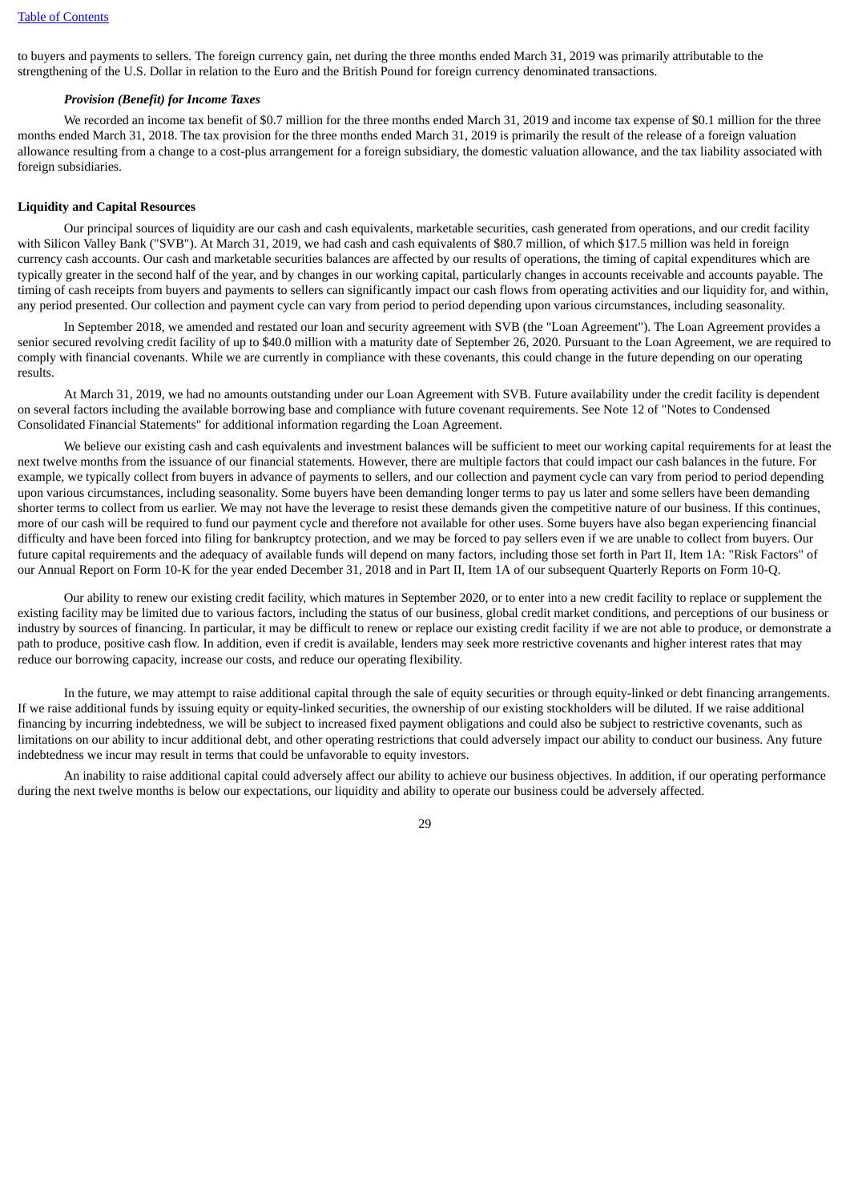to buyers and payments to sellers. The foreign currency gain, net during the three months ended March 31, 2019 was primarily attributable to the strengthening of the U.S. Dollar in relation to the Euro and the British Pound for foreign currency denominated transactions.

***Provision (Benefit) for Income Taxes***

We recorded an income tax benefit of $0.7 million for the three months ended March 31, 2019 and income tax expense of $0.1 million for the three months ended March 31, 2018. The tax provision for the three months ended March 31, 2019 is primarily the result of the release of a foreign valuation allowance resulting from a change to a cost-plus arrangement for a foreign subsidiary, the domestic valuation allowance, and the tax liability associated with foreign subsidiaries.

**Liquidity and Capital Resources**

Our principal sources of liquidity are our cash and cash equivalents, marketable securities, cash generated from operations, and our credit facility with Silicon Valley Bank ("SVB"). At March 31, 2019, we had cash and cash equivalents of $80.7 million, of which $17.5 million was held in foreign currency cash accounts. Our cash and marketable securities balances are affected by our results of operations, the timing of capital expenditures which are typically greater in the second half of the year, and by changes in our working capital, particularly changes in accounts receivable and accounts payable. The timing of cash receipts from buyers and payments to sellers can significantly impact our cash flows from operating activities and our liquidity for, and within, any period presented. Our collection and payment cycle can vary from period to period depending upon various circumstances, including seasonality.

In September 2018, we amended and restated our loan and security agreement with SVB (the "Loan Agreement"). The Loan Agreement provides a senior secured revolving credit facility of up to $40.0 million with a maturity date of September 26, 2020. Pursuant to the Loan Agreement, we are required to comply with financial covenants. While we are currently in compliance with these covenants, this could change in the future depending on our operating results.

At March 31, 2019, we had no amounts outstanding under our Loan Agreement with SVB. Future availability under the credit facility is dependent on several factors including the available borrowing base and compliance with future covenant requirements. See Note 12 of "Notes to Condensed Consolidated Financial Statements" for additional information regarding the Loan Agreement.

We believe our existing cash and cash equivalents and investment balances will be sufficient to meet our working capital requirements for at least the next twelve months from the issuance of our financial statements. However, there are multiple factors that could impact our cash balances in the future. For example, we typically collect from buyers in advance of payments to sellers, and our collection and payment cycle can vary from period to period depending upon various circumstances, including seasonality. Some buyers have been demanding longer terms to pay us later and some sellers have been demanding shorter terms to collect from us earlier. We may not have the leverage to resist these demands given the competitive nature of our business. If this continues, more of our cash will be required to fund our payment cycle and therefore not available for other uses. Some buyers have also began experiencing financial difficulty and have been forced into filing for bankruptcy protection, and we may be forced to pay sellers even if we are unable to collect from buyers. Our future capital requirements and the adequacy of available funds will depend on many factors, including those set forth in Part II, Item 1A: "Risk Factors" of our Annual Report on Form 10-K for the year ended December 31, 2018 and in Part II, Item 1A of our subsequent Quarterly Reports on Form 10-Q.

Our ability to renew our existing credit facility, which matures in September 2020, or to enter into a new credit facility to replace or supplement the existing facility may be limited due to various factors, including the status of our business, global credit market conditions, and perceptions of our business or industry by sources of financing. In particular, it may be difficult to renew or replace our existing credit facility if we are not able to produce, or demonstrate a path to produce, positive cash flow. In addition, even if credit is available, lenders may seek more restrictive covenants and higher interest rates that may reduce our borrowing capacity, increase our costs, and reduce our operating flexibility.

In the future, we may attempt to raise additional capital through the sale of equity securities or through equity-linked or debt financing arrangements. If we raise additional funds by issuing equity or equity-linked securities, the ownership of our existing stockholders will be diluted. If we raise additional financing by incurring indebtedness, we will be subject to increased fixed payment obligations and could also be subject to restrictive covenants, such as limitations on our ability to incur additional debt, and other operating restrictions that could adversely impact our ability to conduct our business. Any future indebtedness we incur may result in terms that could be unfavorable to equity investors.

An inability to raise additional capital could adversely affect our ability to achieve our business objectives. In addition, if our operating performance during the next twelve months is below our expectations, our liquidity and ability to operate our business could be adversely affected.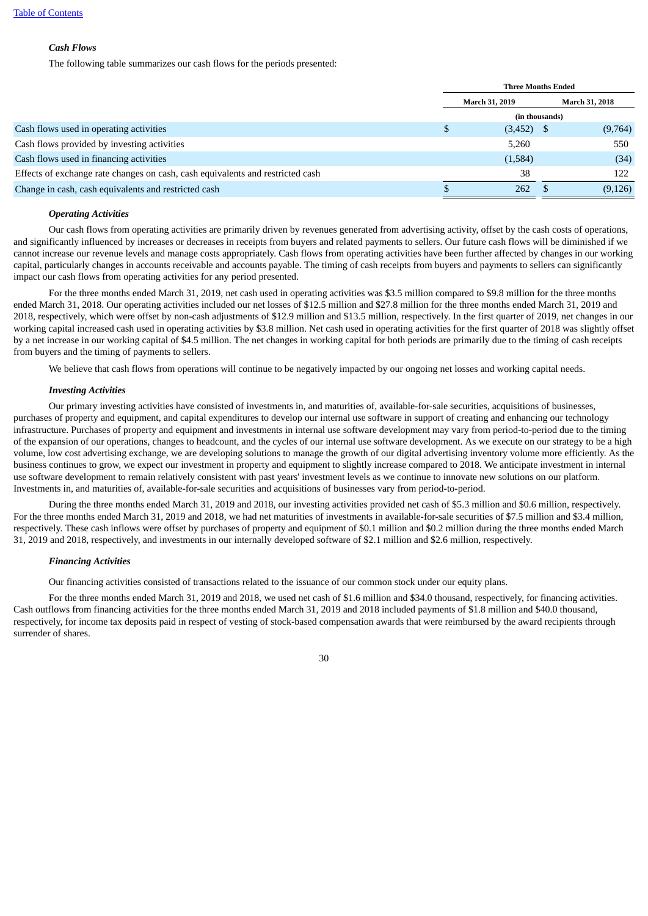### *Cash Flows*

The following table summarizes our cash flows for the periods presented:

| | Three Months Ended | |
|---|---|---|
| | March 31, 2019 | March 31, 2018 |
| | (in thousands) | |
| Cash flows used in operating activities | $ (3,452) | $ (9,764) |
| Cash flows provided by investing activities | 5,260 | 550 |
| Cash flows used in financing activities | (1,584) | (34) |
| Effects of exchange rate changes on cash, cash equivalents and restricted cash | 38 | 122 |
| Change in cash, cash equivalents and restricted cash | $ 262 | $ (9,126) |

#### *Operating Activities*

Our cash flows from operating activities are primarily driven by revenues generated from advertising activity, offset by the cash costs of operations, and significantly influenced by increases or decreases in receipts from buyers and related payments to sellers. Our future cash flows will be diminished if we cannot increase our revenue levels and manage costs appropriately. Cash flows from operating activities have been further affected by changes in our working capital, particularly changes in accounts receivable and accounts payable. The timing of cash receipts from buyers and payments to sellers can significantly impact our cash flows from operating activities for any period presented.

For the three months ended March 31, 2019, net cash used in operating activities was $3.5 million compared to $9.8 million for the three months ended March 31, 2018. Our operating activities included our net losses of $12.5 million and $27.8 million for the three months ended March 31, 2019 and 2018, respectively, which were offset by non-cash adjustments of $12.9 million and $13.5 million, respectively. In the first quarter of 2019, net changes in our working capital increased cash used in operating activities by $3.8 million. Net cash used in operating activities for the first quarter of 2018 was slightly offset by a net increase in our working capital of $4.5 million. The net changes in working capital for both periods are primarily due to the timing of cash receipts from buyers and the timing of payments to sellers.

We believe that cash flows from operations will continue to be negatively impacted by our ongoing net losses and working capital needs.

#### *Investing Activities*

Our primary investing activities have consisted of investments in, and maturities of, available-for-sale securities, acquisitions of businesses, purchases of property and equipment, and capital expenditures to develop our internal use software in support of creating and enhancing our technology infrastructure. Purchases of property and equipment and investments in internal use software development may vary from period-to-period due to the timing of the expansion of our operations, changes to headcount, and the cycles of our internal use software development. As we execute on our strategy to be a high volume, low cost advertising exchange, we are developing solutions to manage the growth of our digital advertising inventory volume more efficiently. As the business continues to grow, we expect our investment in property and equipment to slightly increase compared to 2018. We anticipate investment in internal use software development to remain relatively consistent with past years' investment levels as we continue to innovate new solutions on our platform. Investments in, and maturities of, available-for-sale securities and acquisitions of businesses vary from period-to-period.

During the three months ended March 31, 2019 and 2018, our investing activities provided net cash of $5.3 million and $0.6 million, respectively. For the three months ended March 31, 2019 and 2018, we had net maturities of investments in available-for-sale securities of $7.5 million and $3.4 million, respectively. These cash inflows were offset by purchases of property and equipment of $0.1 million and $0.2 million during the three months ended March 31, 2019 and 2018, respectively, and investments in our internally developed software of $2.1 million and $2.6 million, respectively.

#### *Financing Activities*

Our financing activities consisted of transactions related to the issuance of our common stock under our equity plans.

For the three months ended March 31, 2019 and 2018, we used net cash of $1.6 million and $34.0 thousand, respectively, for financing activities. Cash outflows from financing activities for the three months ended March 31, 2019 and 2018 included payments of $1.8 million and $40.0 thousand, respectively, for income tax deposits paid in respect of vesting of stock-based compensation awards that were reimbursed by the award recipients through surrender of shares.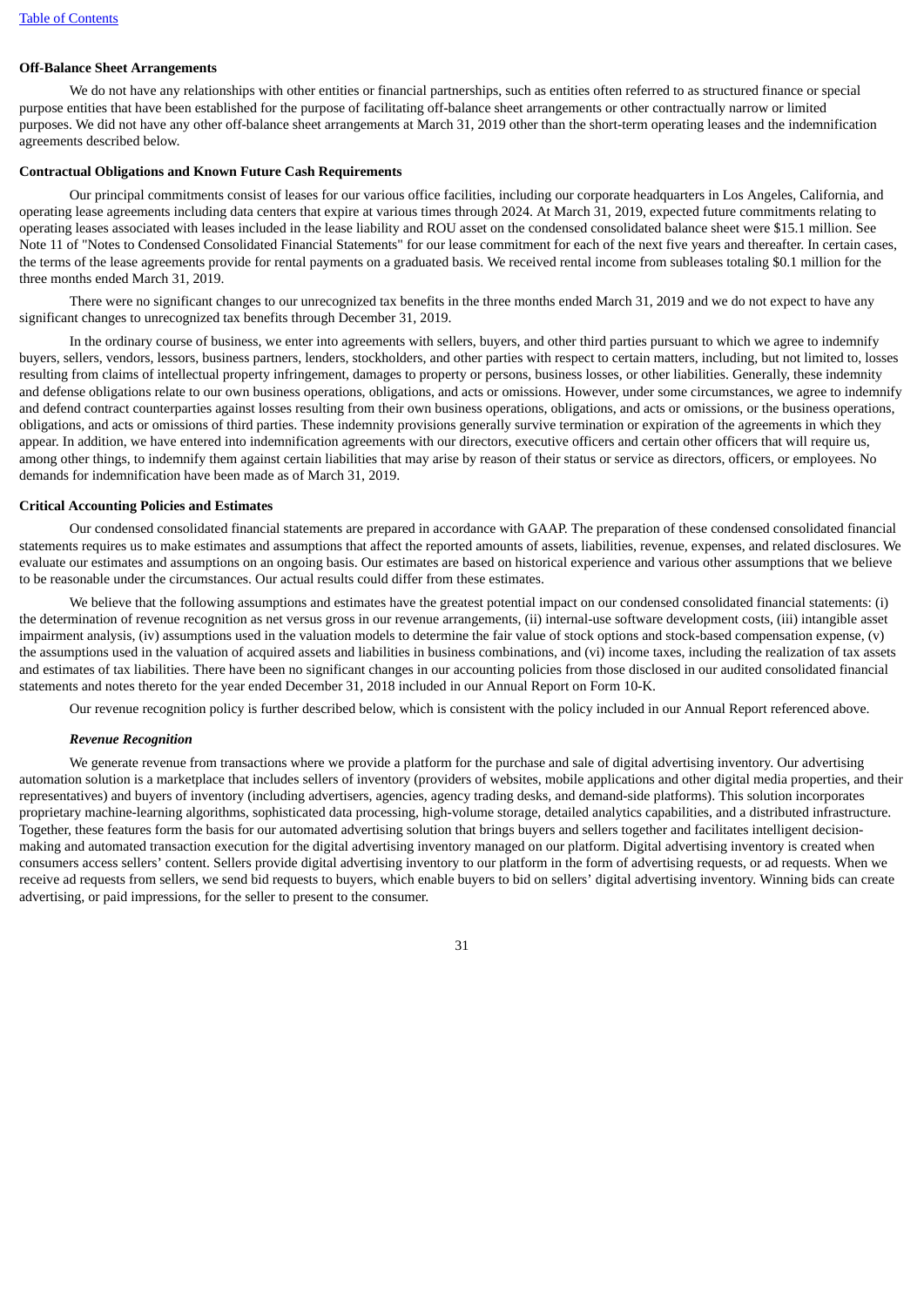**Off-Balance Sheet Arrangements**

We do not have any relationships with other entities or financial partnerships, such as entities often referred to as structured finance or special purpose entities that have been established for the purpose of facilitating off-balance sheet arrangements or other contractually narrow or limited purposes. We did not have any other off-balance sheet arrangements at March 31, 2019 other than the short-term operating leases and the indemnification agreements described below.

**Contractual Obligations and Known Future Cash Requirements**

Our principal commitments consist of leases for our various office facilities, including our corporate headquarters in Los Angeles, California, and operating lease agreements including data centers that expire at various times through 2024. At March 31, 2019, expected future commitments relating to operating leases associated with leases included in the lease liability and ROU asset on the condensed consolidated balance sheet were $15.1 million. See Note 11 of "Notes to Condensed Consolidated Financial Statements" for our lease commitment for each of the next five years and thereafter. In certain cases, the terms of the lease agreements provide for rental payments on a graduated basis. We received rental income from subleases totaling $0.1 million for the three months ended March 31, 2019.

There were no significant changes to our unrecognized tax benefits in the three months ended March 31, 2019 and we do not expect to have any significant changes to unrecognized tax benefits through December 31, 2019.

In the ordinary course of business, we enter into agreements with sellers, buyers, and other third parties pursuant to which we agree to indemnify buyers, sellers, vendors, lessors, business partners, lenders, stockholders, and other parties with respect to certain matters, including, but not limited to, losses resulting from claims of intellectual property infringement, damages to property or persons, business losses, or other liabilities. Generally, these indemnity and defense obligations relate to our own business operations, obligations, and acts or omissions. However, under some circumstances, we agree to indemnify and defend contract counterparties against losses resulting from their own business operations, obligations, and acts or omissions, or the business operations, obligations, and acts or omissions of third parties. These indemnity provisions generally survive termination or expiration of the agreements in which they appear. In addition, we have entered into indemnification agreements with our directors, executive officers and certain other officers that will require us, among other things, to indemnify them against certain liabilities that may arise by reason of their status or service as directors, officers, or employees. No demands for indemnification have been made as of March 31, 2019.

**Critical Accounting Policies and Estimates**

Our condensed consolidated financial statements are prepared in accordance with GAAP. The preparation of these condensed consolidated financial statements requires us to make estimates and assumptions that affect the reported amounts of assets, liabilities, revenue, expenses, and related disclosures. We evaluate our estimates and assumptions on an ongoing basis. Our estimates are based on historical experience and various other assumptions that we believe to be reasonable under the circumstances. Our actual results could differ from these estimates.

We believe that the following assumptions and estimates have the greatest potential impact on our condensed consolidated financial statements: (i) the determination of revenue recognition as net versus gross in our revenue arrangements, (ii) internal-use software development costs, (iii) intangible asset impairment analysis, (iv) assumptions used in the valuation models to determine the fair value of stock options and stock-based compensation expense, (v) the assumptions used in the valuation of acquired assets and liabilities in business combinations, and (vi) income taxes, including the realization of tax assets and estimates of tax liabilities. There have been no significant changes in our accounting policies from those disclosed in our audited consolidated financial statements and notes thereto for the year ended December 31, 2018 included in our Annual Report on Form 10-K.

Our revenue recognition policy is further described below, which is consistent with the policy included in our Annual Report referenced above.

***Revenue Recognition***

We generate revenue from transactions where we provide a platform for the purchase and sale of digital advertising inventory. Our advertising automation solution is a marketplace that includes sellers of inventory (providers of websites, mobile applications and other digital media properties, and their representatives) and buyers of inventory (including advertisers, agencies, agency trading desks, and demand-side platforms). This solution incorporates proprietary machine-learning algorithms, sophisticated data processing, high-volume storage, detailed analytics capabilities, and a distributed infrastructure. Together, these features form the basis for our automated advertising solution that brings buyers and sellers together and facilitates intelligent decision-making and automated transaction execution for the digital advertising inventory managed on our platform. Digital advertising inventory is created when consumers access sellers' content. Sellers provide digital advertising inventory to our platform in the form of advertising requests, or ad requests. When we receive ad requests from sellers, we send bid requests to buyers, which enable buyers to bid on sellers' digital advertising inventory. Winning bids can create advertising, or paid impressions, for the seller to present to the consumer.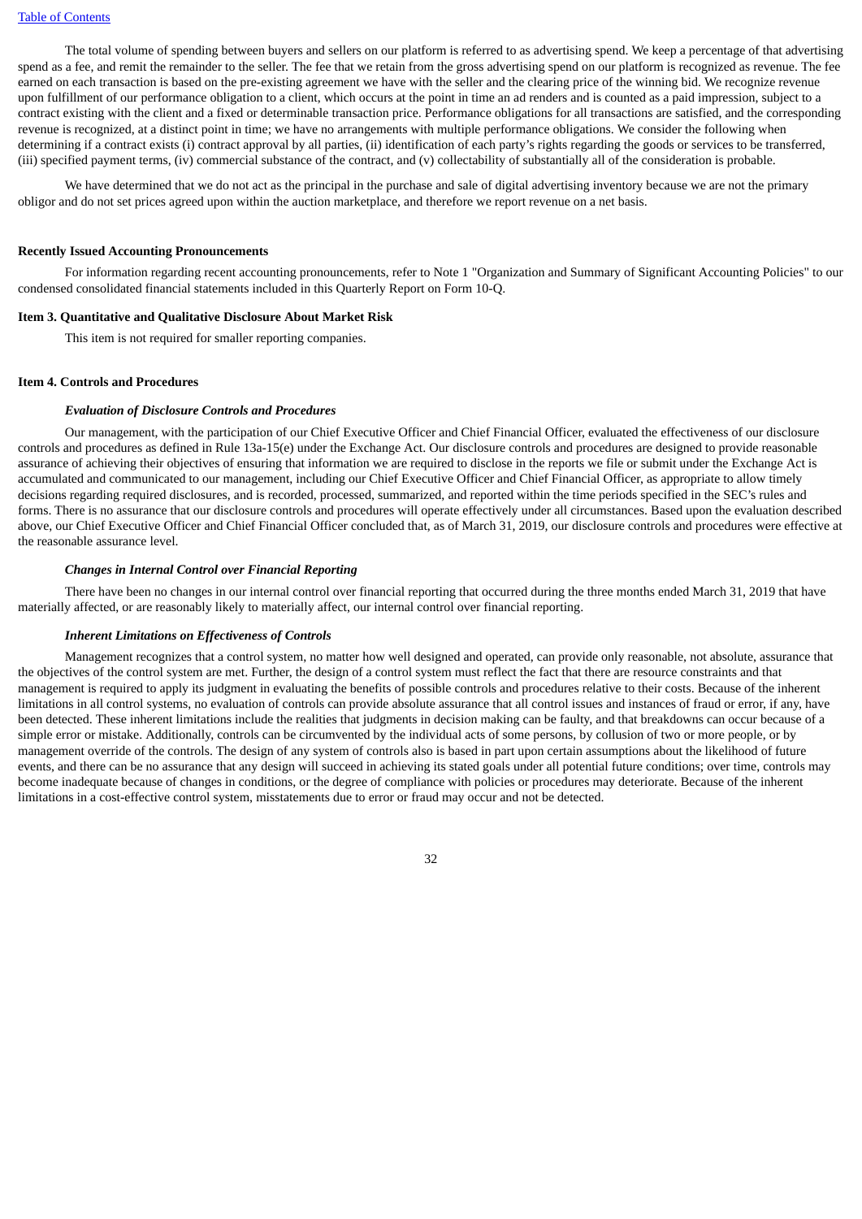The total volume of spending between buyers and sellers on our platform is referred to as advertising spend. We keep a percentage of that advertising spend as a fee, and remit the remainder to the seller. The fee that we retain from the gross advertising spend on our platform is recognized as revenue. The fee earned on each transaction is based on the pre-existing agreement we have with the seller and the clearing price of the winning bid. We recognize revenue upon fulfillment of our performance obligation to a client, which occurs at the point in time an ad renders and is counted as a paid impression, subject to a contract existing with the client and a fixed or determinable transaction price. Performance obligations for all transactions are satisfied, and the corresponding revenue is recognized, at a distinct point in time; we have no arrangements with multiple performance obligations. We consider the following when determining if a contract exists (i) contract approval by all parties, (ii) identification of each party's rights regarding the goods or services to be transferred, (iii) specified payment terms, (iv) commercial substance of the contract, and (v) collectability of substantially all of the consideration is probable.

We have determined that we do not act as the principal in the purchase and sale of digital advertising inventory because we are not the primary obligor and do not set prices agreed upon within the auction marketplace, and therefore we report revenue on a net basis.

**Recently Issued Accounting Pronouncements**

For information regarding recent accounting pronouncements, refer to Note 1 "Organization and Summary of Significant Accounting Policies" to our condensed consolidated financial statements included in this Quarterly Report on Form 10-Q.

**Item 3. Quantitative and Qualitative Disclosure About Market Risk**

This item is not required for smaller reporting companies.

**Item 4. Controls and Procedures**

***Evaluation of Disclosure Controls and Procedures***

Our management, with the participation of our Chief Executive Officer and Chief Financial Officer, evaluated the effectiveness of our disclosure controls and procedures as defined in Rule 13a-15(e) under the Exchange Act. Our disclosure controls and procedures are designed to provide reasonable assurance of achieving their objectives of ensuring that information we are required to disclose in the reports we file or submit under the Exchange Act is accumulated and communicated to our management, including our Chief Executive Officer and Chief Financial Officer, as appropriate to allow timely decisions regarding required disclosures, and is recorded, processed, summarized, and reported within the time periods specified in the SEC's rules and forms. There is no assurance that our disclosure controls and procedures will operate effectively under all circumstances. Based upon the evaluation described above, our Chief Executive Officer and Chief Financial Officer concluded that, as of March 31, 2019, our disclosure controls and procedures were effective at the reasonable assurance level.

***Changes in Internal Control over Financial Reporting***

There have been no changes in our internal control over financial reporting that occurred during the three months ended March 31, 2019 that have materially affected, or are reasonably likely to materially affect, our internal control over financial reporting.

***Inherent Limitations on Effectiveness of Controls***

Management recognizes that a control system, no matter how well designed and operated, can provide only reasonable, not absolute, assurance that the objectives of the control system are met. Further, the design of a control system must reflect the fact that there are resource constraints and that management is required to apply its judgment in evaluating the benefits of possible controls and procedures relative to their costs. Because of the inherent limitations in all control systems, no evaluation of controls can provide absolute assurance that all control issues and instances of fraud or error, if any, have been detected. These inherent limitations include the realities that judgments in decision making can be faulty, and that breakdowns can occur because of a simple error or mistake. Additionally, controls can be circumvented by the individual acts of some persons, by collusion of two or more people, or by management override of the controls. The design of any system of controls also is based in part upon certain assumptions about the likelihood of future events, and there can be no assurance that any design will succeed in achieving its stated goals under all potential future conditions; over time, controls may become inadequate because of changes in conditions, or the degree of compliance with policies or procedures may deteriorate. Because of the inherent limitations in a cost-effective control system, misstatements due to error or fraud may occur and not be detected.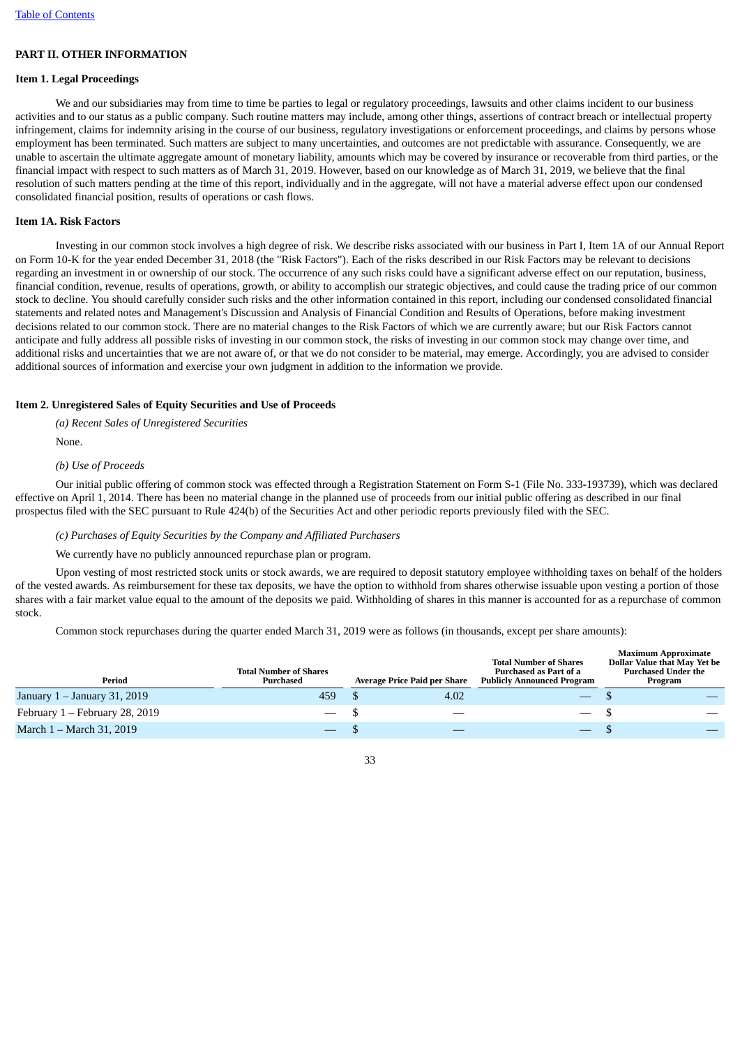## PART II. OTHER INFORMATION

### Item 1. Legal Proceedings

We and our subsidiaries may from time to time be parties to legal or regulatory proceedings, lawsuits and other claims incident to our business activities and to our status as a public company. Such routine matters may include, among other things, assertions of contract breach or intellectual property infringement, claims for indemnity arising in the course of our business, regulatory investigations or enforcement proceedings, and claims by persons whose employment has been terminated. Such matters are subject to many uncertainties, and outcomes are not predictable with assurance. Consequently, we are unable to ascertain the ultimate aggregate amount of monetary liability, amounts which may be covered by insurance or recoverable from third parties, or the financial impact with respect to such matters as of March 31, 2019. However, based on our knowledge as of March 31, 2019, we believe that the final resolution of such matters pending at the time of this report, individually and in the aggregate, will not have a material adverse effect upon our condensed consolidated financial position, results of operations or cash flows.

### Item 1A. Risk Factors

Investing in our common stock involves a high degree of risk. We describe risks associated with our business in Part I, Item 1A of our Annual Report on Form 10-K for the year ended December 31, 2018 (the "Risk Factors"). Each of the risks described in our Risk Factors may be relevant to decisions regarding an investment in or ownership of our stock. The occurrence of any such risks could have a significant adverse effect on our reputation, business, financial condition, revenue, results of operations, growth, or ability to accomplish our strategic objectives, and could cause the trading price of our common stock to decline. You should carefully consider such risks and the other information contained in this report, including our condensed consolidated financial statements and related notes and Management's Discussion and Analysis of Financial Condition and Results of Operations, before making investment decisions related to our common stock. There are no material changes to the Risk Factors of which we are currently aware; but our Risk Factors cannot anticipate and fully address all possible risks of investing in our common stock, the risks of investing in our common stock may change over time, and additional risks and uncertainties that we are not aware of, or that we do not consider to be material, may emerge. Accordingly, you are advised to consider additional sources of information and exercise your own judgment in addition to the information we provide.

### Item 2. Unregistered Sales of Equity Securities and Use of Proceeds

*(a) Recent Sales of Unregistered Securities*

None.

*(b) Use of Proceeds*

Our initial public offering of common stock was effected through a Registration Statement on Form S-1 (File No. 333-193739), which was declared effective on April 1, 2014. There has been no material change in the planned use of proceeds from our initial public offering as described in our final prospectus filed with the SEC pursuant to Rule 424(b) of the Securities Act and other periodic reports previously filed with the SEC.

*(c) Purchases of Equity Securities by the Company and Affiliated Purchasers*

We currently have no publicly announced repurchase plan or program.

Upon vesting of most restricted stock units or stock awards, we are required to deposit statutory employee withholding taxes on behalf of the holders of the vested awards. As reimbursement for these tax deposits, we have the option to withhold from shares otherwise issuable upon vesting a portion of those shares with a fair market value equal to the amount of the deposits we paid. Withholding of shares in this manner is accounted for as a repurchase of common stock.

Common stock repurchases during the quarter ended March 31, 2019 were as follows (in thousands, except per share amounts):

| Period | Total Number of Shares Purchased | Average Price Paid per Share | Total Number of Shares Purchased as Part of a Publicly Announced Program | Maximum Approximate Dollar Value that May Yet be Purchased Under the Program |
|---|---|---|---|---|
| January 1 – January 31, 2019 | 459 | $ 4.02 | — | $ — |
| February 1 – February 28, 2019 | — | $ — | — | $ — |
| March 1 – March 31, 2019 | — | $ — | — | $ — |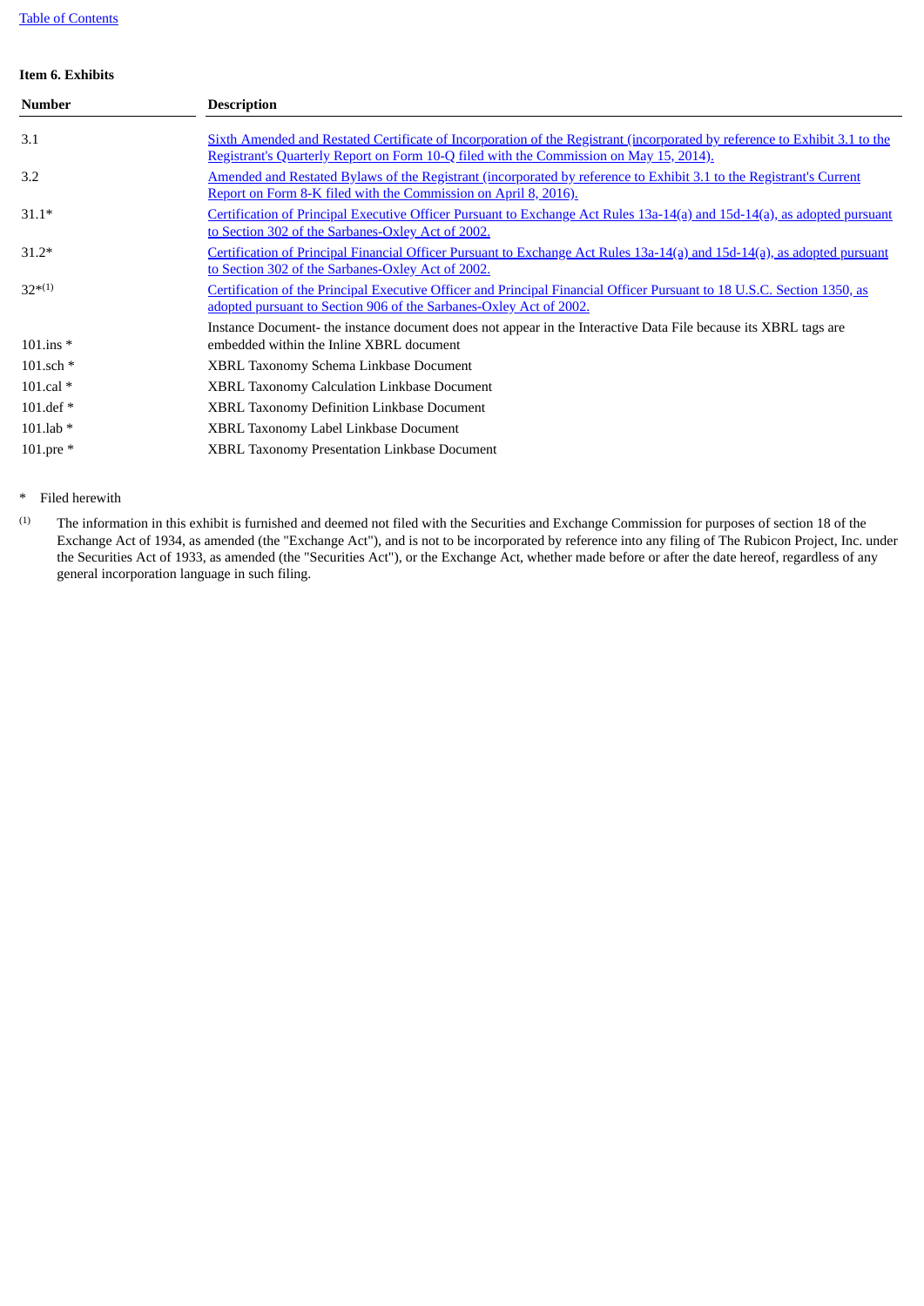**Item 6. Exhibits**

| Number | Description |
| --- | --- |
| 3.1 | Sixth Amended and Restated Certificate of Incorporation of the Registrant (incorporated by reference to Exhibit 3.1 to the Registrant's Quarterly Report on Form 10-Q filed with the Commission on May 15, 2014). |
| 3.2 | Amended and Restated Bylaws of the Registrant (incorporated by reference to Exhibit 3.1 to the Registrant's Current Report on Form 8-K filed with the Commission on April 8, 2016). |
| 31.1* | Certification of Principal Executive Officer Pursuant to Exchange Act Rules 13a-14(a) and 15d-14(a), as adopted pursuant to Section 302 of the Sarbanes-Oxley Act of 2002. |
| 31.2* | Certification of Principal Financial Officer Pursuant to Exchange Act Rules 13a-14(a) and 15d-14(a), as adopted pursuant to Section 302 of the Sarbanes-Oxley Act of 2002. |
| 32*(1) | Certification of the Principal Executive Officer and Principal Financial Officer Pursuant to 18 U.S.C. Section 1350, as adopted pursuant to Section 906 of the Sarbanes-Oxley Act of 2002. |
| 101.ins * | Instance Document- the instance document does not appear in the Interactive Data File because its XBRL tags are embedded within the Inline XBRL document |
| 101.sch * | XBRL Taxonomy Schema Linkbase Document |
| 101.cal * | XBRL Taxonomy Calculation Linkbase Document |
| 101.def * | XBRL Taxonomy Definition Linkbase Document |
| 101.lab * | XBRL Taxonomy Label Linkbase Document |
| 101.pre * | XBRL Taxonomy Presentation Linkbase Document |

\* Filed herewith

(1) The information in this exhibit is furnished and deemed not filed with the Securities and Exchange Commission for purposes of section 18 of the Exchange Act of 1934, as amended (the "Exchange Act"), and is not to be incorporated by reference into any filing of The Rubicon Project, Inc. under the Securities Act of 1933, as amended (the "Securities Act"), or the Exchange Act, whether made before or after the date hereof, regardless of any general incorporation language in such filing.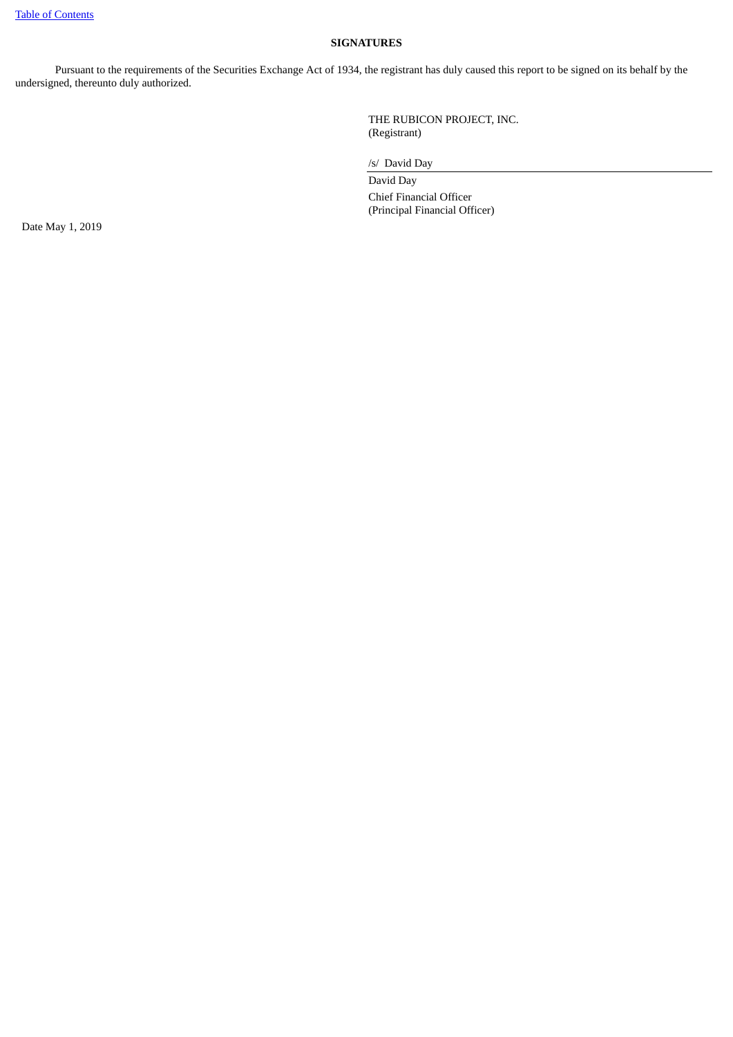## SIGNATURES

Pursuant to the requirements of the Securities Exchange Act of 1934, the registrant has duly caused this report to be signed on its behalf by the undersigned, thereunto duly authorized.

THE RUBICON PROJECT, INC.
(Registrant)

/s/ David Day

David Day
Chief Financial Officer
(Principal Financial Officer)

Date May 1, 2019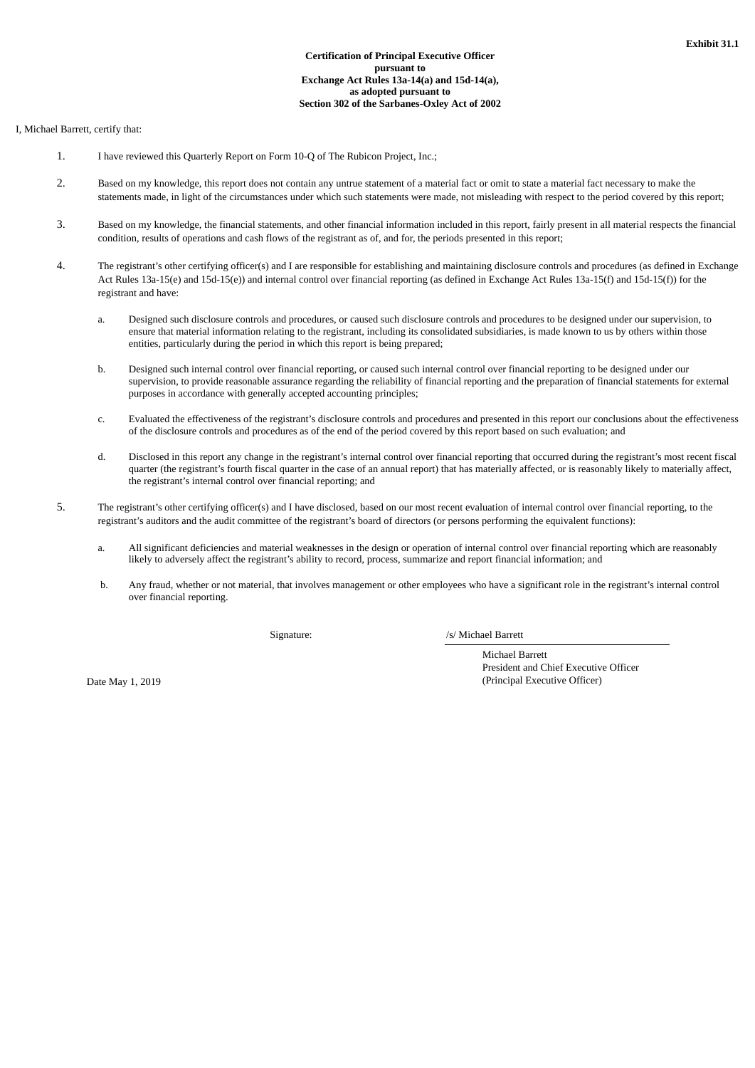**Exhibit 31.1**

**Certification of Principal Executive Officer**
**pursuant to**
**Exchange Act Rules 13a-14(a) and 15d-14(a),**
**as adopted pursuant to**
**Section 302 of the Sarbanes-Oxley Act of 2002**

I, Michael Barrett, certify that:

1. I have reviewed this Quarterly Report on Form 10-Q of The Rubicon Project, Inc.;

2. Based on my knowledge, this report does not contain any untrue statement of a material fact or omit to state a material fact necessary to make the statements made, in light of the circumstances under which such statements were made, not misleading with respect to the period covered by this report;

3. Based on my knowledge, the financial statements, and other financial information included in this report, fairly present in all material respects the financial condition, results of operations and cash flows of the registrant as of, and for, the periods presented in this report;

4. The registrant's other certifying officer(s) and I are responsible for establishing and maintaining disclosure controls and procedures (as defined in Exchange Act Rules 13a-15(e) and 15d-15(e)) and internal control over financial reporting (as defined in Exchange Act Rules 13a-15(f) and 15d-15(f)) for the registrant and have:

   a. Designed such disclosure controls and procedures, or caused such disclosure controls and procedures to be designed under our supervision, to ensure that material information relating to the registrant, including its consolidated subsidiaries, is made known to us by others within those entities, particularly during the period in which this report is being prepared;

   b. Designed such internal control over financial reporting, or caused such internal control over financial reporting to be designed under our supervision, to provide reasonable assurance regarding the reliability of financial reporting and the preparation of financial statements for external purposes in accordance with generally accepted accounting principles;

   c. Evaluated the effectiveness of the registrant's disclosure controls and procedures and presented in this report our conclusions about the effectiveness of the disclosure controls and procedures as of the end of the period covered by this report based on such evaluation; and

   d. Disclosed in this report any change in the registrant's internal control over financial reporting that occurred during the registrant's most recent fiscal quarter (the registrant's fourth fiscal quarter in the case of an annual report) that has materially affected, or is reasonably likely to materially affect, the registrant's internal control over financial reporting; and

5. The registrant's other certifying officer(s) and I have disclosed, based on our most recent evaluation of internal control over financial reporting, to the registrant's auditors and the audit committee of the registrant's board of directors (or persons performing the equivalent functions):

   a. All significant deficiencies and material weaknesses in the design or operation of internal control over financial reporting which are reasonably likely to adversely affect the registrant's ability to record, process, summarize and report financial information; and

   b. Any fraud, whether or not material, that involves management or other employees who have a significant role in the registrant's internal control over financial reporting.

Signature: /s/ Michael Barrett

Michael Barrett
President and Chief Executive Officer
(Principal Executive Officer)

Date May 1, 2019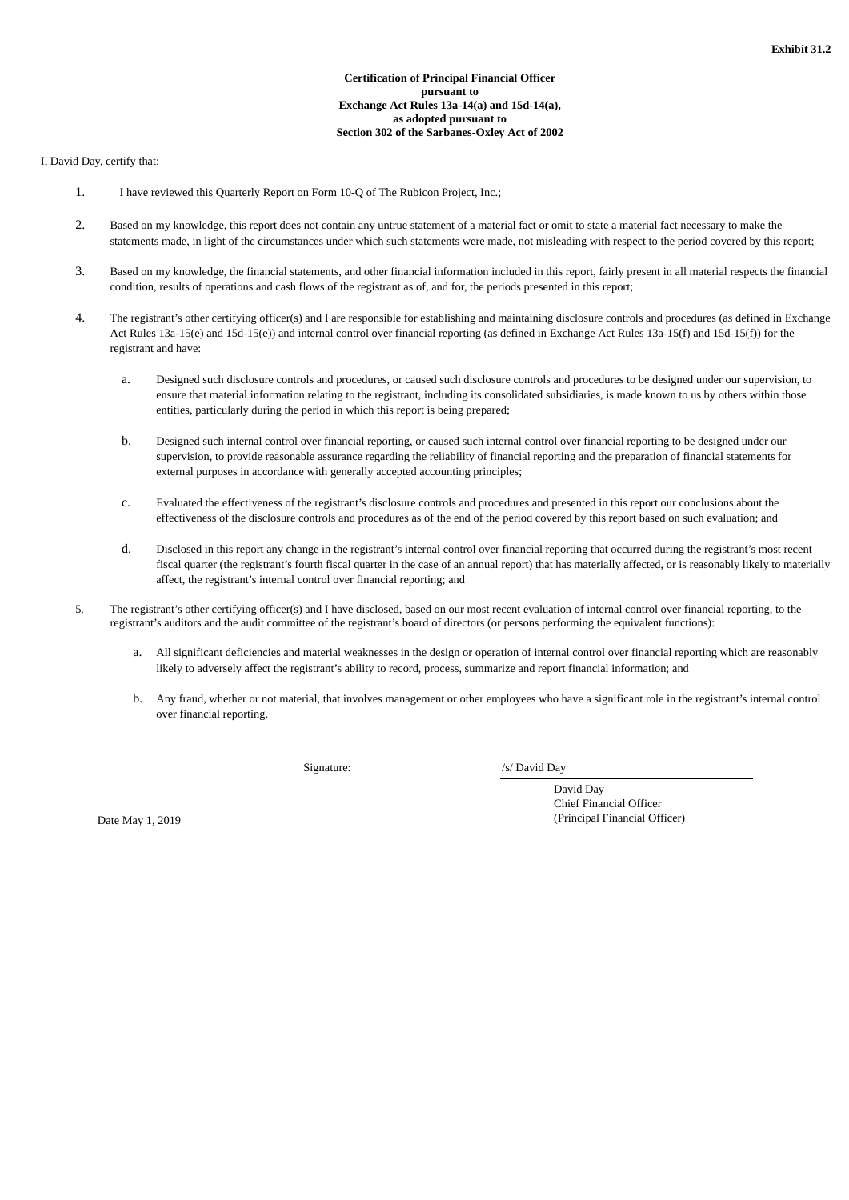**Exhibit 31.2**

**Certification of Principal Financial Officer pursuant to Exchange Act Rules 13a-14(a) and 15d-14(a), as adopted pursuant to Section 302 of the Sarbanes-Oxley Act of 2002**

I, David Day, certify that:

1. I have reviewed this Quarterly Report on Form 10-Q of The Rubicon Project, Inc.;

2. Based on my knowledge, this report does not contain any untrue statement of a material fact or omit to state a material fact necessary to make the statements made, in light of the circumstances under which such statements were made, not misleading with respect to the period covered by this report;

3. Based on my knowledge, the financial statements, and other financial information included in this report, fairly present in all material respects the financial condition, results of operations and cash flows of the registrant as of, and for, the periods presented in this report;

4. The registrant's other certifying officer(s) and I are responsible for establishing and maintaining disclosure controls and procedures (as defined in Exchange Act Rules 13a-15(e) and 15d-15(e)) and internal control over financial reporting (as defined in Exchange Act Rules 13a-15(f) and 15d-15(f)) for the registrant and have:

   a. Designed such disclosure controls and procedures, or caused such disclosure controls and procedures to be designed under our supervision, to ensure that material information relating to the registrant, including its consolidated subsidiaries, is made known to us by others within those entities, particularly during the period in which this report is being prepared;

   b. Designed such internal control over financial reporting, or caused such internal control over financial reporting to be designed under our supervision, to provide reasonable assurance regarding the reliability of financial reporting and the preparation of financial statements for external purposes in accordance with generally accepted accounting principles;

   c. Evaluated the effectiveness of the registrant's disclosure controls and procedures and presented in this report our conclusions about the effectiveness of the disclosure controls and procedures as of the end of the period covered by this report based on such evaluation; and

   d. Disclosed in this report any change in the registrant's internal control over financial reporting that occurred during the registrant's most recent fiscal quarter (the registrant's fourth fiscal quarter in the case of an annual report) that has materially affected, or is reasonably likely to materially affect, the registrant's internal control over financial reporting; and

5. The registrant's other certifying officer(s) and I have disclosed, based on our most recent evaluation of internal control over financial reporting, to the registrant's auditors and the audit committee of the registrant's board of directors (or persons performing the equivalent functions):

   a. All significant deficiencies and material weaknesses in the design or operation of internal control over financial reporting which are reasonably likely to adversely affect the registrant's ability to record, process, summarize and report financial information; and

   b. Any fraud, whether or not material, that involves management or other employees who have a significant role in the registrant's internal control over financial reporting.

Signature: /s/ David Day

David Day
Chief Financial Officer
(Principal Financial Officer)

Date May 1, 2019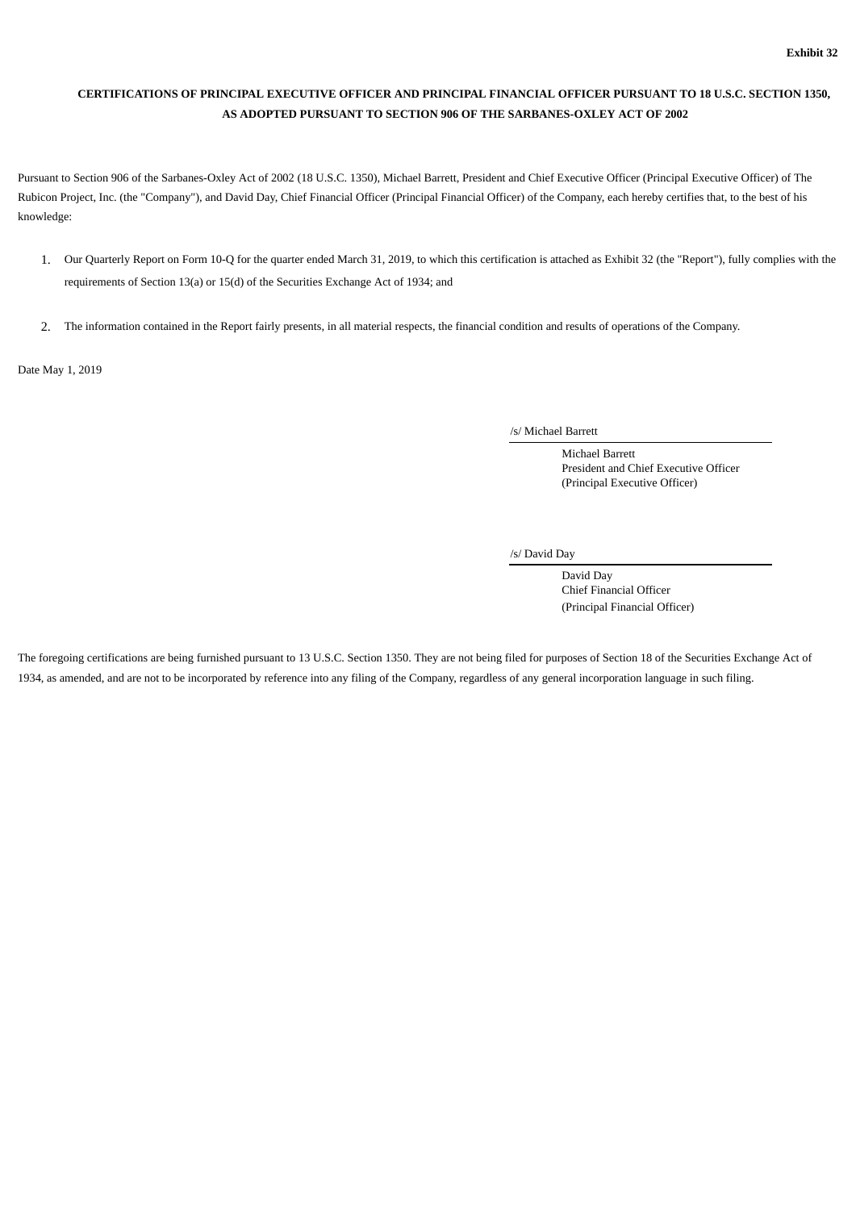**Exhibit 32**

**CERTIFICATIONS OF PRINCIPAL EXECUTIVE OFFICER AND PRINCIPAL FINANCIAL OFFICER PURSUANT TO 18 U.S.C. SECTION 1350, AS ADOPTED PURSUANT TO SECTION 906 OF THE SARBANES-OXLEY ACT OF 2002**

Pursuant to Section 906 of the Sarbanes-Oxley Act of 2002 (18 U.S.C. 1350), Michael Barrett, President and Chief Executive Officer (Principal Executive Officer) of The Rubicon Project, Inc. (the "Company"), and David Day, Chief Financial Officer (Principal Financial Officer) of the Company, each hereby certifies that, to the best of his knowledge:

1. Our Quarterly Report on Form 10-Q for the quarter ended March 31, 2019, to which this certification is attached as Exhibit 32 (the "Report"), fully complies with the requirements of Section 13(a) or 15(d) of the Securities Exchange Act of 1934; and

2. The information contained in the Report fairly presents, in all material respects, the financial condition and results of operations of the Company.

Date May 1, 2019

/s/ Michael Barrett

Michael Barrett
President and Chief Executive Officer
(Principal Executive Officer)

/s/ David Day

David Day
Chief Financial Officer
(Principal Financial Officer)

The foregoing certifications are being furnished pursuant to 13 U.S.C. Section 1350. They are not being filed for purposes of Section 18 of the Securities Exchange Act of 1934, as amended, and are not to be incorporated by reference into any filing of the Company, regardless of any general incorporation language in such filing.